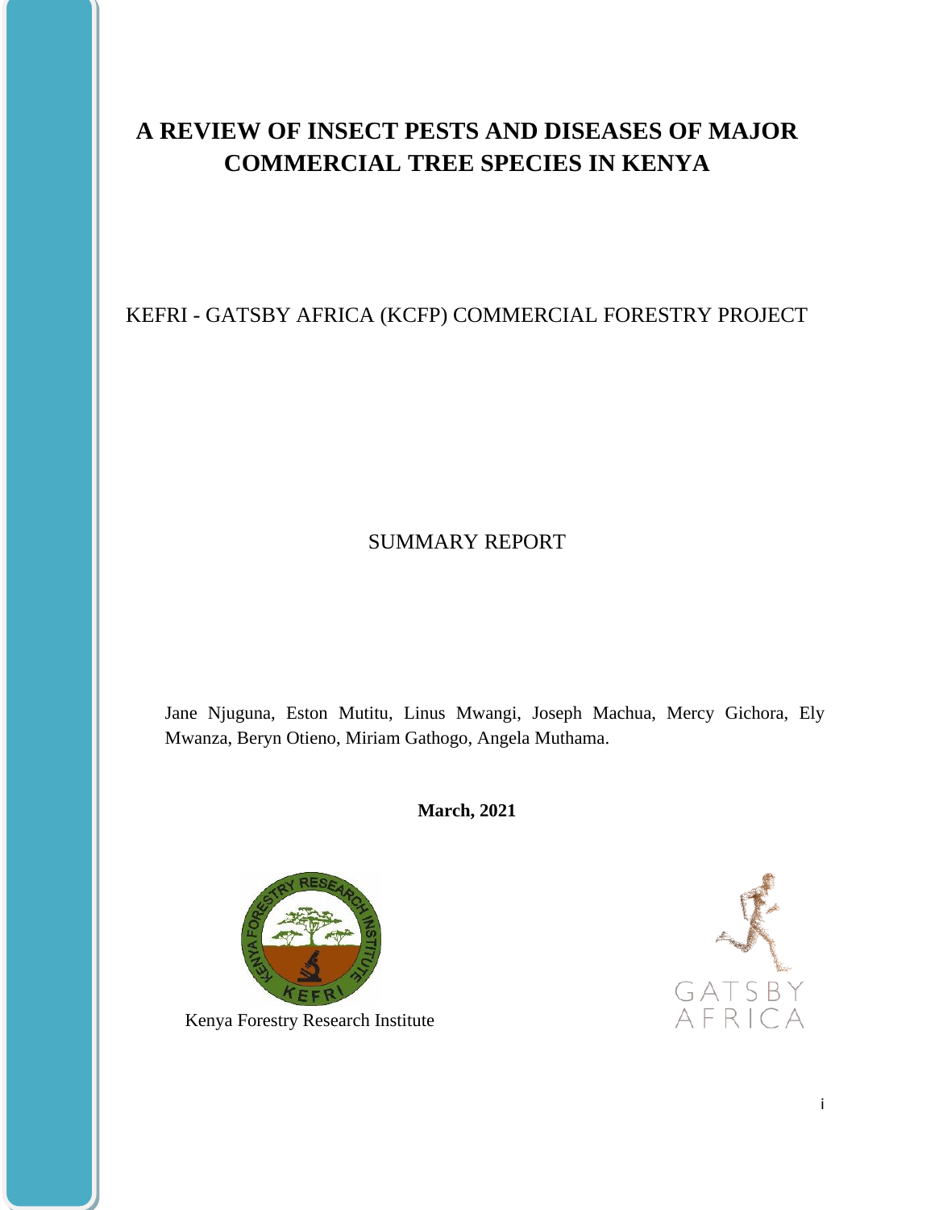# A REVIEW OF INSECT PESTS AND DISEASES OF MAJOR COMMERCIAL TREE SPECIES IN KENYA

KEFRI - GATSBY AFRICA (KCFP) COMMERCIAL FORESTRY PROJECT

SUMMARY REPORT

Jane Njuguna, Eston Mutitu, Linus Mwangi, Joseph Machua, Mercy Gichora, Ely Mwanza, Beryn Otieno, Miriam Gathogo, Angela Muthama.

**March, 2021**

Kenya Forestry Research Institute

GATSBY AFRICA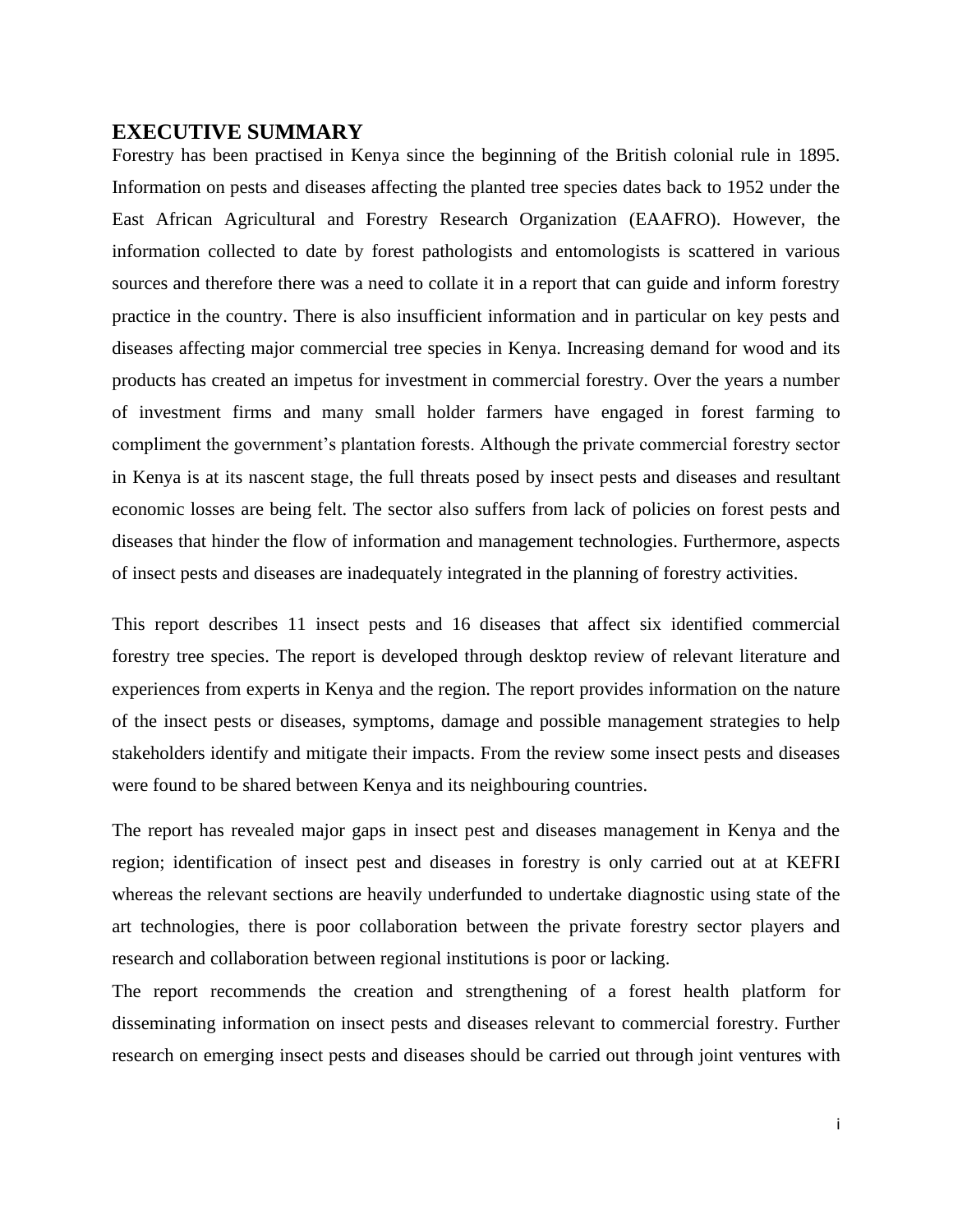# EXECUTIVE SUMMARY

Forestry has been practised in Kenya since the beginning of the British colonial rule in 1895. Information on pests and diseases affecting the planted tree species dates back to 1952 under the East African Agricultural and Forestry Research Organization (EAAFRO). However, the information collected to date by forest pathologists and entomologists is scattered in various sources and therefore there was a need to collate it in a report that can guide and inform forestry practice in the country. There is also insufficient information and in particular on key pests and diseases affecting major commercial tree species in Kenya. Increasing demand for wood and its products has created an impetus for investment in commercial forestry. Over the years a number of investment firms and many small holder farmers have engaged in forest farming to compliment the government's plantation forests. Although the private commercial forestry sector in Kenya is at its nascent stage, the full threats posed by insect pests and diseases and resultant economic losses are being felt. The sector also suffers from lack of policies on forest pests and diseases that hinder the flow of information and management technologies. Furthermore, aspects of insect pests and diseases are inadequately integrated in the planning of forestry activities.

This report describes 11 insect pests and 16 diseases that affect six identified commercial forestry tree species. The report is developed through desktop review of relevant literature and experiences from experts in Kenya and the region. The report provides information on the nature of the insect pests or diseases, symptoms, damage and possible management strategies to help stakeholders identify and mitigate their impacts. From the review some insect pests and diseases were found to be shared between Kenya and its neighbouring countries.

The report has revealed major gaps in insect pest and diseases management in Kenya and the region; identification of insect pest and diseases in forestry is only carried out at at KEFRI whereas the relevant sections are heavily underfunded to undertake diagnostic using state of the art technologies, there is poor collaboration between the private forestry sector players and research and collaboration between regional institutions is poor or lacking.

The report recommends the creation and strengthening of a forest health platform for disseminating information on insect pests and diseases relevant to commercial forestry. Further research on emerging insect pests and diseases should be carried out through joint ventures with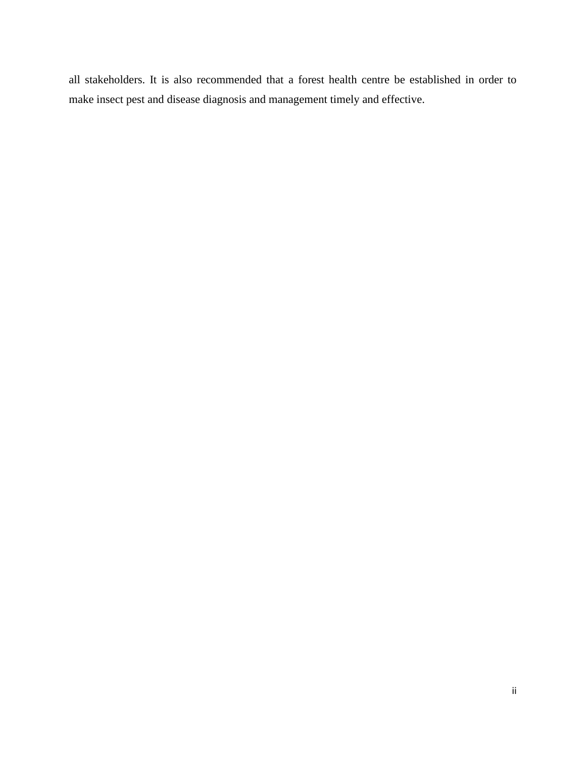all stakeholders. It is also recommended that a forest health centre be established in order to make insect pest and disease diagnosis and management timely and effective.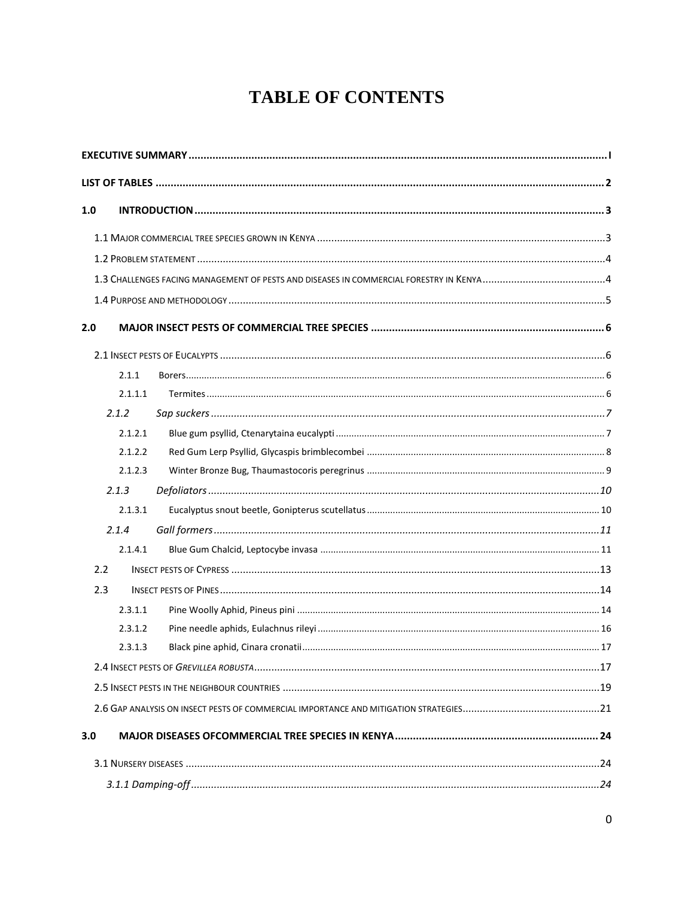# TABLE OF CONTENTS

**EXECUTIVE SUMMARY** .......... I

**LIST OF TABLES** .......... 2

**1.0 INTRODUCTION** .......... 3

- 1.1 Major commercial tree species grown in Kenya .......... 3
- 1.2 Problem statement .......... 4
- 1.3 Challenges facing management of pests and diseases in commercial forestry in Kenya .......... 4
- 1.4 Purpose and methodology .......... 5

**2.0 MAJOR INSECT PESTS OF COMMERCIAL TREE SPECIES** .......... 6

- 2.1 Insect pests of Eucalypts .......... 6
  - 2.1.1 Borers .......... 6
    - 2.1.1.1 Termites .......... 6
  - *2.1.2 Sap suckers* .......... *7*
    - 2.1.2.1 Blue gum psyllid, Ctenarytaina eucalypti .......... 7
    - 2.1.2.2 Red Gum Lerp Psyllid, Glycaspis brimblecombei .......... 8
    - 2.1.2.3 Winter Bronze Bug, Thaumastocoris peregrinus .......... 9
  - *2.1.3 Defoliators* .......... *10*
    - 2.1.3.1 Eucalyptus snout beetle, Gonipterus scutellatus .......... 10
  - *2.1.4 Gall formers* .......... *11*
    - 2.1.4.1 Blue Gum Chalcid, Leptocybe invasa .......... 11
- 2.2 Insect pests of Cypress .......... 13
- 2.3 Insect pests of Pines .......... 14
    - 2.3.1.1 Pine Woolly Aphid, Pineus pini .......... 14
    - 2.3.1.2 Pine needle aphids, Eulachnus rileyi .......... 16
    - 2.3.1.3 Black pine aphid, Cinara cronatii .......... 17
- 2.4 Insect pests of *Grevillea robusta* .......... 17
- 2.5 Insect pests in the neighbour countries .......... 19
- 2.6 Gap analysis on insect pests of commercial importance and mitigation strategies .......... 21

**3.0 MAJOR DISEASES OFCOMMERCIAL TREE SPECIES IN KENYA** .......... 24

- 3.1 Nursery diseases .......... 24
  - *3.1.1 Damping-off* .......... *24*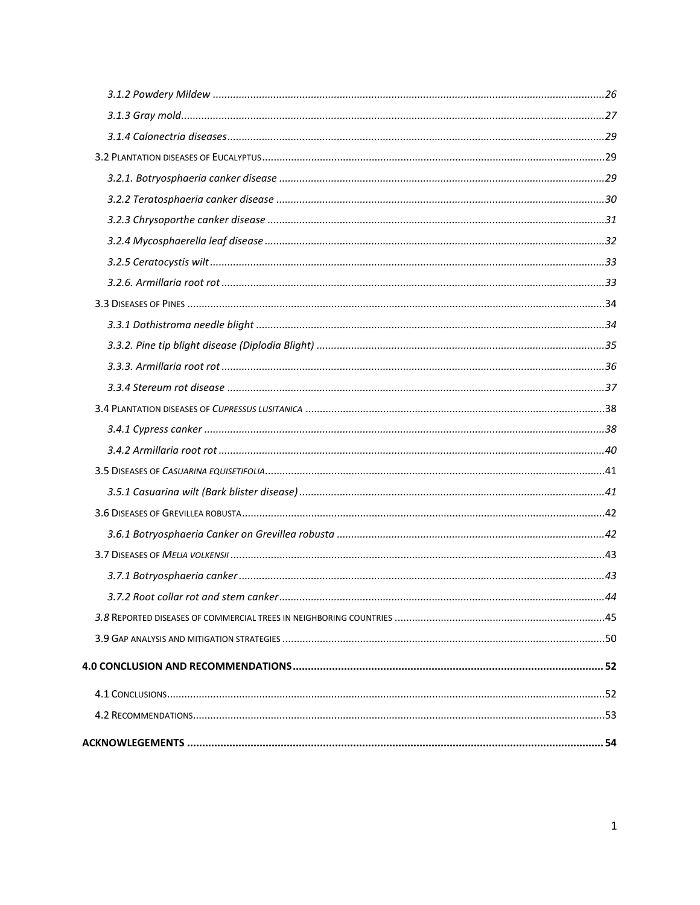*3.1.2 Powdery Mildew* ........................................................................................................................26

*3.1.3 Gray mold*...................................................................................................................................27

*3.1.4 Calonectria diseases*...................................................................................................................29

3.2 PLANTATION DISEASES OF EUCALYPTUS........................................................................................................29

*3.2.1. Botryosphaeria canker disease* ..................................................................................................29

*3.2.2 Teratosphaeria canker disease* ...................................................................................................30

*3.2.3 Chrysoporthe canker disease* ......................................................................................................31

*3.2.4 Mycosphaerella leaf disease* .......................................................................................................32

*3.2.5 Ceratocystis wilt*..........................................................................................................................33

*3.2.6. Armillaria root rot*......................................................................................................................33

3.3 DISEASES OF PINES ..................................................................................................................................34

*3.3.1 Dothistroma needle blight* ..........................................................................................................34

*3.3.2. Pine tip blight disease (Diplodia Blight)* .....................................................................................35

*3.3.3. Armillaria root rot*......................................................................................................................36

*3.3.4 Stereum rot disease* ...................................................................................................................37

3.4 PLANTATION DISEASES OF *CUPRESSUS LUSITANICA* ..........................................................................................38

*3.4.1 Cypress canker* ...........................................................................................................................38

*3.4.2 Armillaria root rot*.......................................................................................................................40

3.5 DISEASES OF *CASUARINA EQUISETIFOLIA*.......................................................................................................41

*3.5.1 Casuarina wilt (Bark blister disease)*...........................................................................................41

3.6 DISEASES OF GREVILLEA ROBUSTA...............................................................................................................42

*3.6.1 Botryosphaeria Canker on Grevillea robusta* ..............................................................................42

3.7 DISEASES OF *MELIA VOLKENSII* ..................................................................................................................43

*3.7.1 Botryosphaeria canker*...............................................................................................................43

*3.7.2 Root collar rot and stem canker*..................................................................................................44

*3.8* REPORTED DISEASES OF COMMERCIAL TREES IN NEIGHBORING COUNTRIES ..........................................................45

3.9 GAP ANALYSIS AND MITIGATION STRATEGIES .................................................................................................50

**4.0 CONCLUSION AND RECOMMENDATIONS...................................................................................................... 52**

4.1 CONCLUSIONS........................................................................................................................................52

4.2 RECOMMENDATIONS...............................................................................................................................53

**ACKNOWLEGEMENTS ......................................................................................................................................... 54**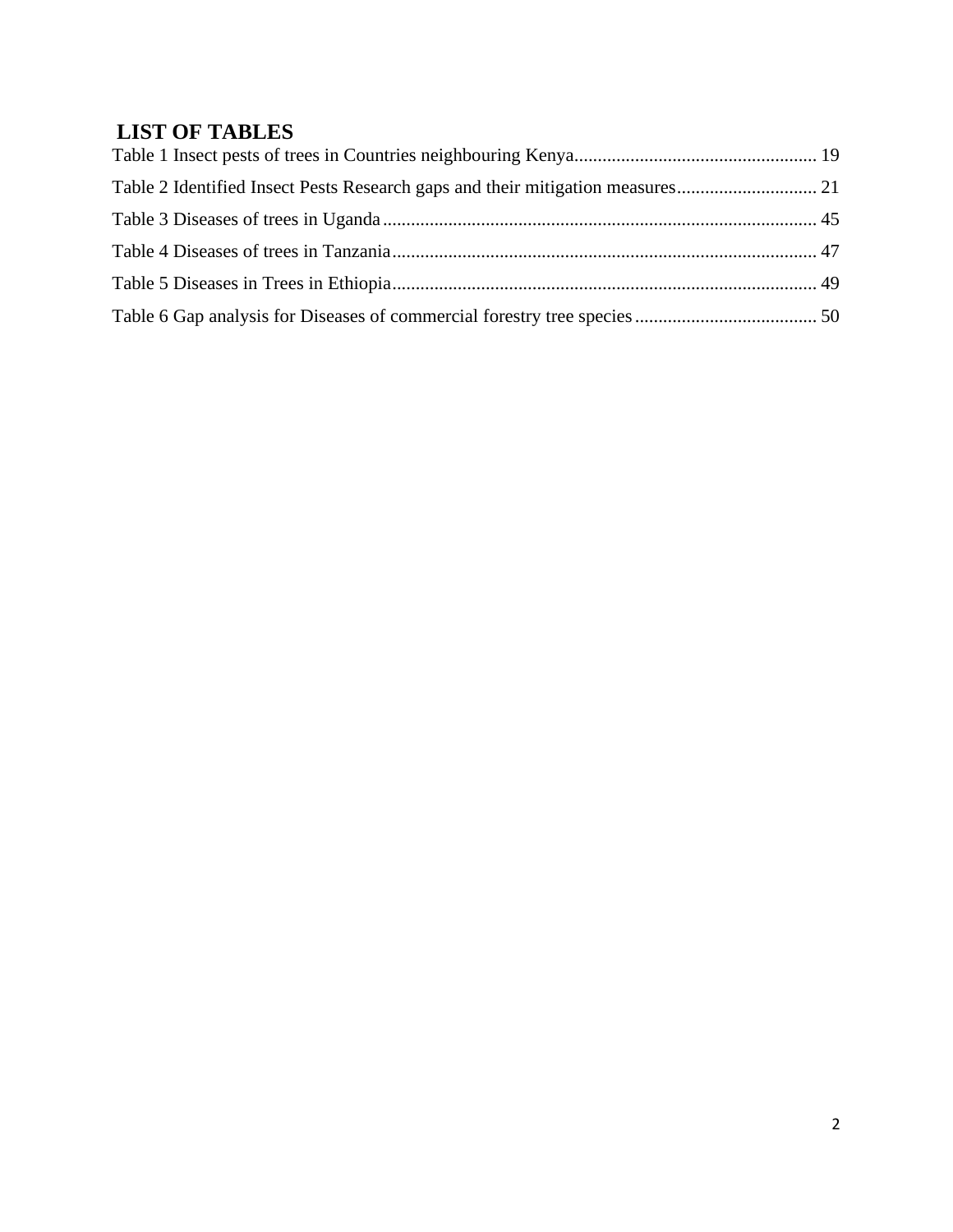## LIST OF TABLES

Table 1 Insect pests of trees in Countries neighbouring Kenya.................................................... 19

Table 2 Identified Insect Pests Research gaps and their mitigation measures.............................. 21

Table 3 Diseases of trees in Uganda............................................................................................ 45

Table 4 Diseases of trees in Tanzania.......................................................................................... 47

Table 5 Diseases in Trees in Ethiopia.......................................................................................... 49

Table 6 Gap analysis for Diseases of commercial forestry tree species....................................... 50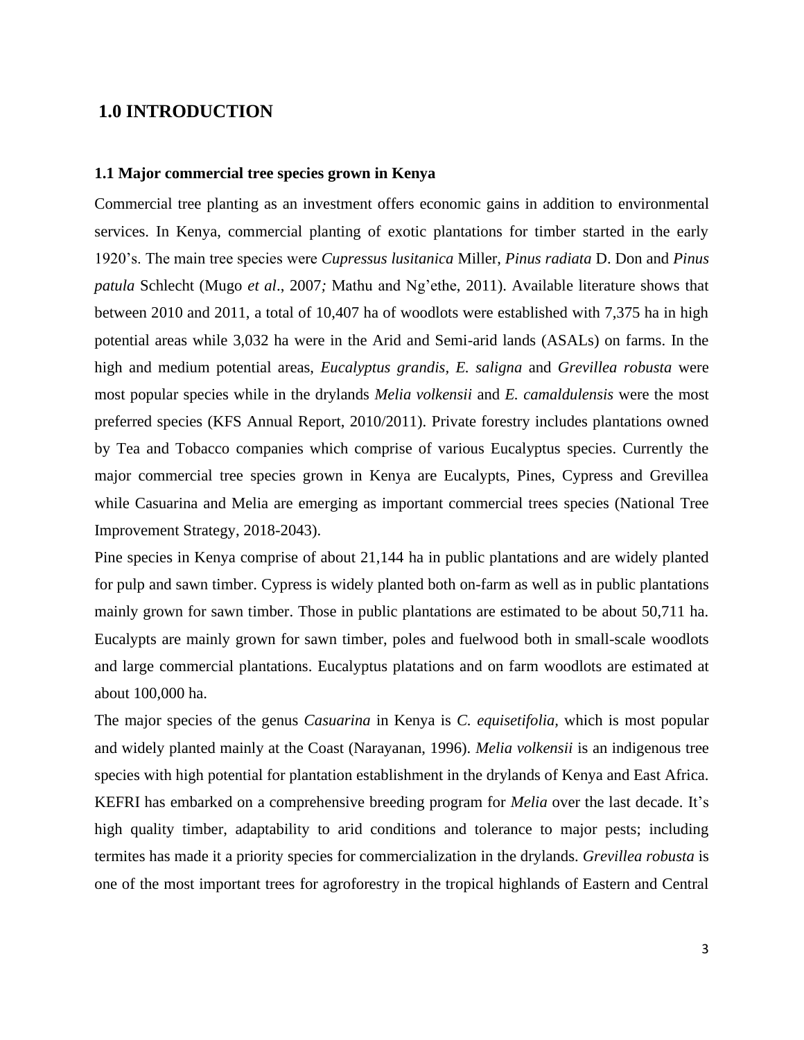# 1.0 INTRODUCTION

## 1.1 Major commercial tree species grown in Kenya

Commercial tree planting as an investment offers economic gains in addition to environmental services. In Kenya, commercial planting of exotic plantations for timber started in the early 1920's. The main tree species were *Cupressus lusitanica* Miller, *Pinus radiata* D. Don and *Pinus patula* Schlecht (Mugo *et al*., 2007*;* Mathu and Ng'ethe, 2011). Available literature shows that between 2010 and 2011, a total of 10,407 ha of woodlots were established with 7,375 ha in high potential areas while 3,032 ha were in the Arid and Semi-arid lands (ASALs) on farms. In the high and medium potential areas, *Eucalyptus grandis*, *E. saligna* and *Grevillea robusta* were most popular species while in the drylands *Melia volkensii* and *E. camaldulensis* were the most preferred species (KFS Annual Report, 2010/2011). Private forestry includes plantations owned by Tea and Tobacco companies which comprise of various Eucalyptus species. Currently the major commercial tree species grown in Kenya are Eucalypts, Pines, Cypress and Grevillea while Casuarina and Melia are emerging as important commercial trees species (National Tree Improvement Strategy, 2018-2043).

Pine species in Kenya comprise of about 21,144 ha in public plantations and are widely planted for pulp and sawn timber. Cypress is widely planted both on-farm as well as in public plantations mainly grown for sawn timber. Those in public plantations are estimated to be about 50,711 ha. Eucalypts are mainly grown for sawn timber, poles and fuelwood both in small-scale woodlots and large commercial plantations. Eucalyptus platations and on farm woodlots are estimated at about 100,000 ha.

The major species of the genus *Casuarina* in Kenya is *C. equisetifolia*, which is most popular and widely planted mainly at the Coast (Narayanan, 1996). *Melia volkensii* is an indigenous tree species with high potential for plantation establishment in the drylands of Kenya and East Africa. KEFRI has embarked on a comprehensive breeding program for *Melia* over the last decade. It's high quality timber, adaptability to arid conditions and tolerance to major pests; including termites has made it a priority species for commercialization in the drylands. *Grevillea robusta* is one of the most important trees for agroforestry in the tropical highlands of Eastern and Central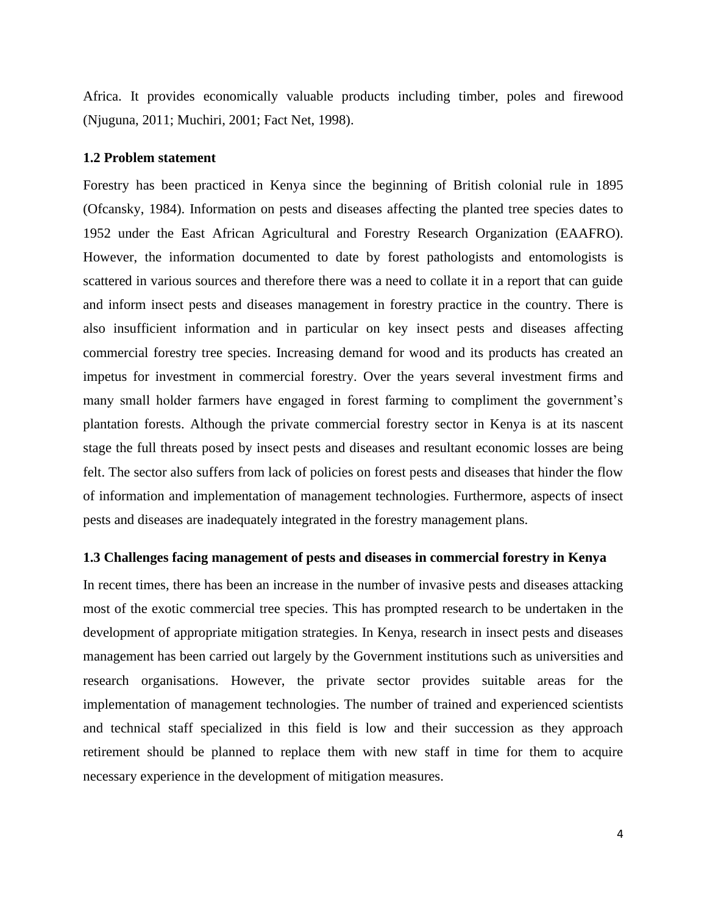Africa. It provides economically valuable products including timber, poles and firewood (Njuguna, 2011; Muchiri, 2001; Fact Net, 1998).

### 1.2 Problem statement

Forestry has been practiced in Kenya since the beginning of British colonial rule in 1895 (Ofcansky, 1984). Information on pests and diseases affecting the planted tree species dates to 1952 under the East African Agricultural and Forestry Research Organization (EAAFRO). However, the information documented to date by forest pathologists and entomologists is scattered in various sources and therefore there was a need to collate it in a report that can guide and inform insect pests and diseases management in forestry practice in the country. There is also insufficient information and in particular on key insect pests and diseases affecting commercial forestry tree species. Increasing demand for wood and its products has created an impetus for investment in commercial forestry. Over the years several investment firms and many small holder farmers have engaged in forest farming to compliment the government's plantation forests. Although the private commercial forestry sector in Kenya is at its nascent stage the full threats posed by insect pests and diseases and resultant economic losses are being felt. The sector also suffers from lack of policies on forest pests and diseases that hinder the flow of information and implementation of management technologies. Furthermore, aspects of insect pests and diseases are inadequately integrated in the forestry management plans.

### 1.3 Challenges facing management of pests and diseases in commercial forestry in Kenya

In recent times, there has been an increase in the number of invasive pests and diseases attacking most of the exotic commercial tree species. This has prompted research to be undertaken in the development of appropriate mitigation strategies. In Kenya, research in insect pests and diseases management has been carried out largely by the Government institutions such as universities and research organisations. However, the private sector provides suitable areas for the implementation of management technologies. The number of trained and experienced scientists and technical staff specialized in this field is low and their succession as they approach retirement should be planned to replace them with new staff in time for them to acquire necessary experience in the development of mitigation measures.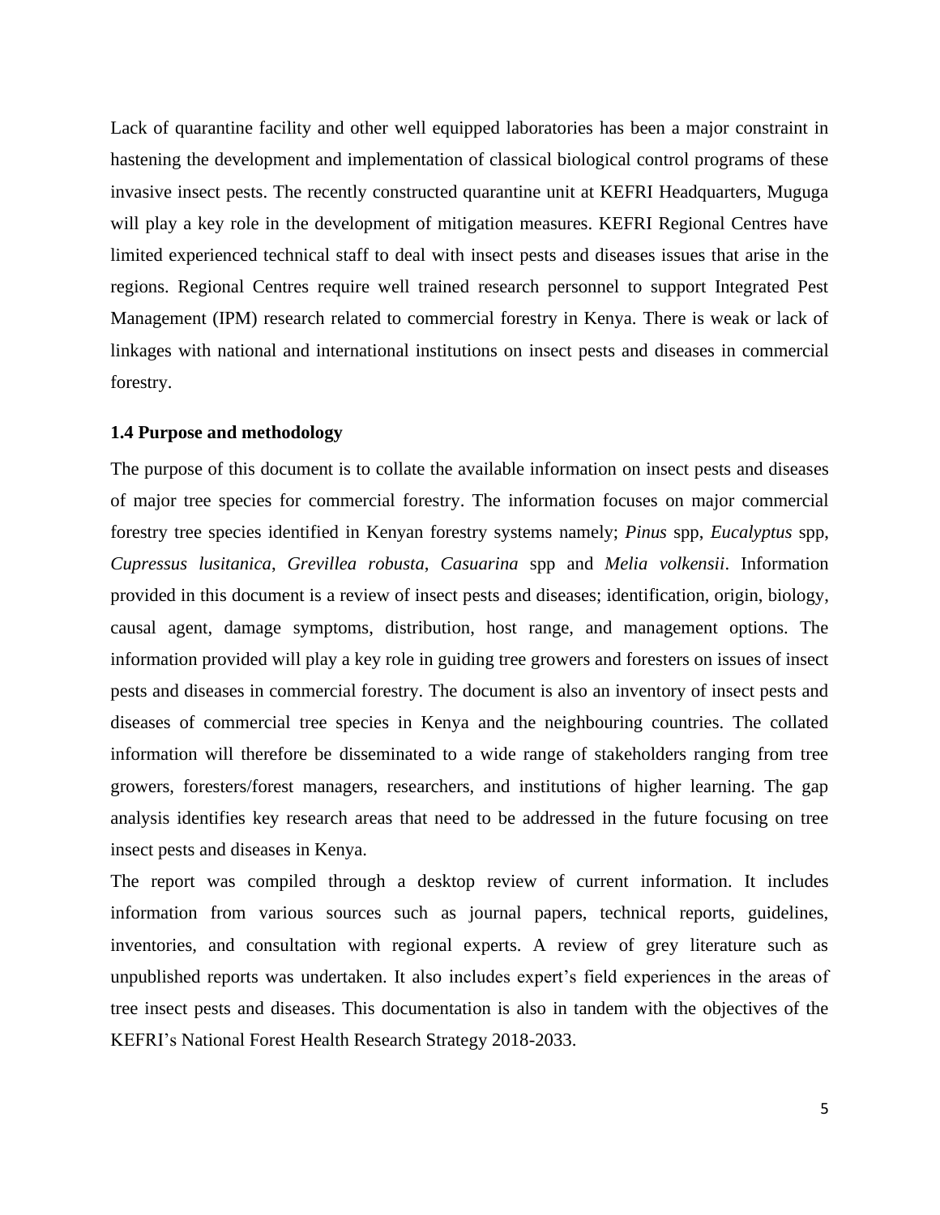Lack of quarantine facility and other well equipped laboratories has been a major constraint in hastening the development and implementation of classical biological control programs of these invasive insect pests. The recently constructed quarantine unit at KEFRI Headquarters, Muguga will play a key role in the development of mitigation measures. KEFRI Regional Centres have limited experienced technical staff to deal with insect pests and diseases issues that arise in the regions. Regional Centres require well trained research personnel to support Integrated Pest Management (IPM) research related to commercial forestry in Kenya. There is weak or lack of linkages with national and international institutions on insect pests and diseases in commercial forestry.

### 1.4 Purpose and methodology

The purpose of this document is to collate the available information on insect pests and diseases of major tree species for commercial forestry. The information focuses on major commercial forestry tree species identified in Kenyan forestry systems namely; *Pinus* spp, *Eucalyptus* spp, *Cupressus lusitanica*, *Grevillea robusta*, *Casuarina* spp and *Melia volkensii*. Information provided in this document is a review of insect pests and diseases; identification, origin, biology, causal agent, damage symptoms, distribution, host range, and management options. The information provided will play a key role in guiding tree growers and foresters on issues of insect pests and diseases in commercial forestry. The document is also an inventory of insect pests and diseases of commercial tree species in Kenya and the neighbouring countries. The collated information will therefore be disseminated to a wide range of stakeholders ranging from tree growers, foresters/forest managers, researchers, and institutions of higher learning. The gap analysis identifies key research areas that need to be addressed in the future focusing on tree insect pests and diseases in Kenya.

The report was compiled through a desktop review of current information. It includes information from various sources such as journal papers, technical reports, guidelines, inventories, and consultation with regional experts. A review of grey literature such as unpublished reports was undertaken. It also includes expert's field experiences in the areas of tree insect pests and diseases. This documentation is also in tandem with the objectives of the KEFRI's National Forest Health Research Strategy 2018-2033.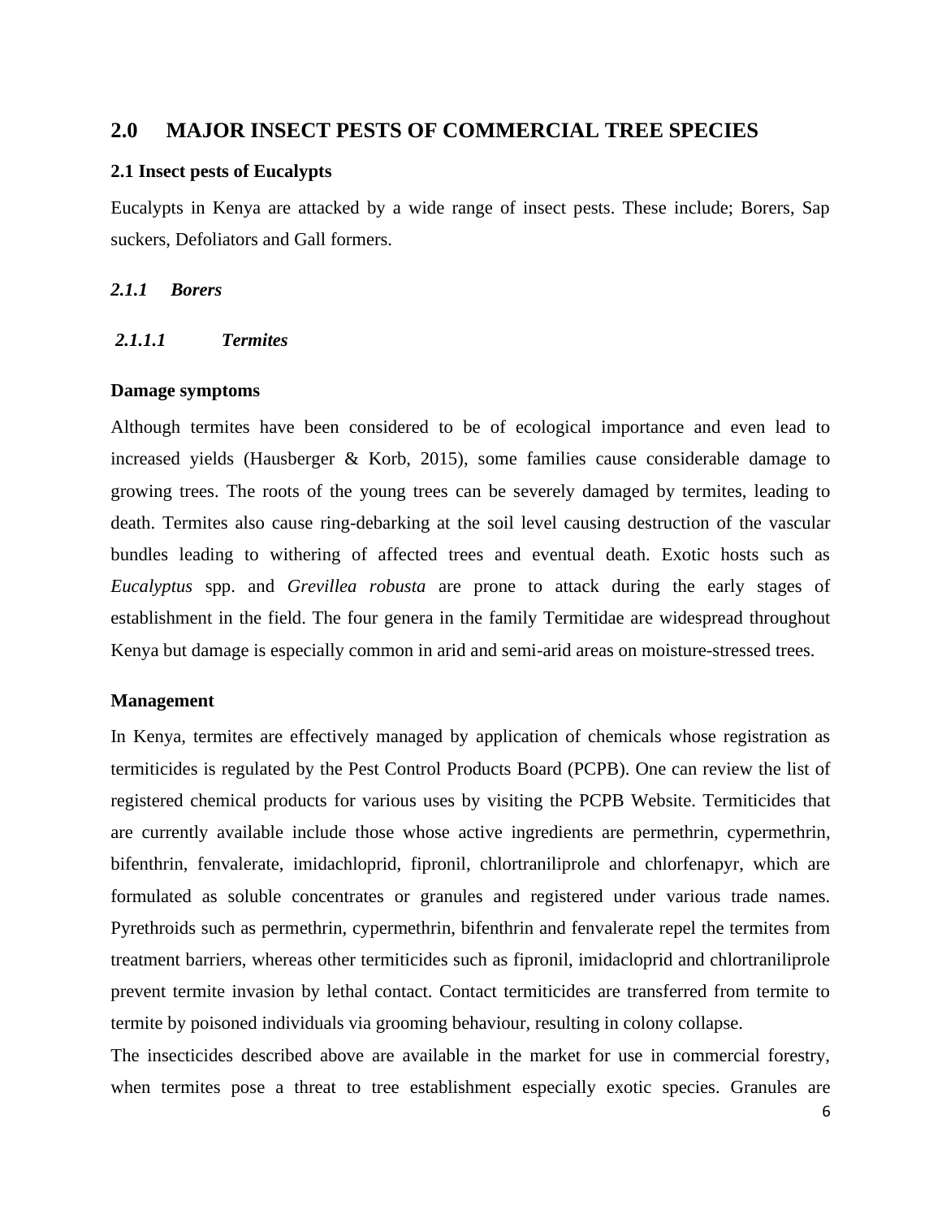# 2.0 MAJOR INSECT PESTS OF COMMERCIAL TREE SPECIES

## 2.1 Insect pests of Eucalypts

Eucalypts in Kenya are attacked by a wide range of insect pests. These include; Borers, Sap suckers, Defoliators and Gall formers.

### *2.1.1 Borers*

#### *2.1.1.1 Termites*

**Damage symptoms**

Although termites have been considered to be of ecological importance and even lead to increased yields (Hausberger & Korb, 2015), some families cause considerable damage to growing trees. The roots of the young trees can be severely damaged by termites, leading to death. Termites also cause ring-debarking at the soil level causing destruction of the vascular bundles leading to withering of affected trees and eventual death. Exotic hosts such as *Eucalyptus* spp. and *Grevillea robusta* are prone to attack during the early stages of establishment in the field. The four genera in the family Termitidae are widespread throughout Kenya but damage is especially common in arid and semi-arid areas on moisture-stressed trees.

**Management**

In Kenya, termites are effectively managed by application of chemicals whose registration as termiticides is regulated by the Pest Control Products Board (PCPB). One can review the list of registered chemical products for various uses by visiting the PCPB Website. Termiticides that are currently available include those whose active ingredients are permethrin, cypermethrin, bifenthrin, fenvalerate, imidachloprid, fipronil, chlortraniliprole and chlorfenapyr, which are formulated as soluble concentrates or granules and registered under various trade names. Pyrethroids such as permethrin, cypermethrin, bifenthrin and fenvalerate repel the termites from treatment barriers, whereas other termiticides such as fipronil, imidacloprid and chlortraniliprole prevent termite invasion by lethal contact. Contact termiticides are transferred from termite to termite by poisoned individuals via grooming behaviour, resulting in colony collapse.

The insecticides described above are available in the market for use in commercial forestry, when termites pose a threat to tree establishment especially exotic species. Granules are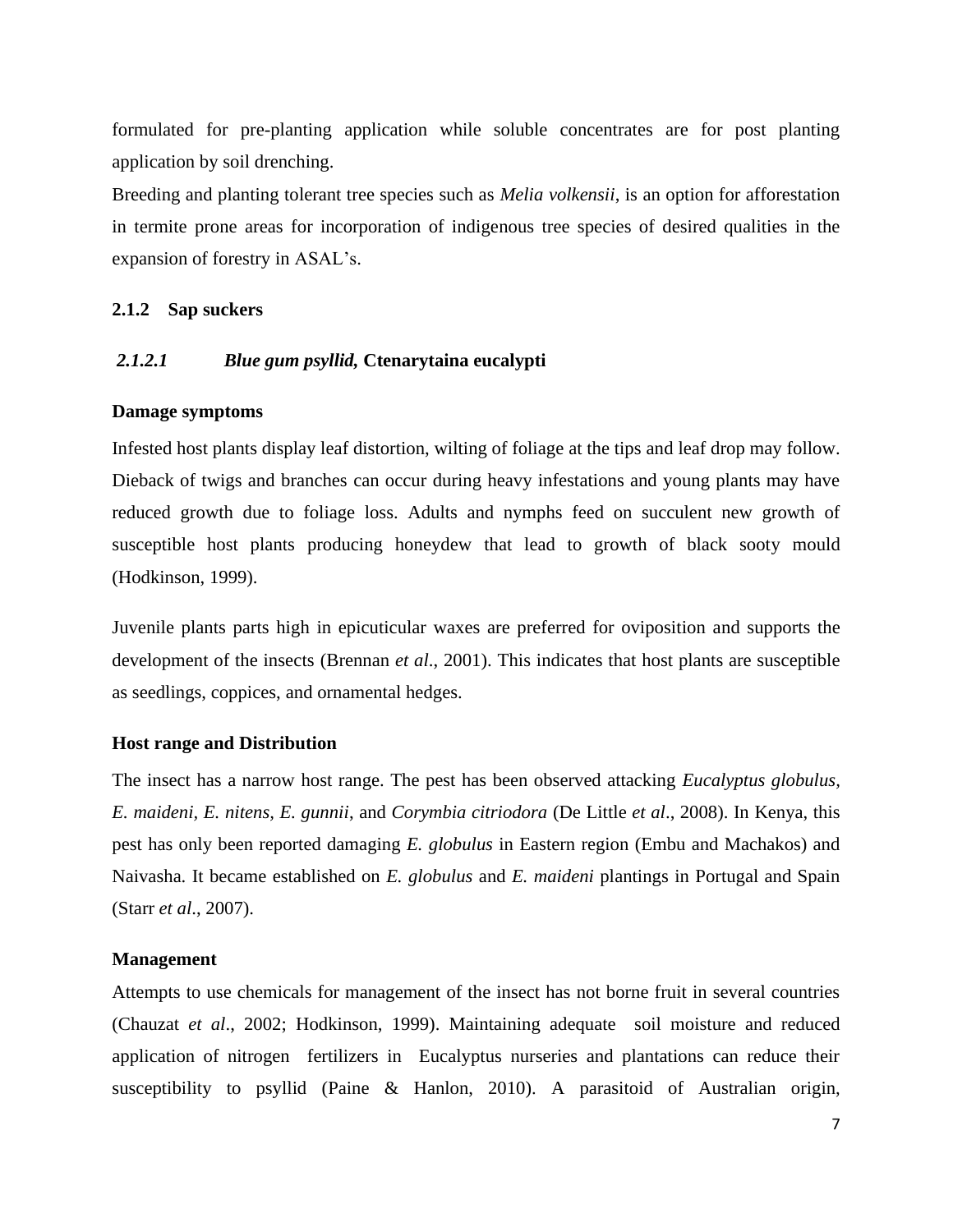formulated for pre-planting application while soluble concentrates are for post planting application by soil drenching.

Breeding and planting tolerant tree species such as *Melia volkensii*, is an option for afforestation in termite prone areas for incorporation of indigenous tree species of desired qualities in the expansion of forestry in ASAL's.

### 2.1.2 Sap suckers

#### *2.1.2.1 Blue gum psyllid,* Ctenarytaina eucalypti

**Damage symptoms**

Infested host plants display leaf distortion, wilting of foliage at the tips and leaf drop may follow. Dieback of twigs and branches can occur during heavy infestations and young plants may have reduced growth due to foliage loss. Adults and nymphs feed on succulent new growth of susceptible host plants producing honeydew that lead to growth of black sooty mould (Hodkinson, 1999).

Juvenile plants parts high in epicuticular waxes are preferred for oviposition and supports the development of the insects (Brennan *et al*., 2001). This indicates that host plants are susceptible as seedlings, coppices, and ornamental hedges.

**Host range and Distribution**

The insect has a narrow host range. The pest has been observed attacking *Eucalyptus globulus, E. maideni, E. nitens, E. gunnii*, and *Corymbia citriodora* (De Little *et al*., 2008). In Kenya, this pest has only been reported damaging *E. globulus* in Eastern region (Embu and Machakos) and Naivasha. It became established on *E. globulus* and *E. maideni* plantings in Portugal and Spain (Starr *et al*., 2007).

**Management**

Attempts to use chemicals for management of the insect has not borne fruit in several countries (Chauzat *et al*., 2002; Hodkinson, 1999). Maintaining adequate soil moisture and reduced application of nitrogen fertilizers in Eucalyptus nurseries and plantations can reduce their susceptibility to psyllid (Paine & Hanlon, 2010). A parasitoid of Australian origin,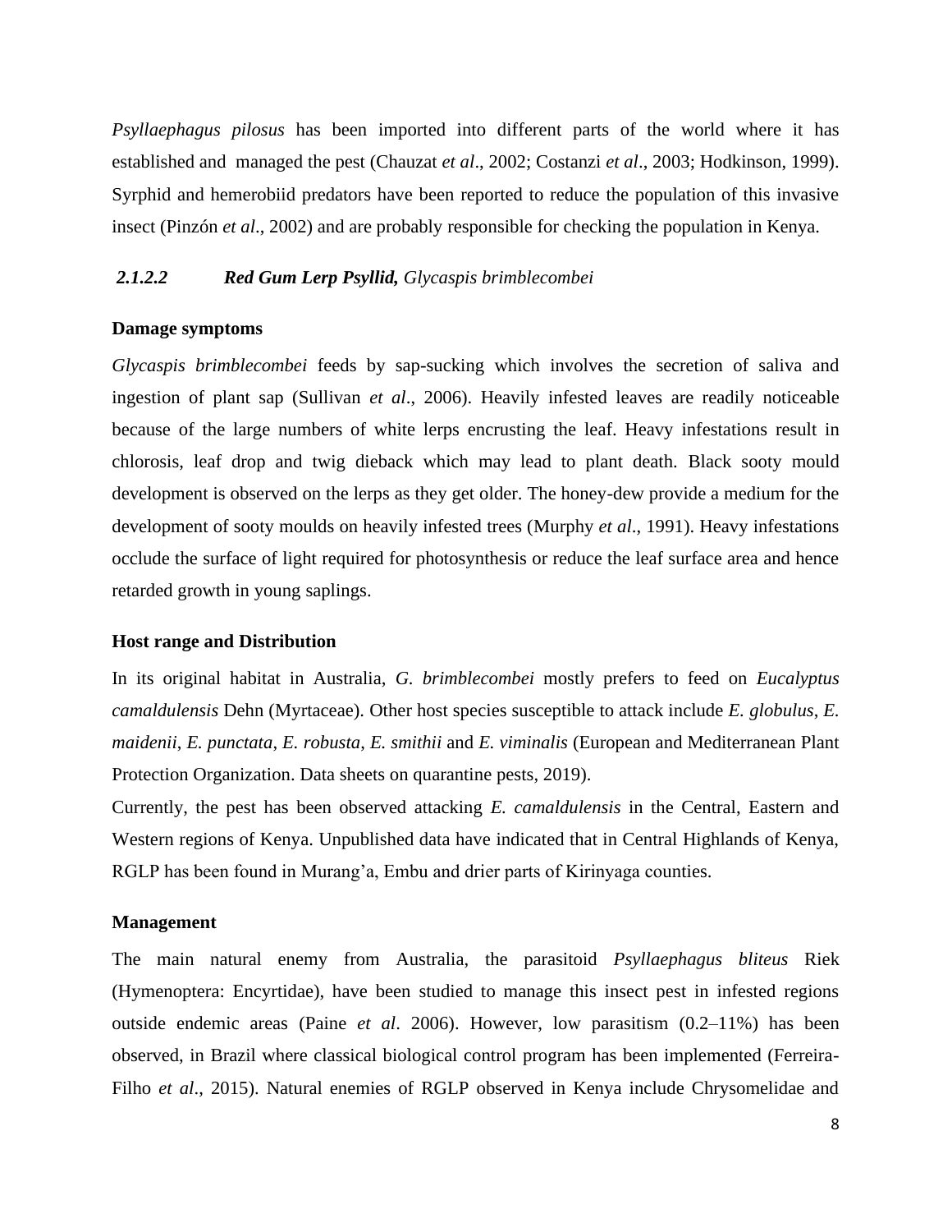*Psyllaephagus pilosus* has been imported into different parts of the world where it has established and managed the pest (Chauzat *et al*., 2002; Costanzi *et al*., 2003; Hodkinson, 1999). Syrphid and hemerobiid predators have been reported to reduce the population of this invasive insect (Pinzón *et al*., 2002) and are probably responsible for checking the population in Kenya.

#### *2.1.2.2 Red Gum Lerp Psyllid, Glycaspis brimblecombei*

**Damage symptoms**

*Glycaspis brimblecombei* feeds by sap-sucking which involves the secretion of saliva and ingestion of plant sap (Sullivan *et al*., 2006). Heavily infested leaves are readily noticeable because of the large numbers of white lerps encrusting the leaf. Heavy infestations result in chlorosis, leaf drop and twig dieback which may lead to plant death. Black sooty mould development is observed on the lerps as they get older. The honey-dew provide a medium for the development of sooty moulds on heavily infested trees (Murphy *et al*., 1991). Heavy infestations occlude the surface of light required for photosynthesis or reduce the leaf surface area and hence retarded growth in young saplings.

**Host range and Distribution**

In its original habitat in Australia, *G. brimblecombei* mostly prefers to feed on *Eucalyptus camaldulensis* Dehn (Myrtaceae). Other host species susceptible to attack include *E. globulus*, *E. maidenii*, *E. punctata*, *E. robusta*, *E. smithii* and *E. viminalis* (European and Mediterranean Plant Protection Organization. Data sheets on quarantine pests, 2019).

Currently, the pest has been observed attacking *E. camaldulensis* in the Central, Eastern and Western regions of Kenya. Unpublished data have indicated that in Central Highlands of Kenya, RGLP has been found in Murang'a, Embu and drier parts of Kirinyaga counties.

**Management**

The main natural enemy from Australia, the parasitoid *Psyllaephagus bliteus* Riek (Hymenoptera: Encyrtidae), have been studied to manage this insect pest in infested regions outside endemic areas (Paine *et al*. 2006). However, low parasitism (0.2–11%) has been observed, in Brazil where classical biological control program has been implemented (Ferreira-Filho *et al*., 2015). Natural enemies of RGLP observed in Kenya include Chrysomelidae and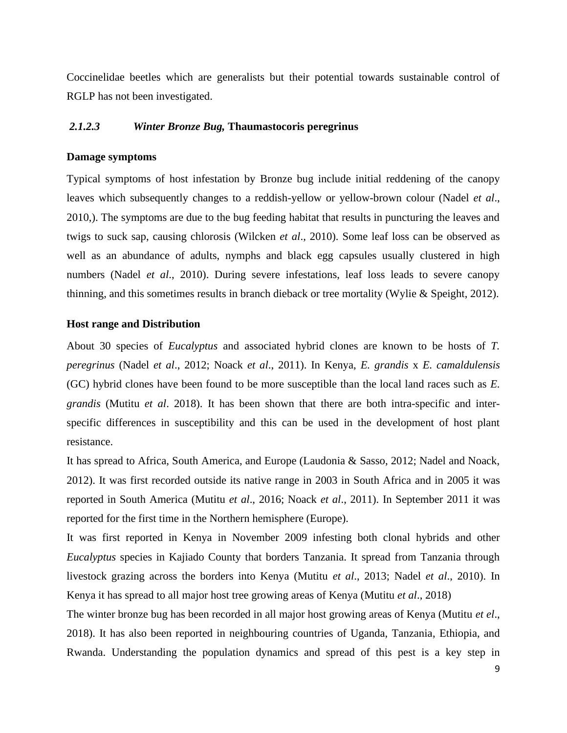Coccinelidae beetles which are generalists but their potential towards sustainable control of RGLP has not been investigated.

#### *2.1.2.3 Winter Bronze Bug,* **Thaumastocoris peregrinus**

**Damage symptoms**

Typical symptoms of host infestation by Bronze bug include initial reddening of the canopy leaves which subsequently changes to a reddish-yellow or yellow-brown colour (Nadel *et al*., 2010,). The symptoms are due to the bug feeding habitat that results in puncturing the leaves and twigs to suck sap, causing chlorosis (Wilcken *et al*., 2010). Some leaf loss can be observed as well as an abundance of adults, nymphs and black egg capsules usually clustered in high numbers (Nadel *et al*., 2010). During severe infestations, leaf loss leads to severe canopy thinning, and this sometimes results in branch dieback or tree mortality (Wylie & Speight, 2012).

**Host range and Distribution**

About 30 species of *Eucalyptus* and associated hybrid clones are known to be hosts of *T. peregrinus* (Nadel *et al*., 2012; Noack *et al*., 2011). In Kenya, *E. grandis* x *E. camaldulensis* (GC) hybrid clones have been found to be more susceptible than the local land races such as *E. grandis* (Mutitu *et al*. 2018). It has been shown that there are both intra-specific and inter-specific differences in susceptibility and this can be used in the development of host plant resistance.

It has spread to Africa, South America, and Europe (Laudonia & Sasso, 2012; Nadel and Noack, 2012). It was first recorded outside its native range in 2003 in South Africa and in 2005 it was reported in South America (Mutitu *et al*., 2016; Noack *et al*., 2011). In September 2011 it was reported for the first time in the Northern hemisphere (Europe).

It was first reported in Kenya in November 2009 infesting both clonal hybrids and other *Eucalyptus* species in Kajiado County that borders Tanzania. It spread from Tanzania through livestock grazing across the borders into Kenya (Mutitu *et al*., 2013; Nadel *et al*., 2010). In Kenya it has spread to all major host tree growing areas of Kenya (Mutitu *et al*., 2018)

The winter bronze bug has been recorded in all major host growing areas of Kenya (Mutitu *et el*., 2018). It has also been reported in neighbouring countries of Uganda, Tanzania, Ethiopia, and Rwanda. Understanding the population dynamics and spread of this pest is a key step in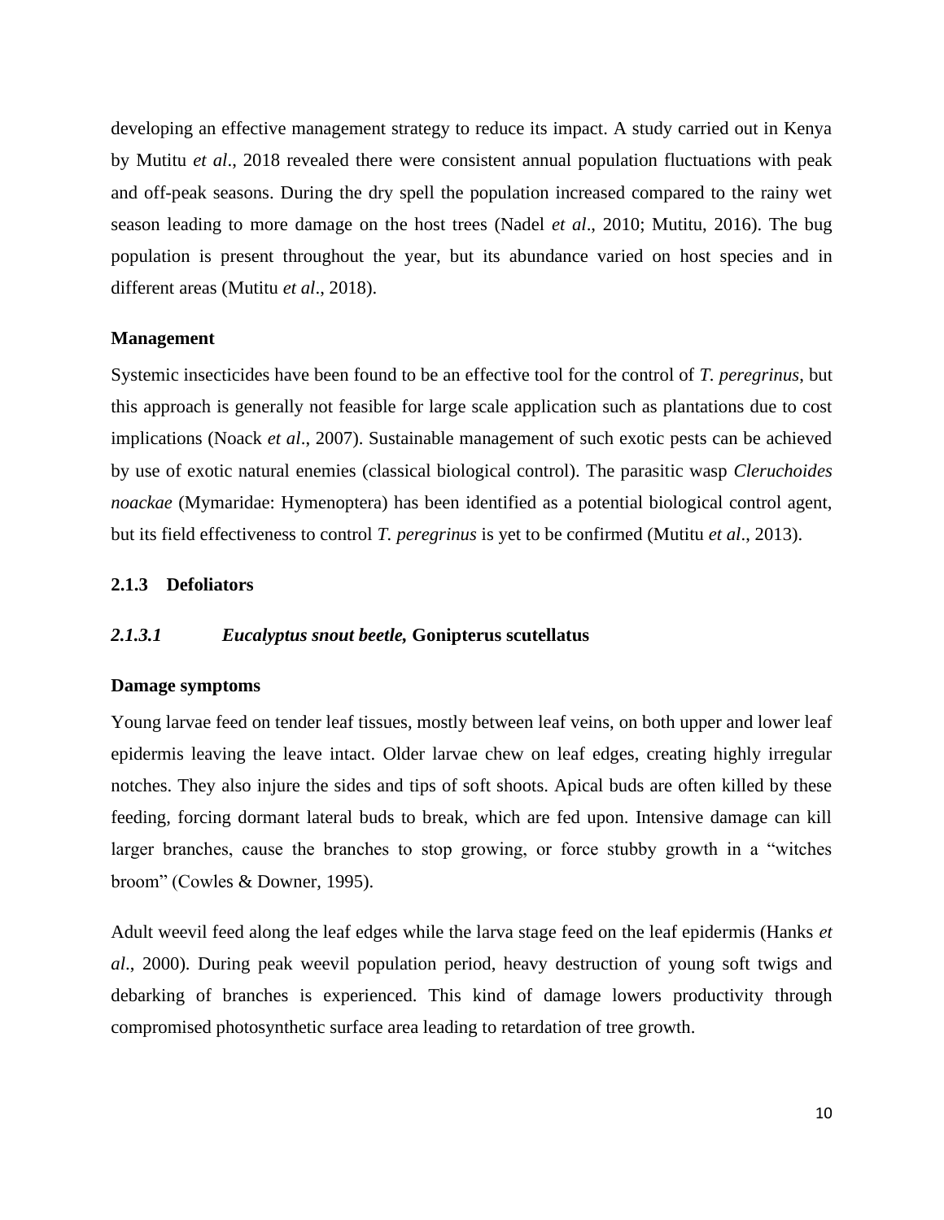developing an effective management strategy to reduce its impact. A study carried out in Kenya by Mutitu *et al*., 2018 revealed there were consistent annual population fluctuations with peak and off-peak seasons. During the dry spell the population increased compared to the rainy wet season leading to more damage on the host trees (Nadel *et al*., 2010; Mutitu, 2016). The bug population is present throughout the year, but its abundance varied on host species and in different areas (Mutitu *et al*., 2018).

**Management**

Systemic insecticides have been found to be an effective tool for the control of *T. peregrinus*, but this approach is generally not feasible for large scale application such as plantations due to cost implications (Noack *et al*., 2007). Sustainable management of such exotic pests can be achieved by use of exotic natural enemies (classical biological control). The parasitic wasp *Cleruchoides noackae* (Mymaridae: Hymenoptera) has been identified as a potential biological control agent, but its field effectiveness to control *T. peregrinus* is yet to be confirmed (Mutitu *et al*., 2013).

### 2.1.3 Defoliators

#### *2.1.3.1 Eucalyptus snout beetle,* **Gonipterus scutellatus**

**Damage symptoms**

Young larvae feed on tender leaf tissues, mostly between leaf veins, on both upper and lower leaf epidermis leaving the leave intact. Older larvae chew on leaf edges, creating highly irregular notches. They also injure the sides and tips of soft shoots. Apical buds are often killed by these feeding, forcing dormant lateral buds to break, which are fed upon. Intensive damage can kill larger branches, cause the branches to stop growing, or force stubby growth in a "witches broom" (Cowles & Downer, 1995).

Adult weevil feed along the leaf edges while the larva stage feed on the leaf epidermis (Hanks *et al*., 2000). During peak weevil population period, heavy destruction of young soft twigs and debarking of branches is experienced. This kind of damage lowers productivity through compromised photosynthetic surface area leading to retardation of tree growth.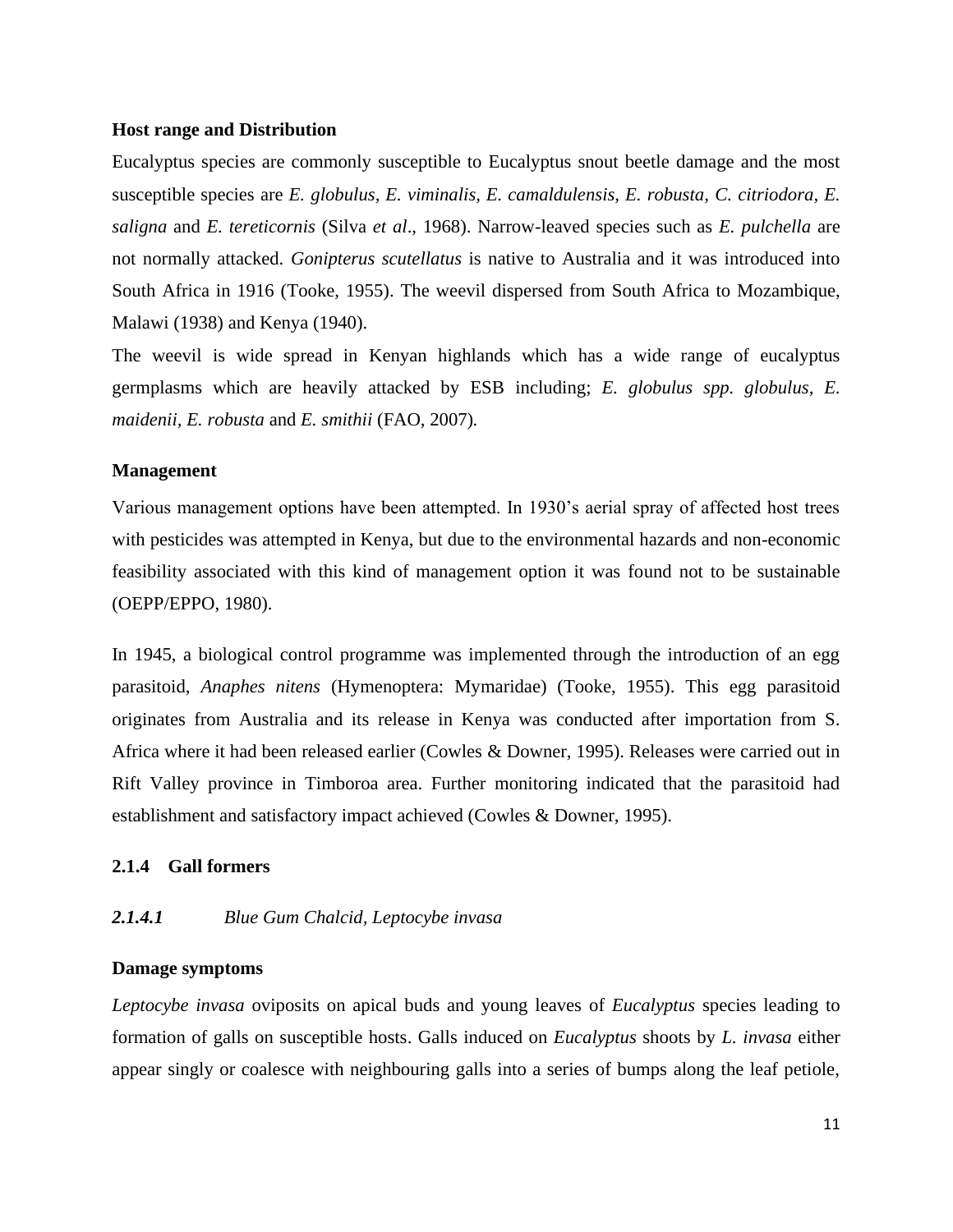**Host range and Distribution**

Eucalyptus species are commonly susceptible to Eucalyptus snout beetle damage and the most susceptible species are *E. globulus, E. viminalis, E. camaldulensis, E. robusta, C. citriodora, E. saligna* and *E. tereticornis* (Silva *et al*., 1968). Narrow-leaved species such as *E. pulchella* are not normally attacked. *Gonipterus scutellatus* is native to Australia and it was introduced into South Africa in 1916 (Tooke, 1955). The weevil dispersed from South Africa to Mozambique, Malawi (1938) and Kenya (1940).

The weevil is wide spread in Kenyan highlands which has a wide range of eucalyptus germplasms which are heavily attacked by ESB including; *E. globulus spp. globulus, E. maidenii, E. robusta* and *E. smithii* (FAO, 2007).

**Management**

Various management options have been attempted. In 1930's aerial spray of affected host trees with pesticides was attempted in Kenya, but due to the environmental hazards and non-economic feasibility associated with this kind of management option it was found not to be sustainable (OEPP/EPPO, 1980).

In 1945, a biological control programme was implemented through the introduction of an egg parasitoid, *Anaphes nitens* (Hymenoptera: Mymaridae) (Tooke, 1955). This egg parasitoid originates from Australia and its release in Kenya was conducted after importation from S. Africa where it had been released earlier (Cowles & Downer, 1995). Releases were carried out in Rift Valley province in Timboroa area. Further monitoring indicated that the parasitoid had establishment and satisfactory impact achieved (Cowles & Downer, 1995).

### 2.1.4 Gall formers

#### *2.1.4.1 Blue Gum Chalcid, Leptocybe invasa*

**Damage symptoms**

*Leptocybe invasa* oviposits on apical buds and young leaves of *Eucalyptus* species leading to formation of galls on susceptible hosts. Galls induced on *Eucalyptus* shoots by *L. invasa* either appear singly or coalesce with neighbouring galls into a series of bumps along the leaf petiole,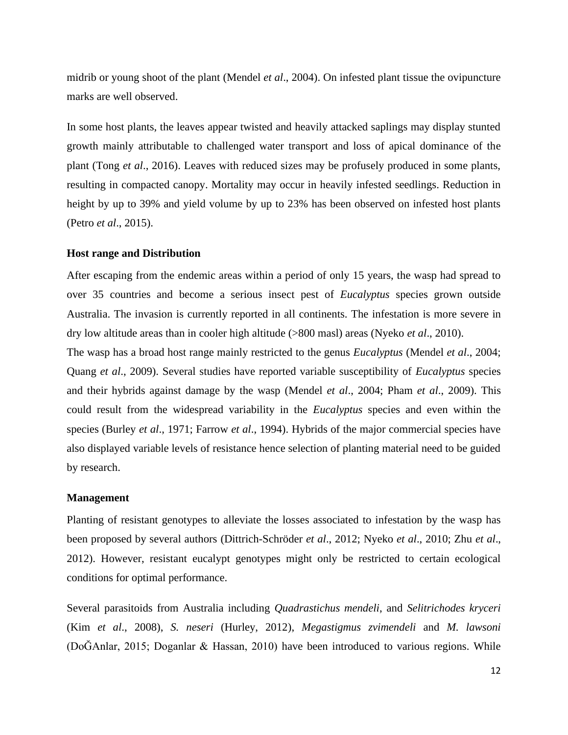midrib or young shoot of the plant (Mendel *et al*., 2004). On infested plant tissue the ovipuncture marks are well observed.

In some host plants, the leaves appear twisted and heavily attacked saplings may display stunted growth mainly attributable to challenged water transport and loss of apical dominance of the plant (Tong *et al*., 2016). Leaves with reduced sizes may be profusely produced in some plants, resulting in compacted canopy. Mortality may occur in heavily infested seedlings. Reduction in height by up to 39% and yield volume by up to 23% has been observed on infested host plants (Petro *et al*., 2015).

**Host range and Distribution**

After escaping from the endemic areas within a period of only 15 years, the wasp had spread to over 35 countries and become a serious insect pest of *Eucalyptus* species grown outside Australia. The invasion is currently reported in all continents. The infestation is more severe in dry low altitude areas than in cooler high altitude (>800 masl) areas (Nyeko *et al*., 2010).
The wasp has a broad host range mainly restricted to the genus *Eucalyptus* (Mendel *et al*., 2004; Quang *et al*., 2009). Several studies have reported variable susceptibility of *Eucalyptus* species and their hybrids against damage by the wasp (Mendel *et al*., 2004; Pham *et al*., 2009). This could result from the widespread variability in the *Eucalyptus* species and even within the species (Burley *et al*., 1971; Farrow *et al*., 1994). Hybrids of the major commercial species have also displayed variable levels of resistance hence selection of planting material need to be guided by research.

**Management**

Planting of resistant genotypes to alleviate the losses associated to infestation by the wasp has been proposed by several authors (Dittrich-Schröder *et al*., 2012; Nyeko *et al*., 2010; Zhu *et al*., 2012). However, resistant eucalypt genotypes might only be restricted to certain ecological conditions for optimal performance.

Several parasitoids from Australia including *Quadrastichus mendeli*, and *Selitrichodes kryceri* (Kim *et al*., 2008), *S. neseri* (Hurley, 2012), *Megastigmus zvimendeli* and *M. lawsoni* (DoĞAnlar, 2015; Doganlar & Hassan, 2010) have been introduced to various regions. While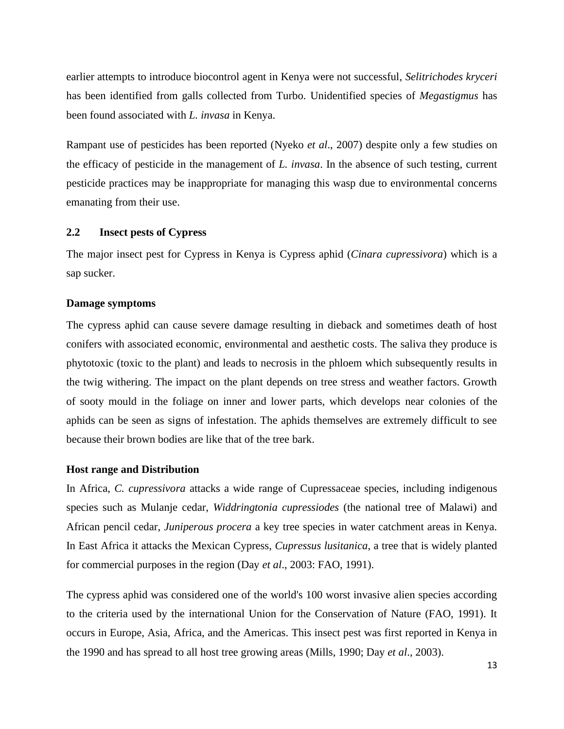earlier attempts to introduce biocontrol agent in Kenya were not successful, *Selitrichodes kryceri* has been identified from galls collected from Turbo. Unidentified species of *Megastigmus* has been found associated with *L. invasa* in Kenya.

Rampant use of pesticides has been reported (Nyeko *et al*., 2007) despite only a few studies on the efficacy of pesticide in the management of *L. invasa*. In the absence of such testing, current pesticide practices may be inappropriate for managing this wasp due to environmental concerns emanating from their use.

## 2.2 Insect pests of Cypress

The major insect pest for Cypress in Kenya is Cypress aphid (*Cinara cupressivora*) which is a sap sucker.

**Damage symptoms**

The cypress aphid can cause severe damage resulting in dieback and sometimes death of host conifers with associated economic, environmental and aesthetic costs. The saliva they produce is phytotoxic (toxic to the plant) and leads to necrosis in the phloem which subsequently results in the twig withering. The impact on the plant depends on tree stress and weather factors. Growth of sooty mould in the foliage on inner and lower parts, which develops near colonies of the aphids can be seen as signs of infestation. The aphids themselves are extremely difficult to see because their brown bodies are like that of the tree bark.

**Host range and Distribution**

In Africa, *C. cupressivora* attacks a wide range of Cupressaceae species, including indigenous species such as Mulanje cedar, *Widdringtonia cupressiodes* (the national tree of Malawi) and African pencil cedar, *Juniperous procera* a key tree species in water catchment areas in Kenya. In East Africa it attacks the Mexican Cypress, *Cupressus lusitanica*, a tree that is widely planted for commercial purposes in the region (Day *et al*., 2003: FAO, 1991).

The cypress aphid was considered one of the world's 100 worst invasive alien species according to the criteria used by the international Union for the Conservation of Nature (FAO, 1991). It occurs in Europe, Asia, Africa, and the Americas. This insect pest was first reported in Kenya in the 1990 and has spread to all host tree growing areas (Mills, 1990; Day *et al*., 2003).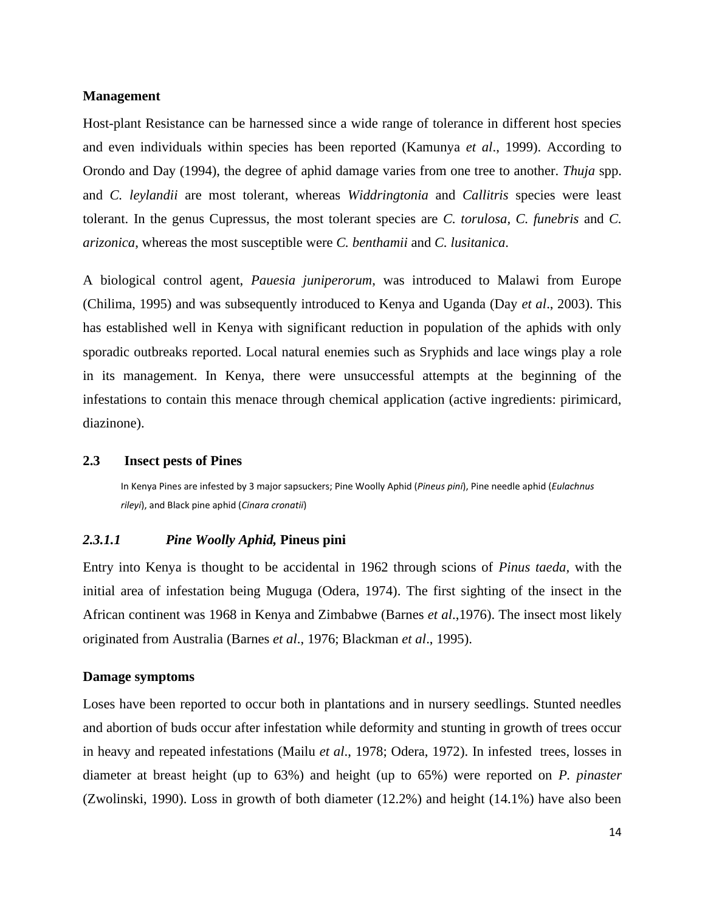**Management**

Host-plant Resistance can be harnessed since a wide range of tolerance in different host species and even individuals within species has been reported (Kamunya *et al*., 1999). According to Orondo and Day (1994), the degree of aphid damage varies from one tree to another. *Thuja* spp. and *C. leylandii* are most tolerant, whereas *Widdringtonia* and *Callitris* species were least tolerant. In the genus Cupressus, the most tolerant species are *C. torulosa, C. funebris* and *C. arizonica*, whereas the most susceptible were *C. benthamii* and *C. lusitanica*.

A biological control agent, *Pauesia juniperorum*, was introduced to Malawi from Europe (Chilima, 1995) and was subsequently introduced to Kenya and Uganda (Day *et al*., 2003). This has established well in Kenya with significant reduction in population of the aphids with only sporadic outbreaks reported. Local natural enemies such as Sryphids and lace wings play a role in its management. In Kenya, there were unsuccessful attempts at the beginning of the infestations to contain this menace through chemical application (active ingredients: pirimicard, diazinone).

## 2.3 Insect pests of Pines

In Kenya Pines are infested by 3 major sapsuckers; Pine Woolly Aphid (*Pineus pini*), Pine needle aphid (*Eulachnus rileyi*), and Black pine aphid (*Cinara cronatii*)

### *2.3.1.1 Pine Woolly Aphid,* Pineus pini

Entry into Kenya is thought to be accidental in 1962 through scions of *Pinus taeda*, with the initial area of infestation being Muguga (Odera, 1974). The first sighting of the insect in the African continent was 1968 in Kenya and Zimbabwe (Barnes *et al*.,1976). The insect most likely originated from Australia (Barnes *et al*., 1976; Blackman *et al*., 1995).

**Damage symptoms**

Loses have been reported to occur both in plantations and in nursery seedlings. Stunted needles and abortion of buds occur after infestation while deformity and stunting in growth of trees occur in heavy and repeated infestations (Mailu *et al*., 1978; Odera, 1972). In infested trees, losses in diameter at breast height (up to 63%) and height (up to 65%) were reported on *P. pinaster* (Zwolinski, 1990). Loss in growth of both diameter (12.2%) and height (14.1%) have also been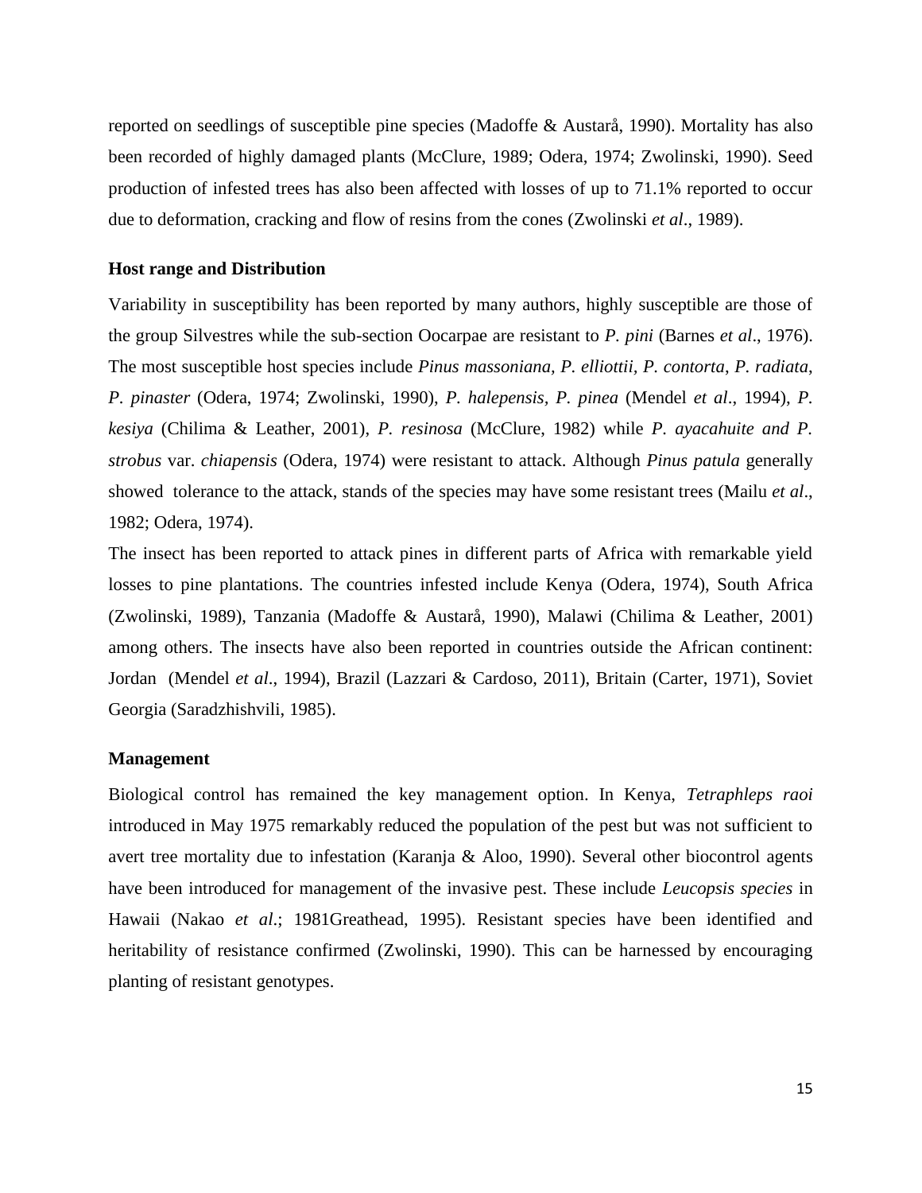reported on seedlings of susceptible pine species (Madoffe & Austarå, 1990). Mortality has also been recorded of highly damaged plants (McClure, 1989; Odera, 1974; Zwolinski, 1990). Seed production of infested trees has also been affected with losses of up to 71.1% reported to occur due to deformation, cracking and flow of resins from the cones (Zwolinski *et al*., 1989).

**Host range and Distribution**

Variability in susceptibility has been reported by many authors, highly susceptible are those of the group Silvestres while the sub-section Oocarpae are resistant to *P. pini* (Barnes *et al*., 1976). The most susceptible host species include *Pinus massoniana, P. elliottii, P. contorta*, *P. radiata*, *P. pinaster* (Odera, 1974; Zwolinski, 1990), *P. halepensis*, *P. pinea* (Mendel *et al*., 1994), *P. kesiya* (Chilima & Leather, 2001), *P. resinosa* (McClure, 1982) while *P. ayacahuite and P. strobus* var. *chiapensis* (Odera, 1974) were resistant to attack. Although *Pinus patula* generally showed tolerance to the attack, stands of the species may have some resistant trees (Mailu *et al*., 1982; Odera, 1974).

The insect has been reported to attack pines in different parts of Africa with remarkable yield losses to pine plantations. The countries infested include Kenya (Odera, 1974), South Africa (Zwolinski, 1989), Tanzania (Madoffe & Austarå, 1990), Malawi (Chilima & Leather, 2001) among others. The insects have also been reported in countries outside the African continent: Jordan (Mendel *et al*., 1994), Brazil (Lazzari & Cardoso, 2011), Britain (Carter, 1971), Soviet Georgia (Saradzhishvili, 1985).

**Management**

Biological control has remained the key management option. In Kenya, *Tetraphleps raoi* introduced in May 1975 remarkably reduced the population of the pest but was not sufficient to avert tree mortality due to infestation (Karanja & Aloo, 1990). Several other biocontrol agents have been introduced for management of the invasive pest. These include *Leucopsis species* in Hawaii (Nakao *et al*.; 1981Greathead, 1995). Resistant species have been identified and heritability of resistance confirmed (Zwolinski, 1990). This can be harnessed by encouraging planting of resistant genotypes.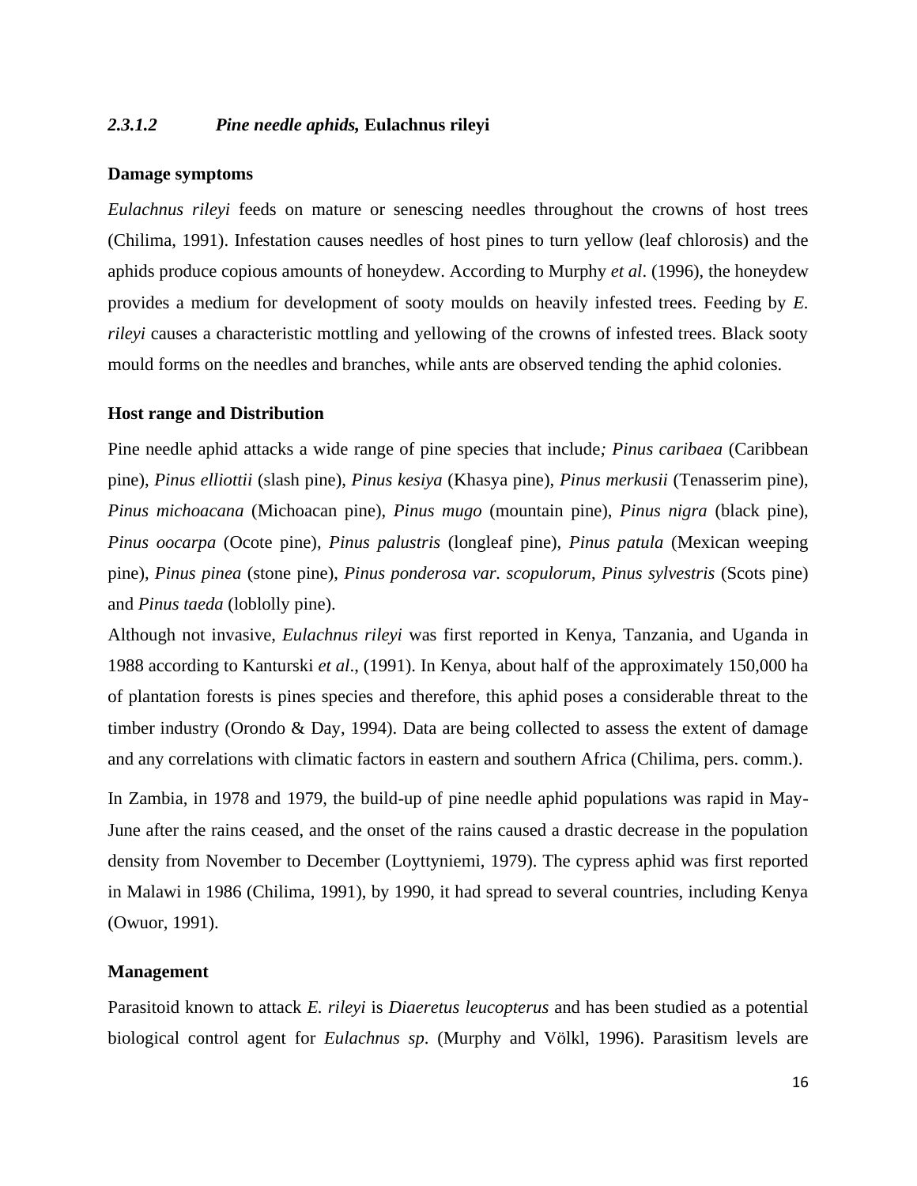#### *2.3.1.2 Pine needle aphids,* **Eulachnus rileyi**

**Damage symptoms**

*Eulachnus rileyi* feeds on mature or senescing needles throughout the crowns of host trees (Chilima, 1991). Infestation causes needles of host pines to turn yellow (leaf chlorosis) and the aphids produce copious amounts of honeydew. According to Murphy *et al*. (1996), the honeydew provides a medium for development of sooty moulds on heavily infested trees. Feeding by *E. rileyi* causes a characteristic mottling and yellowing of the crowns of infested trees. Black sooty mould forms on the needles and branches, while ants are observed tending the aphid colonies.

**Host range and Distribution**

Pine needle aphid attacks a wide range of pine species that include*; Pinus caribaea* (Caribbean pine), *Pinus elliottii* (slash pine), *Pinus kesiya* (Khasya pine), *Pinus merkusii* (Tenasserim pine), *Pinus michoacana* (Michoacan pine), *Pinus mugo* (mountain pine), *Pinus nigra* (black pine), *Pinus oocarpa* (Ocote pine), *Pinus palustris* (longleaf pine), *Pinus patula* (Mexican weeping pine), *Pinus pinea* (stone pine), *Pinus ponderosa var. scopulorum*, *Pinus sylvestris* (Scots pine) and *Pinus taeda* (loblolly pine).

Although not invasive, *Eulachnus rileyi* was first reported in Kenya, Tanzania, and Uganda in 1988 according to Kanturski *et al*., (1991). In Kenya, about half of the approximately 150,000 ha of plantation forests is pines species and therefore, this aphid poses a considerable threat to the timber industry (Orondo & Day, 1994). Data are being collected to assess the extent of damage and any correlations with climatic factors in eastern and southern Africa (Chilima, pers. comm.).

In Zambia, in 1978 and 1979, the build-up of pine needle aphid populations was rapid in May-June after the rains ceased, and the onset of the rains caused a drastic decrease in the population density from November to December (Loyttyniemi, 1979). The cypress aphid was first reported in Malawi in 1986 (Chilima, 1991), by 1990, it had spread to several countries, including Kenya (Owuor, 1991).

**Management**

Parasitoid known to attack *E. rileyi* is *Diaeretus leucopterus* and has been studied as a potential biological control agent for *Eulachnus sp*. (Murphy and Völkl, 1996). Parasitism levels are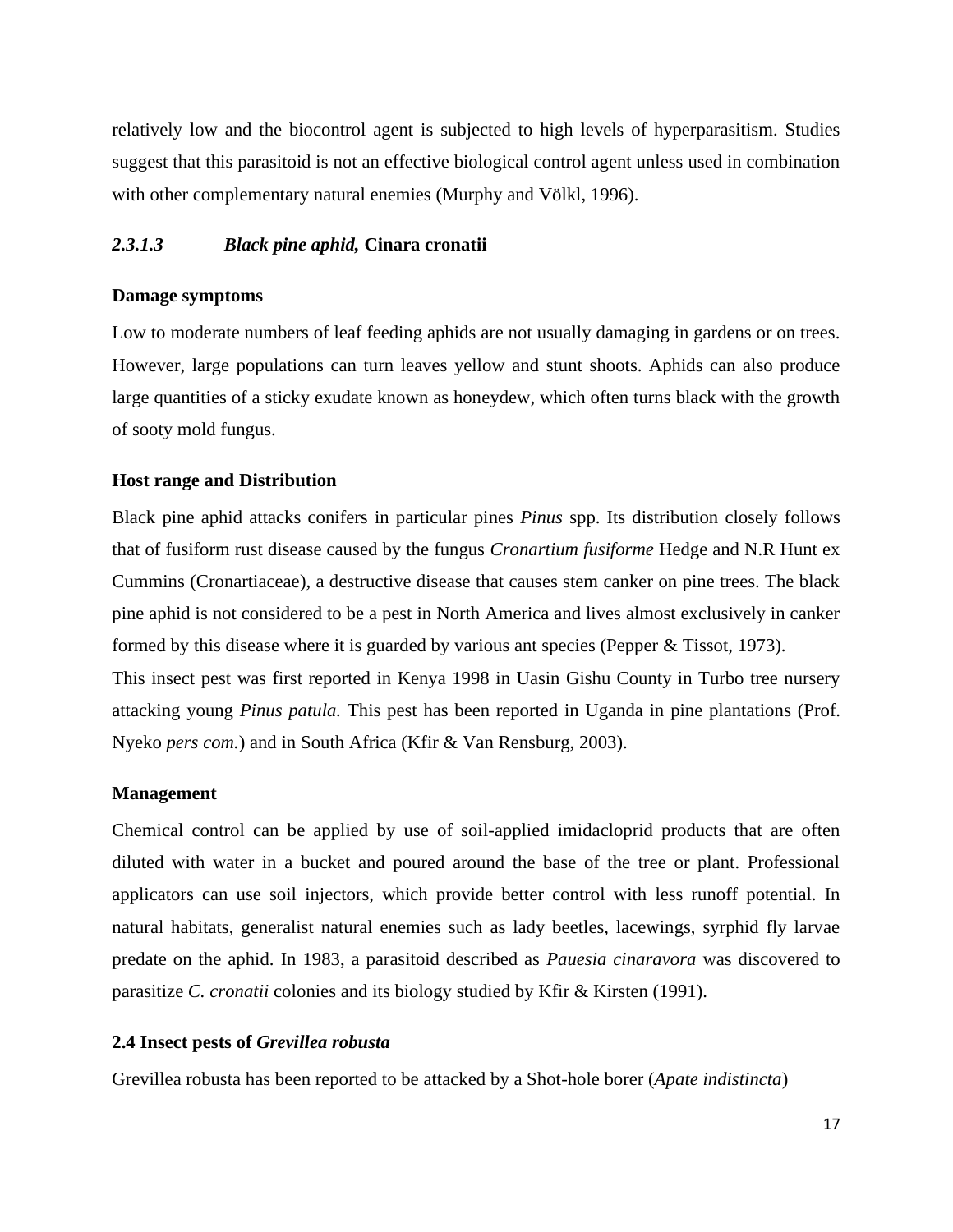relatively low and the biocontrol agent is subjected to high levels of hyperparasitism. Studies suggest that this parasitoid is not an effective biological control agent unless used in combination with other complementary natural enemies (Murphy and Völkl, 1996).

#### *2.3.1.3 Black pine aphid,* **Cinara cronatii**

**Damage symptoms**

Low to moderate numbers of leaf feeding aphids are not usually damaging in gardens or on trees. However, large populations can turn leaves yellow and stunt shoots. Aphids can also produce large quantities of a sticky exudate known as honeydew, which often turns black with the growth of sooty mold fungus.

**Host range and Distribution**

Black pine aphid attacks conifers in particular pines *Pinus* spp. Its distribution closely follows that of fusiform rust disease caused by the fungus *Cronartium fusiforme* Hedge and N.R Hunt ex Cummins (Cronartiaceae), a destructive disease that causes stem canker on pine trees. The black pine aphid is not considered to be a pest in North America and lives almost exclusively in canker formed by this disease where it is guarded by various ant species (Pepper & Tissot, 1973).

This insect pest was first reported in Kenya 1998 in Uasin Gishu County in Turbo tree nursery attacking young *Pinus patula*. This pest has been reported in Uganda in pine plantations (Prof. Nyeko *pers com.*) and in South Africa (Kfir & Van Rensburg, 2003).

**Management**

Chemical control can be applied by use of soil-applied imidacloprid products that are often diluted with water in a bucket and poured around the base of the tree or plant. Professional applicators can use soil injectors, which provide better control with less runoff potential. In natural habitats, generalist natural enemies such as lady beetles, lacewings, syrphid fly larvae predate on the aphid. In 1983, a parasitoid described as *Pauesia cinaravora* was discovered to parasitize *C. cronatii* colonies and its biology studied by Kfir & Kirsten (1991).

### 2.4 Insect pests of *Grevillea robusta*

Grevillea robusta has been reported to be attacked by a Shot-hole borer (*Apate indistincta*)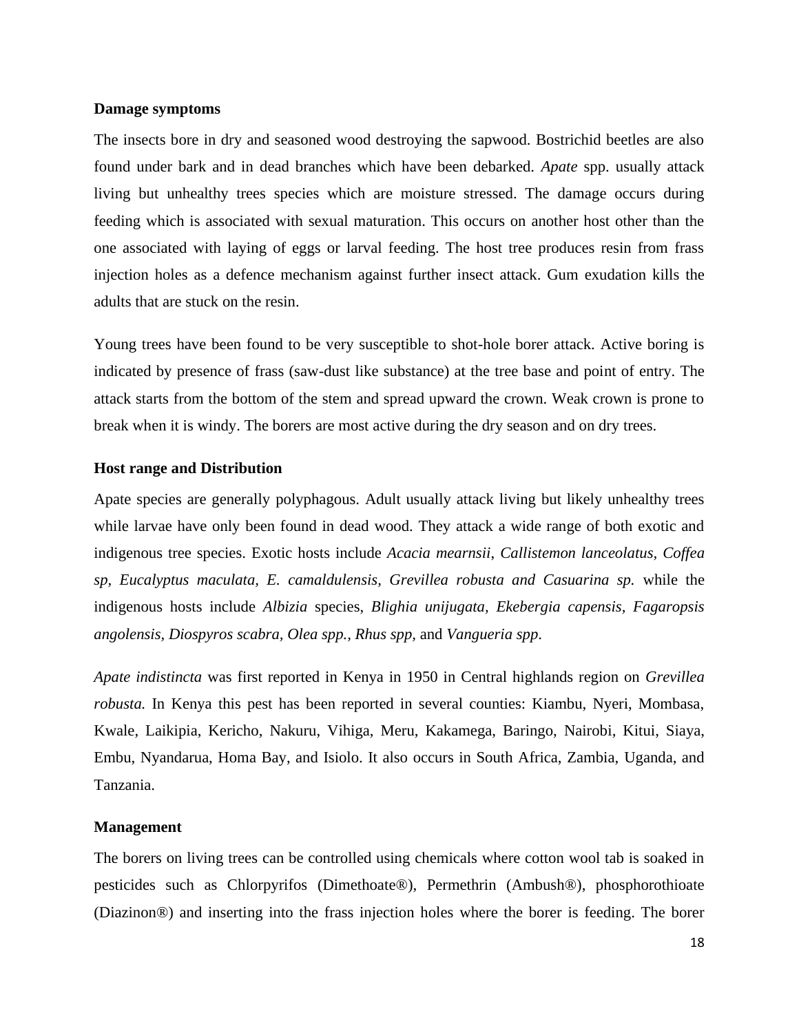**Damage symptoms**

The insects bore in dry and seasoned wood destroying the sapwood. Bostrichid beetles are also found under bark and in dead branches which have been debarked. *Apate* spp. usually attack living but unhealthy trees species which are moisture stressed. The damage occurs during feeding which is associated with sexual maturation. This occurs on another host other than the one associated with laying of eggs or larval feeding. The host tree produces resin from frass injection holes as a defence mechanism against further insect attack. Gum exudation kills the adults that are stuck on the resin.

Young trees have been found to be very susceptible to shot-hole borer attack. Active boring is indicated by presence of frass (saw-dust like substance) at the tree base and point of entry. The attack starts from the bottom of the stem and spread upward the crown. Weak crown is prone to break when it is windy. The borers are most active during the dry season and on dry trees.

**Host range and Distribution**

Apate species are generally polyphagous. Adult usually attack living but likely unhealthy trees while larvae have only been found in dead wood. They attack a wide range of both exotic and indigenous tree species. Exotic hosts include *Acacia mearnsii*, *Callistemon lanceolatus, Coffea sp, Eucalyptus maculata, E. camaldulensis, Grevillea robusta and Casuarina sp.* while the indigenous hosts include *Albizia* species, *Blighia unijugata, Ekebergia capensis, Fagaropsis angolensis, Diospyros scabra, Olea spp., Rhus spp,* and *Vangueria spp*.

*Apate indistincta* was first reported in Kenya in 1950 in Central highlands region on *Grevillea robusta.* In Kenya this pest has been reported in several counties: Kiambu, Nyeri, Mombasa, Kwale, Laikipia, Kericho, Nakuru, Vihiga, Meru, Kakamega, Baringo, Nairobi, Kitui, Siaya, Embu, Nyandarua, Homa Bay, and Isiolo. It also occurs in South Africa, Zambia, Uganda, and Tanzania.

**Management**

The borers on living trees can be controlled using chemicals where cotton wool tab is soaked in pesticides such as Chlorpyrifos (Dimethoate®), Permethrin (Ambush®), phosphorothioate (Diazinon®) and inserting into the frass injection holes where the borer is feeding. The borer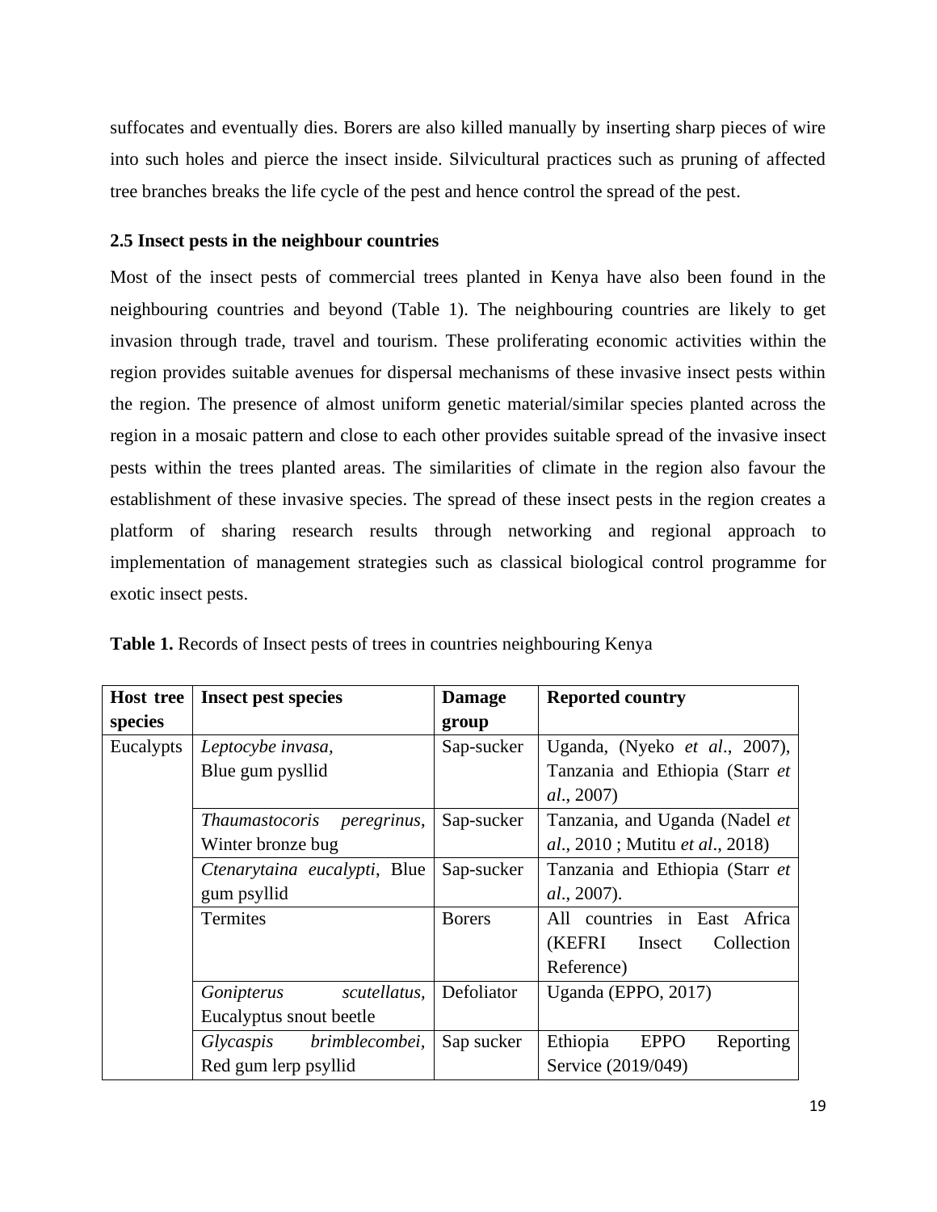suffocates and eventually dies. Borers are also killed manually by inserting sharp pieces of wire into such holes and pierce the insect inside. Silvicultural practices such as pruning of affected tree branches breaks the life cycle of the pest and hence control the spread of the pest.

### 2.5 Insect pests in the neighbour countries

Most of the insect pests of commercial trees planted in Kenya have also been found in the neighbouring countries and beyond (Table 1). The neighbouring countries are likely to get invasion through trade, travel and tourism. These proliferating economic activities within the region provides suitable avenues for dispersal mechanisms of these invasive insect pests within the region. The presence of almost uniform genetic material/similar species planted across the region in a mosaic pattern and close to each other provides suitable spread of the invasive insect pests within the trees planted areas. The similarities of climate in the region also favour the establishment of these invasive species. The spread of these insect pests in the region creates a platform of sharing research results through networking and regional approach to implementation of management strategies such as classical biological control programme for exotic insect pests.

**Table 1.** Records of Insect pests of trees in countries neighbouring Kenya

| Host tree species | Insect pest species | Damage group | Reported country |
|---|---|---|---|
| Eucalypts | *Leptocybe invasa*, Blue gum pysllid | Sap-sucker | Uganda, (Nyeko *et al*., 2007), Tanzania and Ethiopia (Starr *et al*., 2007) |
| | *Thaumastocoris peregrinus*, Winter bronze bug | Sap-sucker | Tanzania, and Uganda (Nadel *et al*., 2010 ; Mutitu *et al*., 2018) |
| | *Ctenarytaina eucalypti*, Blue gum psyllid | Sap-sucker | Tanzania and Ethiopia (Starr *et al*., 2007). |
| | Termites | Borers | All countries in East Africa (KEFRI Insect Collection Reference) |
| | *Gonipterus scutellatus*, Eucalyptus snout beetle | Defoliator | Uganda (EPPO, 2017) |
| | *Glycaspis brimblecombei*, Red gum lerp psyllid | Sap sucker | Ethiopia EPPO Reporting Service (2019/049) |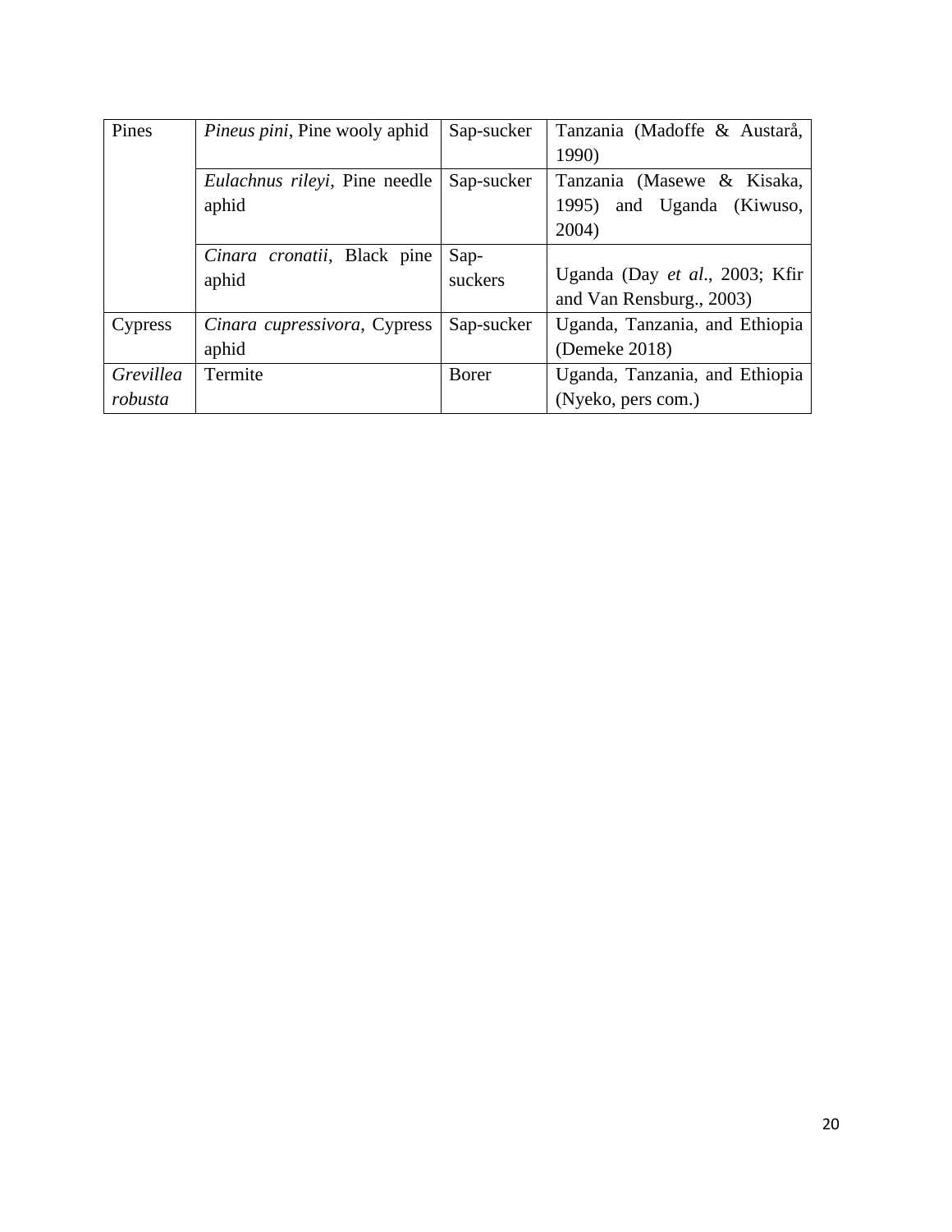| Pines | *Pineus pini*, Pine wooly aphid | Sap-sucker | Tanzania (Madoffe & Austarå, 1990) |
|---|---|---|---|
| | *Eulachnus rileyi*, Pine needle aphid | Sap-sucker | Tanzania (Masewe & Kisaka, 1995) and Uganda (Kiwuso, 2004) |
| | *Cinara cronatii*, Black pine aphid | Sap-suckers | Uganda (Day *et al*., 2003; Kfir and Van Rensburg., 2003) |
| Cypress | *Cinara cupressivora*, Cypress aphid | Sap-sucker | Uganda, Tanzania, and Ethiopia (Demeke 2018) |
| *Grevillea robusta* | Termite | Borer | Uganda, Tanzania, and Ethiopia (Nyeko, pers com.) |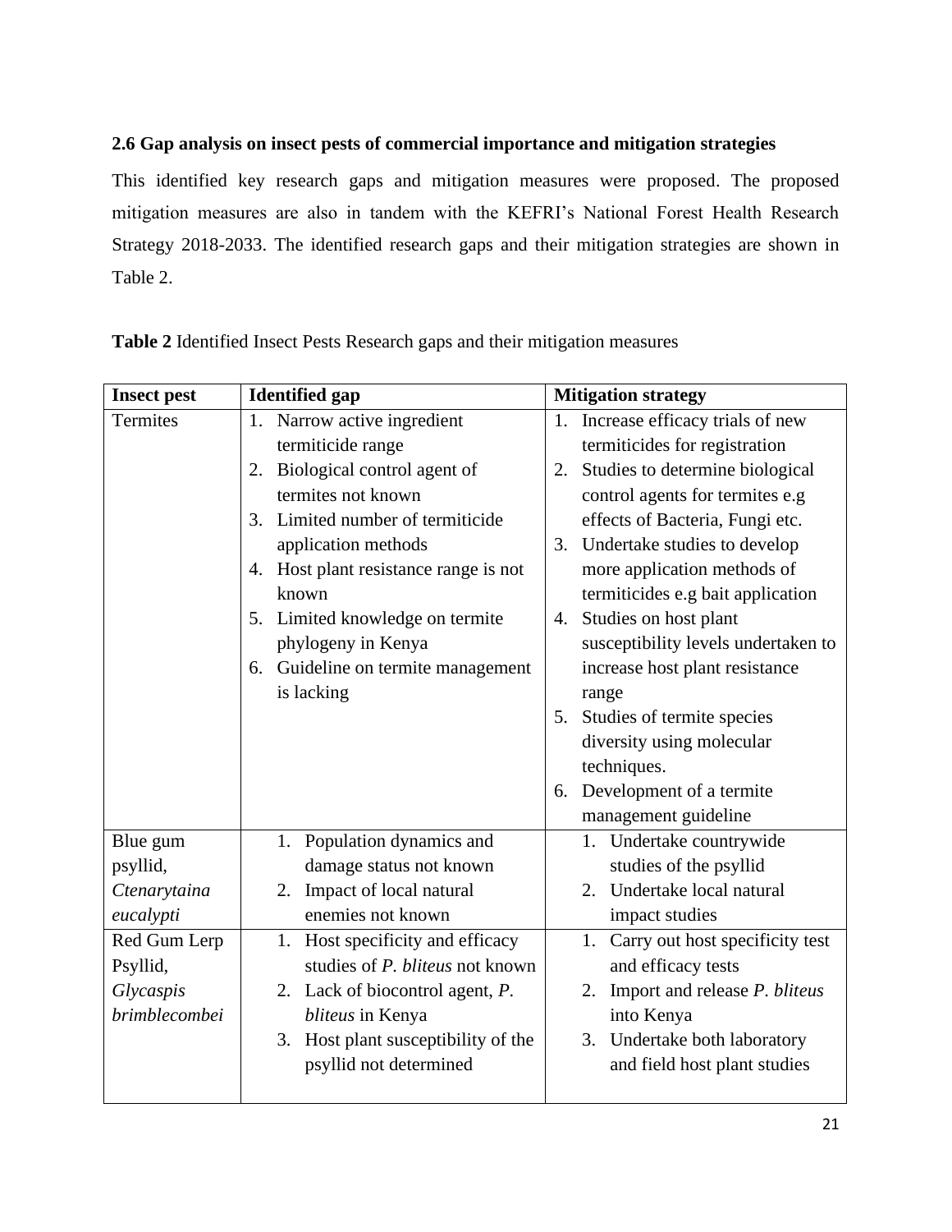### 2.6 Gap analysis on insect pests of commercial importance and mitigation strategies

This identified key research gaps and mitigation measures were proposed. The proposed mitigation measures are also in tandem with the KEFRI's National Forest Health Research Strategy 2018-2033. The identified research gaps and their mitigation strategies are shown in Table 2.

**Table 2** Identified Insect Pests Research gaps and their mitigation measures

| Insect pest | Identified gap | Mitigation strategy |
|---|---|---|
| Termites | 1. Narrow active ingredient termiticide range<br>2. Biological control agent of termites not known<br>3. Limited number of termiticide application methods<br>4. Host plant resistance range is not known<br>5. Limited knowledge on termite phylogeny in Kenya<br>6. Guideline on termite management is lacking | 1. Increase efficacy trials of new termiticides for registration<br>2. Studies to determine biological control agents for termites e.g effects of Bacteria, Fungi etc.<br>3. Undertake studies to develop more application methods of termiticides e.g bait application<br>4. Studies on host plant susceptibility levels undertaken to increase host plant resistance range<br>5. Studies of termite species diversity using molecular techniques.<br>6. Development of a termite management guideline |
| Blue gum psyllid, *Ctenarytaina eucalypti* | 1. Population dynamics and damage status not known<br>2. Impact of local natural enemies not known | 1. Undertake countrywide studies of the psyllid<br>2. Undertake local natural impact studies |
| Red Gum Lerp Psyllid, *Glycaspis brimblecombei* | 1. Host specificity and efficacy studies of *P. bliteus* not known<br>2. Lack of biocontrol agent, *P. bliteus* in Kenya<br>3. Host plant susceptibility of the psyllid not determined | 1. Carry out host specificity test and efficacy tests<br>2. Import and release *P. bliteus* into Kenya<br>3. Undertake both laboratory and field host plant studies |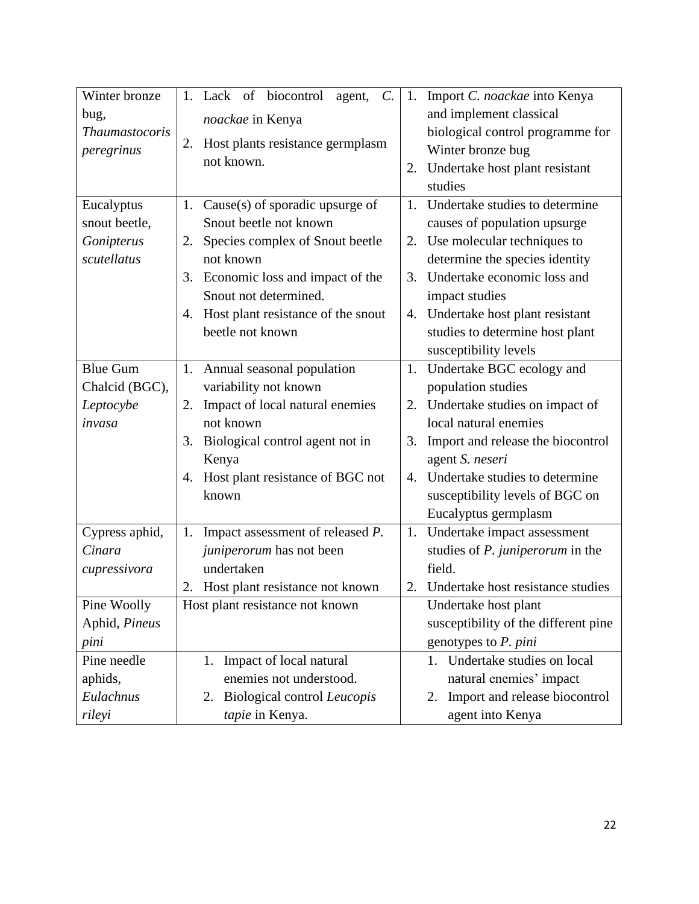| Winter bronze bug, *Thaumastocoris peregrinus* | 1. Lack of biocontrol agent, *C. noackae* in Kenya<br>2. Host plants resistance germplasm not known. | 1. Import *C. noackae* into Kenya and implement classical biological control programme for Winter bronze bug<br>2. Undertake host plant resistant studies |
|---|---|---|
| Eucalyptus snout beetle, *Gonipterus scutellatus* | 1. Cause(s) of sporadic upsurge of Snout beetle not known<br>2. Species complex of Snout beetle not known<br>3. Economic loss and impact of the Snout not determined.<br>4. Host plant resistance of the snout beetle not known | 1. Undertake studies to determine causes of population upsurge<br>2. Use molecular techniques to determine the species identity<br>3. Undertake economic loss and impact studies<br>4. Undertake host plant resistant studies to determine host plant susceptibility levels |
| Blue Gum Chalcid (BGC), *Leptocybe invasa* | 1. Annual seasonal population variability not known<br>2. Impact of local natural enemies not known<br>3. Biological control agent not in Kenya<br>4. Host plant resistance of BGC not known | 1. Undertake BGC ecology and population studies<br>2. Undertake studies on impact of local natural enemies<br>3. Import and release the biocontrol agent *S. neseri*<br>4. Undertake studies to determine susceptibility levels of BGC on Eucalyptus germplasm |
| Cypress aphid, *Cinara cupressivora* | 1. Impact assessment of released *P. juniperorum* has not been undertaken<br>2. Host plant resistance not known | 1. Undertake impact assessment studies of *P. juniperorum* in the field.<br>2. Undertake host resistance studies |
| Pine Woolly Aphid, *Pineus pini* | Host plant resistance not known | Undertake host plant susceptibility of the different pine genotypes to *P. pini* |
| Pine needle aphids, *Eulachnus rileyi* | 1. Impact of local natural enemies not understood.<br>2. Biological control *Leucopis tapie* in Kenya. | 1. Undertake studies on local natural enemies' impact<br>2. Import and release biocontrol agent into Kenya |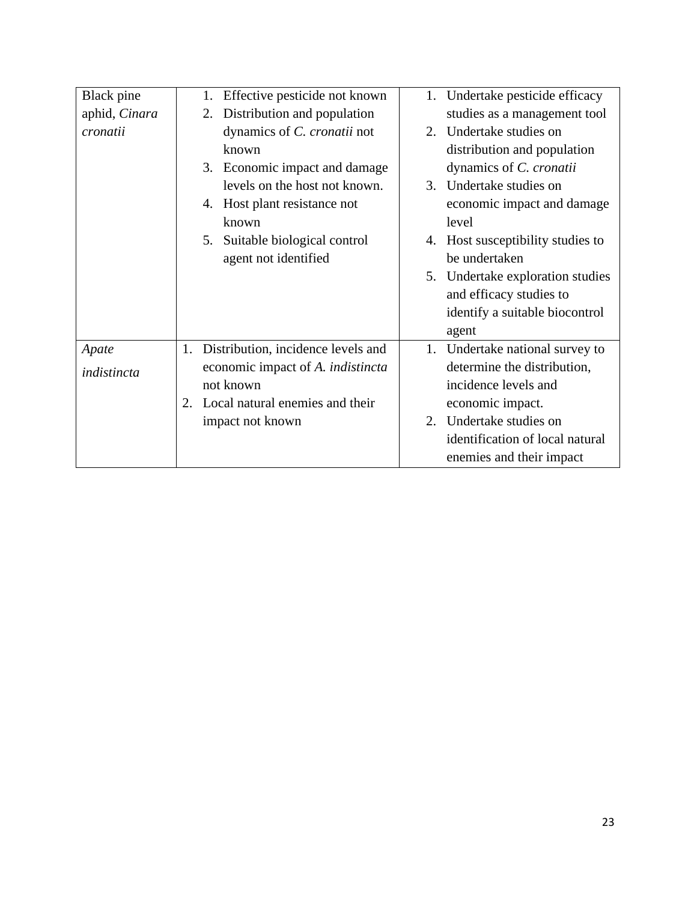| | | |
|---|---|---|
| Black pine aphid, *Cinara cronatii* | 1. Effective pesticide not known<br>2. Distribution and population dynamics of *C. cronatii* not known<br>3. Economic impact and damage levels on the host not known.<br>4. Host plant resistance not known<br>5. Suitable biological control agent not identified | 1. Undertake pesticide efficacy studies as a management tool<br>2. Undertake studies on distribution and population dynamics of *C. cronatii*<br>3. Undertake studies on economic impact and damage level<br>4. Host susceptibility studies to be undertaken<br>5. Undertake exploration studies and efficacy studies to identify a suitable biocontrol agent |
| *Apate indistincta* | 1. Distribution, incidence levels and economic impact of *A. indistincta* not known<br>2. Local natural enemies and their impact not known | 1. Undertake national survey to determine the distribution, incidence levels and economic impact.<br>2. Undertake studies on identification of local natural enemies and their impact |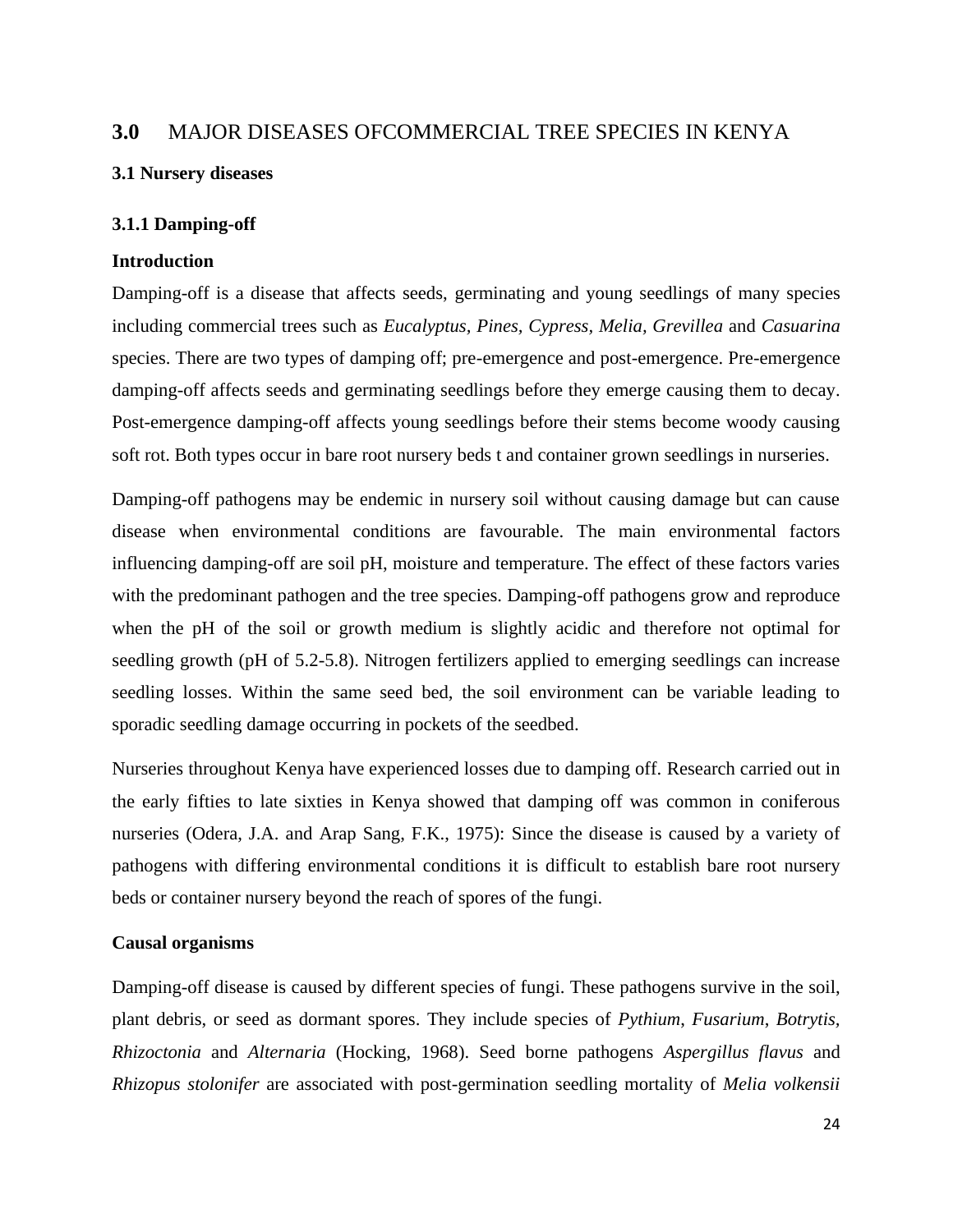# 3.0 MAJOR DISEASES OFCOMMERCIAL TREE SPECIES IN KENYA

## 3.1 Nursery diseases

### 3.1.1 Damping-off

**Introduction**

Damping-off is a disease that affects seeds, germinating and young seedlings of many species including commercial trees such as *Eucalyptus*, *Pines*, *Cypress*, *Melia*, *Grevillea* and *Casuarina* species. There are two types of damping off; pre-emergence and post-emergence. Pre-emergence damping-off affects seeds and germinating seedlings before they emerge causing them to decay. Post-emergence damping-off affects young seedlings before their stems become woody causing soft rot. Both types occur in bare root nursery beds t and container grown seedlings in nurseries.

Damping-off pathogens may be endemic in nursery soil without causing damage but can cause disease when environmental conditions are favourable. The main environmental factors influencing damping-off are soil pH, moisture and temperature. The effect of these factors varies with the predominant pathogen and the tree species. Damping-off pathogens grow and reproduce when the pH of the soil or growth medium is slightly acidic and therefore not optimal for seedling growth (pH of 5.2-5.8). Nitrogen fertilizers applied to emerging seedlings can increase seedling losses. Within the same seed bed, the soil environment can be variable leading to sporadic seedling damage occurring in pockets of the seedbed.

Nurseries throughout Kenya have experienced losses due to damping off. Research carried out in the early fifties to late sixties in Kenya showed that damping off was common in coniferous nurseries (Odera, J.A. and Arap Sang, F.K., 1975): Since the disease is caused by a variety of pathogens with differing environmental conditions it is difficult to establish bare root nursery beds or container nursery beyond the reach of spores of the fungi.

**Causal organisms**

Damping-off disease is caused by different species of fungi. These pathogens survive in the soil, plant debris, or seed as dormant spores. They include species of *Pythium*, *Fusarium*, *Botrytis*, *Rhizoctonia* and *Alternaria* (Hocking, 1968). Seed borne pathogens *Aspergillus flavus* and *Rhizopus stolonifer* are associated with post-germination seedling mortality of *Melia volkensii*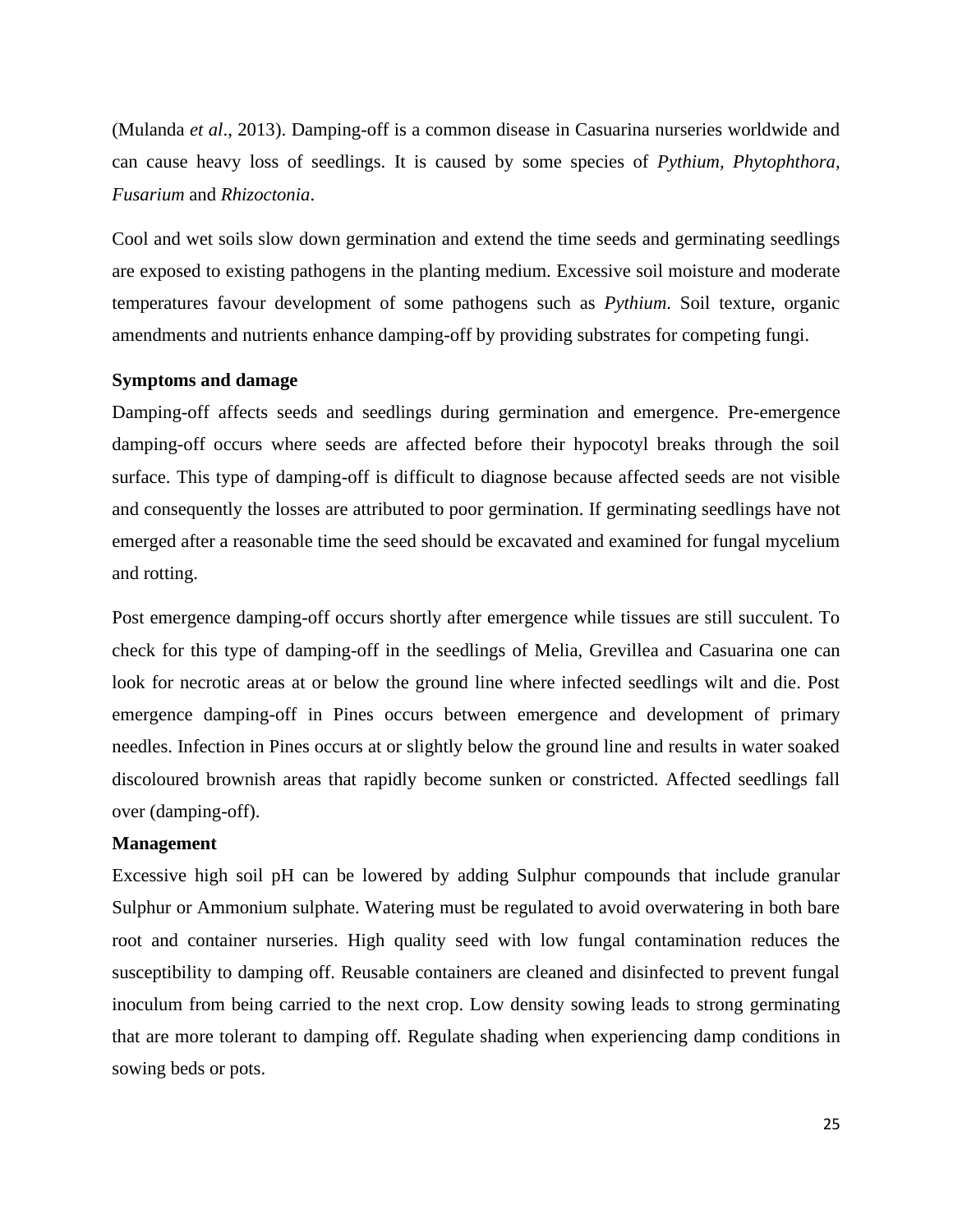(Mulanda *et al*., 2013). Damping-off is a common disease in Casuarina nurseries worldwide and can cause heavy loss of seedlings. It is caused by some species of *Pythium*, *Phytophthora*, *Fusarium* and *Rhizoctonia*.

Cool and wet soils slow down germination and extend the time seeds and germinating seedlings are exposed to existing pathogens in the planting medium. Excessive soil moisture and moderate temperatures favour development of some pathogens such as *Pythium*. Soil texture, organic amendments and nutrients enhance damping-off by providing substrates for competing fungi.

**Symptoms and damage**

Damping-off affects seeds and seedlings during germination and emergence. Pre-emergence damping-off occurs where seeds are affected before their hypocotyl breaks through the soil surface. This type of damping-off is difficult to diagnose because affected seeds are not visible and consequently the losses are attributed to poor germination. If germinating seedlings have not emerged after a reasonable time the seed should be excavated and examined for fungal mycelium and rotting.

Post emergence damping-off occurs shortly after emergence while tissues are still succulent. To check for this type of damping-off in the seedlings of Melia, Grevillea and Casuarina one can look for necrotic areas at or below the ground line where infected seedlings wilt and die. Post emergence damping-off in Pines occurs between emergence and development of primary needles. Infection in Pines occurs at or slightly below the ground line and results in water soaked discoloured brownish areas that rapidly become sunken or constricted. Affected seedlings fall over (damping-off).

**Management**

Excessive high soil pH can be lowered by adding Sulphur compounds that include granular Sulphur or Ammonium sulphate. Watering must be regulated to avoid overwatering in both bare root and container nurseries. High quality seed with low fungal contamination reduces the susceptibility to damping off. Reusable containers are cleaned and disinfected to prevent fungal inoculum from being carried to the next crop. Low density sowing leads to strong germinating that are more tolerant to damping off. Regulate shading when experiencing damp conditions in sowing beds or pots.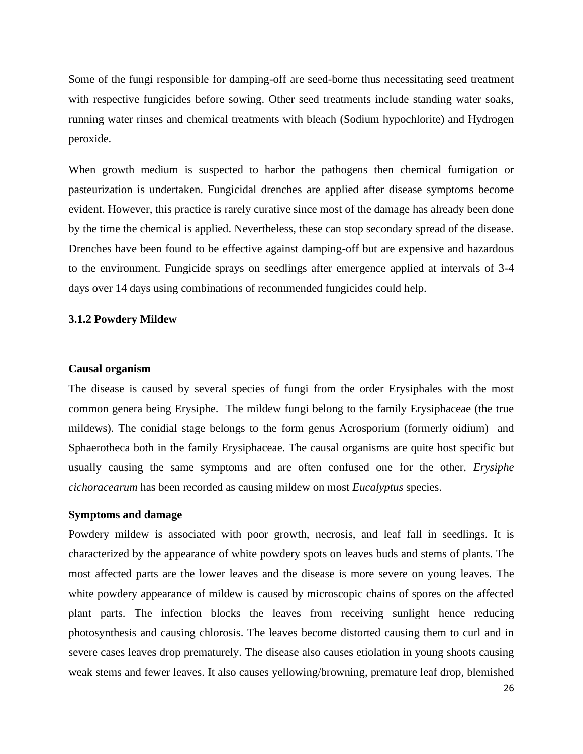Some of the fungi responsible for damping-off are seed-borne thus necessitating seed treatment with respective fungicides before sowing. Other seed treatments include standing water soaks, running water rinses and chemical treatments with bleach (Sodium hypochlorite) and Hydrogen peroxide.

When growth medium is suspected to harbor the pathogens then chemical fumigation or pasteurization is undertaken. Fungicidal drenches are applied after disease symptoms become evident. However, this practice is rarely curative since most of the damage has already been done by the time the chemical is applied. Nevertheless, these can stop secondary spread of the disease. Drenches have been found to be effective against damping-off but are expensive and hazardous to the environment. Fungicide sprays on seedlings after emergence applied at intervals of 3-4 days over 14 days using combinations of recommended fungicides could help.

### 3.1.2 Powdery Mildew

**Causal organism**

The disease is caused by several species of fungi from the order Erysiphales with the most common genera being Erysiphe. The mildew fungi belong to the family Erysiphaceae (the true mildews). The conidial stage belongs to the form genus Acrosporium (formerly oidium) and Sphaerotheca both in the family Erysiphaceae. The causal organisms are quite host specific but usually causing the same symptoms and are often confused one for the other. *Erysiphe cichoracearum* has been recorded as causing mildew on most *Eucalyptus* species.

**Symptoms and damage**

Powdery mildew is associated with poor growth, necrosis, and leaf fall in seedlings. It is characterized by the appearance of white powdery spots on leaves buds and stems of plants. The most affected parts are the lower leaves and the disease is more severe on young leaves. The white powdery appearance of mildew is caused by microscopic chains of spores on the affected plant parts. The infection blocks the leaves from receiving sunlight hence reducing photosynthesis and causing chlorosis. The leaves become distorted causing them to curl and in severe cases leaves drop prematurely. The disease also causes etiolation in young shoots causing weak stems and fewer leaves. It also causes yellowing/browning, premature leaf drop, blemished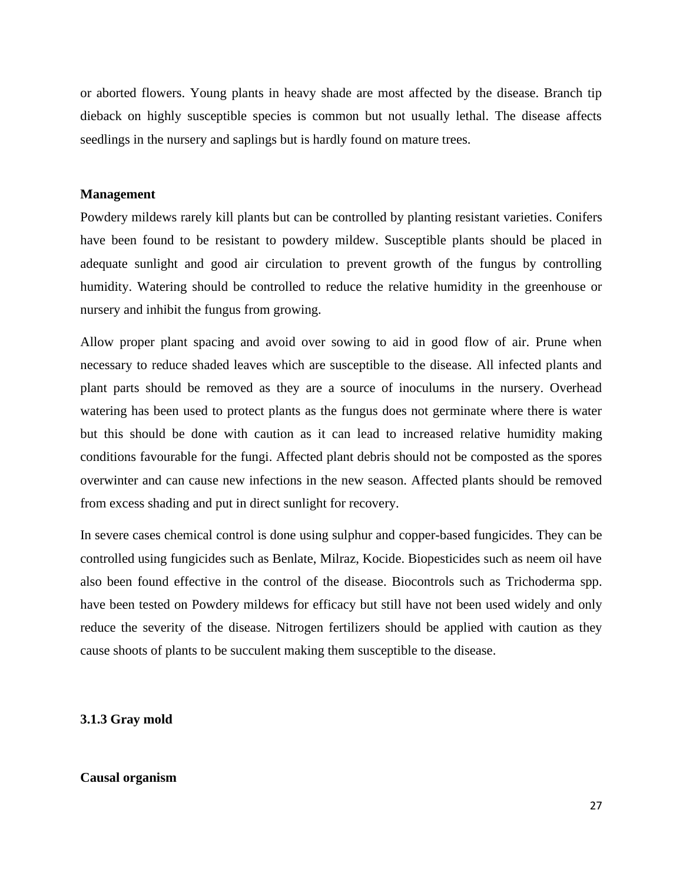or aborted flowers. Young plants in heavy shade are most affected by the disease. Branch tip dieback on highly susceptible species is common but not usually lethal. The disease affects seedlings in the nursery and saplings but is hardly found on mature trees.

**Management**

Powdery mildews rarely kill plants but can be controlled by planting resistant varieties. Conifers have been found to be resistant to powdery mildew. Susceptible plants should be placed in adequate sunlight and good air circulation to prevent growth of the fungus by controlling humidity. Watering should be controlled to reduce the relative humidity in the greenhouse or nursery and inhibit the fungus from growing.

Allow proper plant spacing and avoid over sowing to aid in good flow of air. Prune when necessary to reduce shaded leaves which are susceptible to the disease. All infected plants and plant parts should be removed as they are a source of inoculums in the nursery. Overhead watering has been used to protect plants as the fungus does not germinate where there is water but this should be done with caution as it can lead to increased relative humidity making conditions favourable for the fungi. Affected plant debris should not be composted as the spores overwinter and can cause new infections in the new season. Affected plants should be removed from excess shading and put in direct sunlight for recovery.

In severe cases chemical control is done using sulphur and copper-based fungicides. They can be controlled using fungicides such as Benlate, Milraz, Kocide. Biopesticides such as neem oil have also been found effective in the control of the disease. Biocontrols such as Trichoderma spp. have been tested on Powdery mildews for efficacy but still have not been used widely and only reduce the severity of the disease. Nitrogen fertilizers should be applied with caution as they cause shoots of plants to be succulent making them susceptible to the disease.

### 3.1.3 Gray mold

**Causal organism**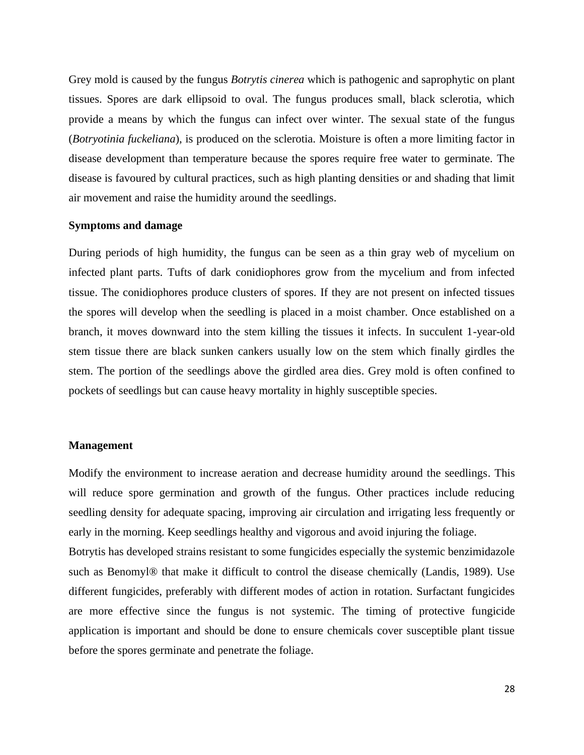Grey mold is caused by the fungus *Botrytis cinerea* which is pathogenic and saprophytic on plant tissues. Spores are dark ellipsoid to oval. The fungus produces small, black sclerotia, which provide a means by which the fungus can infect over winter. The sexual state of the fungus (*Botryotinia fuckeliana*), is produced on the sclerotia. Moisture is often a more limiting factor in disease development than temperature because the spores require free water to germinate. The disease is favoured by cultural practices, such as high planting densities or and shading that limit air movement and raise the humidity around the seedlings.

**Symptoms and damage**

During periods of high humidity, the fungus can be seen as a thin gray web of mycelium on infected plant parts. Tufts of dark conidiophores grow from the mycelium and from infected tissue. The conidiophores produce clusters of spores. If they are not present on infected tissues the spores will develop when the seedling is placed in a moist chamber. Once established on a branch, it moves downward into the stem killing the tissues it infects. In succulent 1-year-old stem tissue there are black sunken cankers usually low on the stem which finally girdles the stem. The portion of the seedlings above the girdled area dies. Grey mold is often confined to pockets of seedlings but can cause heavy mortality in highly susceptible species.

**Management**

Modify the environment to increase aeration and decrease humidity around the seedlings. This will reduce spore germination and growth of the fungus. Other practices include reducing seedling density for adequate spacing, improving air circulation and irrigating less frequently or early in the morning. Keep seedlings healthy and vigorous and avoid injuring the foliage.

Botrytis has developed strains resistant to some fungicides especially the systemic benzimidazole such as Benomyl® that make it difficult to control the disease chemically (Landis, 1989). Use different fungicides, preferably with different modes of action in rotation. Surfactant fungicides are more effective since the fungus is not systemic. The timing of protective fungicide application is important and should be done to ensure chemicals cover susceptible plant tissue before the spores germinate and penetrate the foliage.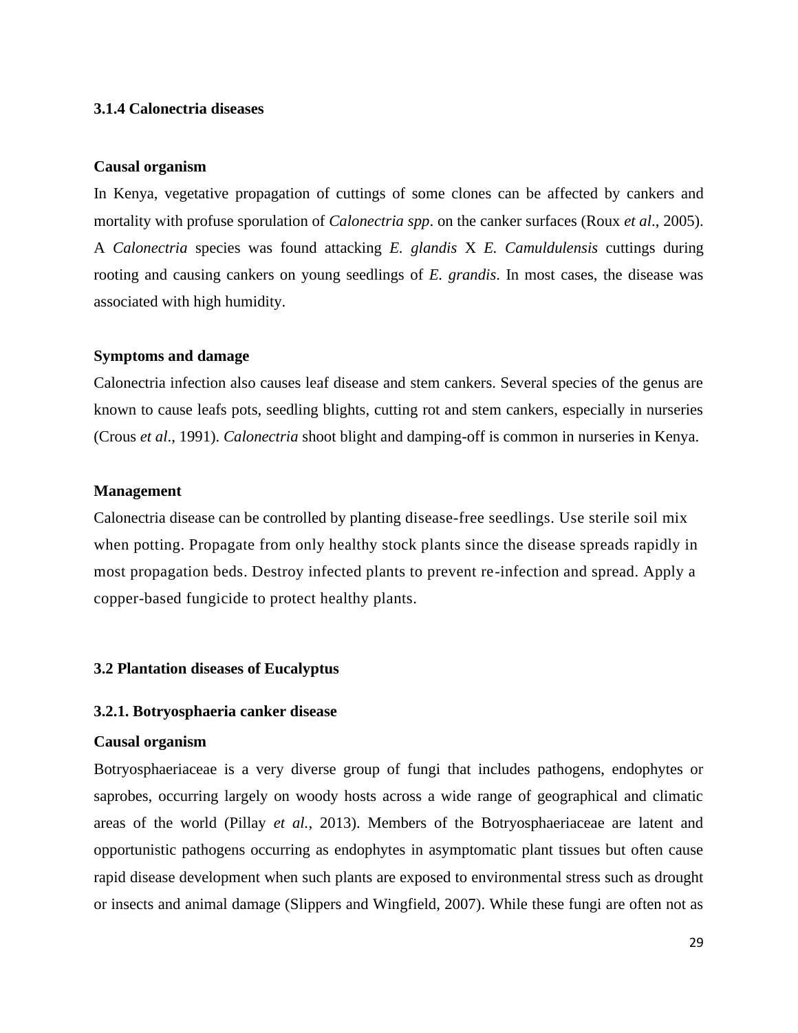### 3.1.4 Calonectria diseases

**Causal organism**

In Kenya, vegetative propagation of cuttings of some clones can be affected by cankers and mortality with profuse sporulation of *Calonectria spp*. on the canker surfaces (Roux *et al*., 2005). A *Calonectria* species was found attacking *E. glandis* X *E. Camuldulensis* cuttings during rooting and causing cankers on young seedlings of *E. grandis*. In most cases, the disease was associated with high humidity.

**Symptoms and damage**

Calonectria infection also causes leaf disease and stem cankers. Several species of the genus are known to cause leafs pots, seedling blights, cutting rot and stem cankers, especially in nurseries (Crous *et al*., 1991). *Calonectria* shoot blight and damping-off is common in nurseries in Kenya.

**Management**

Calonectria disease can be controlled by planting disease-free seedlings. Use sterile soil mix when potting. Propagate from only healthy stock plants since the disease spreads rapidly in most propagation beds. Destroy infected plants to prevent re-infection and spread. Apply a copper-based fungicide to protect healthy plants.

## 3.2 Plantation diseases of Eucalyptus

### 3.2.1. Botryosphaeria canker disease

**Causal organism**

Botryosphaeriaceae is a very diverse group of fungi that includes pathogens, endophytes or saprobes, occurring largely on woody hosts across a wide range of geographical and climatic areas of the world (Pillay *et al.*, 2013). Members of the Botryosphaeriaceae are latent and opportunistic pathogens occurring as endophytes in asymptomatic plant tissues but often cause rapid disease development when such plants are exposed to environmental stress such as drought or insects and animal damage (Slippers and Wingfield, 2007). While these fungi are often not as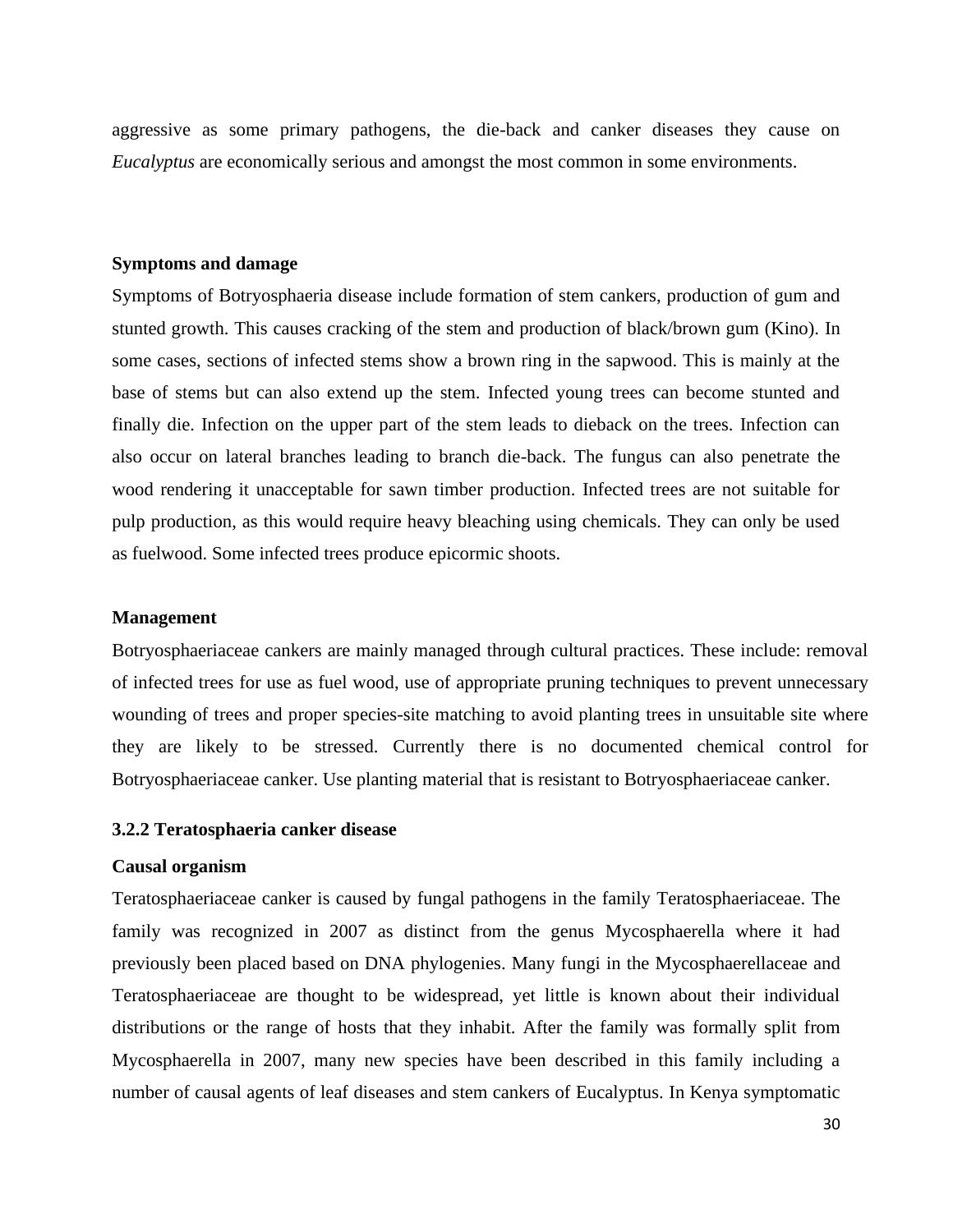aggressive as some primary pathogens, the die-back and canker diseases they cause on *Eucalyptus* are economically serious and amongst the most common in some environments.

**Symptoms and damage**

Symptoms of Botryosphaeria disease include formation of stem cankers, production of gum and stunted growth. This causes cracking of the stem and production of black/brown gum (Kino). In some cases, sections of infected stems show a brown ring in the sapwood. This is mainly at the base of stems but can also extend up the stem. Infected young trees can become stunted and finally die. Infection on the upper part of the stem leads to dieback on the trees. Infection can also occur on lateral branches leading to branch die-back. The fungus can also penetrate the wood rendering it unacceptable for sawn timber production. Infected trees are not suitable for pulp production, as this would require heavy bleaching using chemicals. They can only be used as fuelwood. Some infected trees produce epicormic shoots.

**Management**

Botryosphaeriaceae cankers are mainly managed through cultural practices. These include: removal of infected trees for use as fuel wood, use of appropriate pruning techniques to prevent unnecessary wounding of trees and proper species-site matching to avoid planting trees in unsuitable site where they are likely to be stressed. Currently there is no documented chemical control for Botryosphaeriaceae canker. Use planting material that is resistant to Botryosphaeriaceae canker.

### 3.2.2 Teratosphaeria canker disease

**Causal organism**

Teratosphaeriaceae canker is caused by fungal pathogens in the family Teratosphaeriaceae. The family was recognized in 2007 as distinct from the genus Mycosphaerella where it had previously been placed based on DNA phylogenies. Many fungi in the Mycosphaerellaceae and Teratosphaeriaceae are thought to be widespread, yet little is known about their individual distributions or the range of hosts that they inhabit. After the family was formally split from Mycosphaerella in 2007, many new species have been described in this family including a number of causal agents of leaf diseases and stem cankers of Eucalyptus. In Kenya symptomatic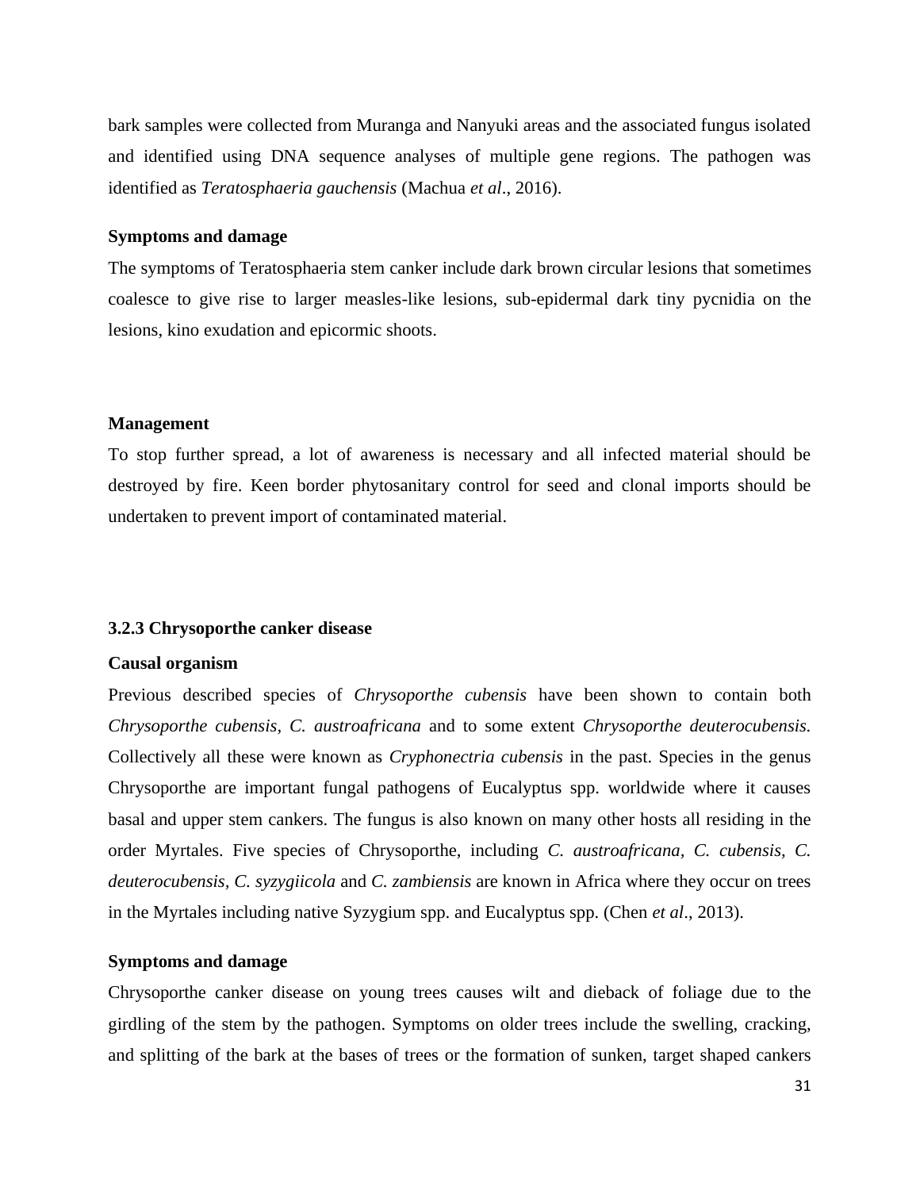bark samples were collected from Muranga and Nanyuki areas and the associated fungus isolated and identified using DNA sequence analyses of multiple gene regions. The pathogen was identified as *Teratosphaeria gauchensis* (Machua *et al*., 2016).

**Symptoms and damage**

The symptoms of Teratosphaeria stem canker include dark brown circular lesions that sometimes coalesce to give rise to larger measles-like lesions, sub-epidermal dark tiny pycnidia on the lesions, kino exudation and epicormic shoots.

**Management**

To stop further spread, a lot of awareness is necessary and all infected material should be destroyed by fire. Keen border phytosanitary control for seed and clonal imports should be undertaken to prevent import of contaminated material.

### 3.2.3 Chrysoporthe canker disease

**Causal organism**

Previous described species of *Chrysoporthe cubensis* have been shown to contain both *Chrysoporthe cubensis*, *C. austroafricana* and to some extent *Chrysoporthe deuterocubensis.* Collectively all these were known as *Cryphonectria cubensis* in the past. Species in the genus Chrysoporthe are important fungal pathogens of Eucalyptus spp. worldwide where it causes basal and upper stem cankers. The fungus is also known on many other hosts all residing in the order Myrtales. Five species of Chrysoporthe, including *C. austroafricana, C. cubensis, C. deuterocubensis*, *C. syzygiicola* and *C. zambiensis* are known in Africa where they occur on trees in the Myrtales including native Syzygium spp. and Eucalyptus spp. (Chen *et al*., 2013).

**Symptoms and damage**

Chrysoporthe canker disease on young trees causes wilt and dieback of foliage due to the girdling of the stem by the pathogen. Symptoms on older trees include the swelling, cracking, and splitting of the bark at the bases of trees or the formation of sunken, target shaped cankers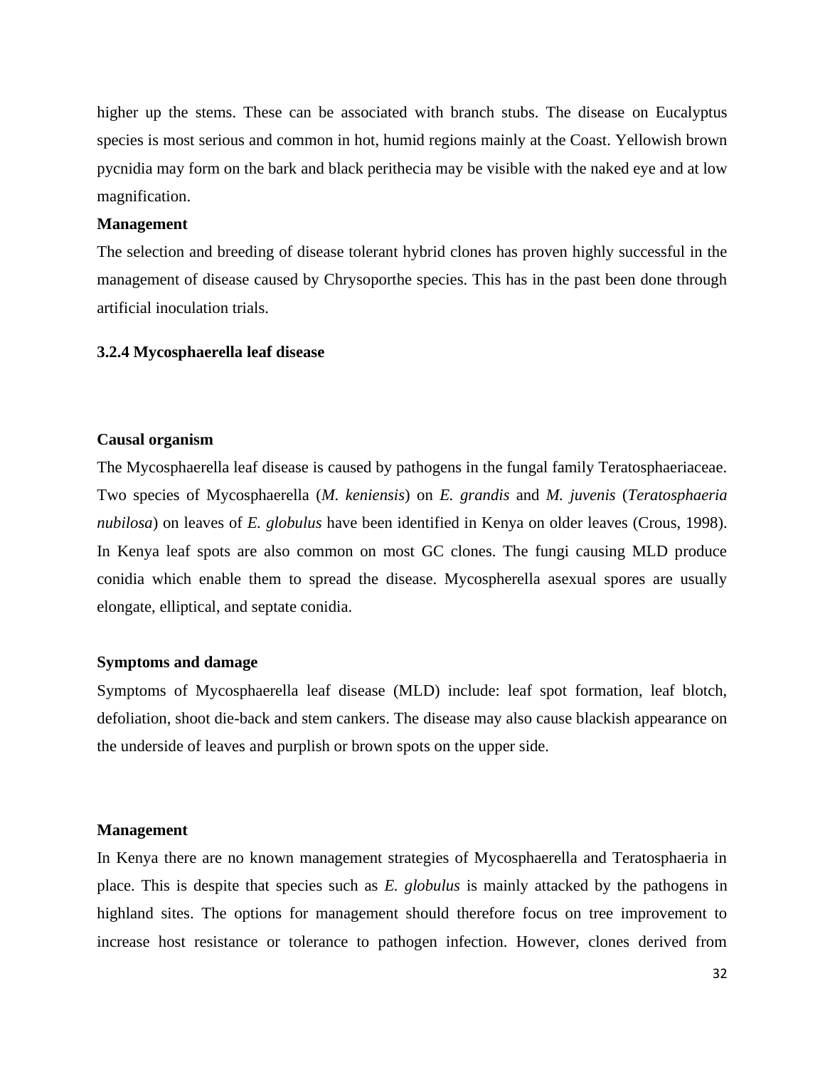higher up the stems. These can be associated with branch stubs. The disease on Eucalyptus species is most serious and common in hot, humid regions mainly at the Coast. Yellowish brown pycnidia may form on the bark and black perithecia may be visible with the naked eye and at low magnification.

**Management**

The selection and breeding of disease tolerant hybrid clones has proven highly successful in the management of disease caused by Chrysoporthe species. This has in the past been done through artificial inoculation trials.

### 3.2.4 Mycosphaerella leaf disease

**Causal organism**

The Mycosphaerella leaf disease is caused by pathogens in the fungal family Teratosphaeriaceae. Two species of Mycosphaerella (*M. keniensis*) on *E. grandis* and *M. juvenis* (*Teratosphaeria nubilosa*) on leaves of *E. globulus* have been identified in Kenya on older leaves (Crous, 1998). In Kenya leaf spots are also common on most GC clones. The fungi causing MLD produce conidia which enable them to spread the disease. Mycospherella asexual spores are usually elongate, elliptical, and septate conidia.

**Symptoms and damage**

Symptoms of Mycosphaerella leaf disease (MLD) include: leaf spot formation, leaf blotch, defoliation, shoot die-back and stem cankers. The disease may also cause blackish appearance on the underside of leaves and purplish or brown spots on the upper side.

**Management**

In Kenya there are no known management strategies of Mycosphaerella and Teratosphaeria in place. This is despite that species such as *E. globulus* is mainly attacked by the pathogens in highland sites. The options for management should therefore focus on tree improvement to increase host resistance or tolerance to pathogen infection. However, clones derived from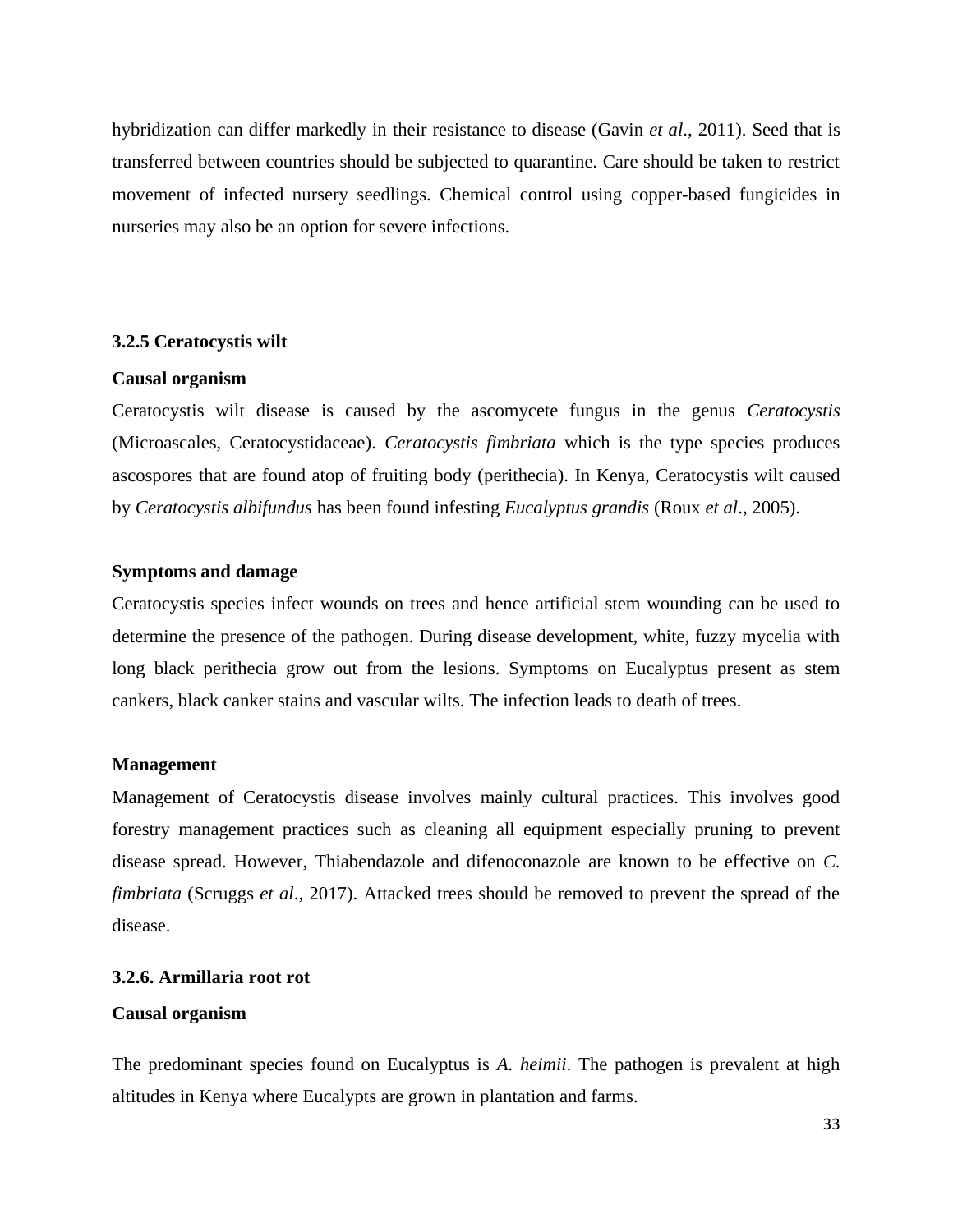hybridization can differ markedly in their resistance to disease (Gavin *et al*., 2011). Seed that is transferred between countries should be subjected to quarantine. Care should be taken to restrict movement of infected nursery seedlings. Chemical control using copper-based fungicides in nurseries may also be an option for severe infections.

### 3.2.5 Ceratocystis wilt

**Causal organism**

Ceratocystis wilt disease is caused by the ascomycete fungus in the genus *Ceratocystis* (Microascales, Ceratocystidaceae). *Ceratocystis fimbriata* which is the type species produces ascospores that are found atop of fruiting body (perithecia). In Kenya, Ceratocystis wilt caused by *Ceratocystis albifundus* has been found infesting *Eucalyptus grandis* (Roux *et al*., 2005).

**Symptoms and damage**

Ceratocystis species infect wounds on trees and hence artificial stem wounding can be used to determine the presence of the pathogen. During disease development, white, fuzzy mycelia with long black perithecia grow out from the lesions. Symptoms on Eucalyptus present as stem cankers, black canker stains and vascular wilts. The infection leads to death of trees.

**Management**

Management of Ceratocystis disease involves mainly cultural practices. This involves good forestry management practices such as cleaning all equipment especially pruning to prevent disease spread. However, Thiabendazole and difenoconazole are known to be effective on *C. fimbriata* (Scruggs *et al*., 2017). Attacked trees should be removed to prevent the spread of the disease.

### 3.2.6. Armillaria root rot

**Causal organism**

The predominant species found on Eucalyptus is *A. heimii*. The pathogen is prevalent at high altitudes in Kenya where Eucalypts are grown in plantation and farms.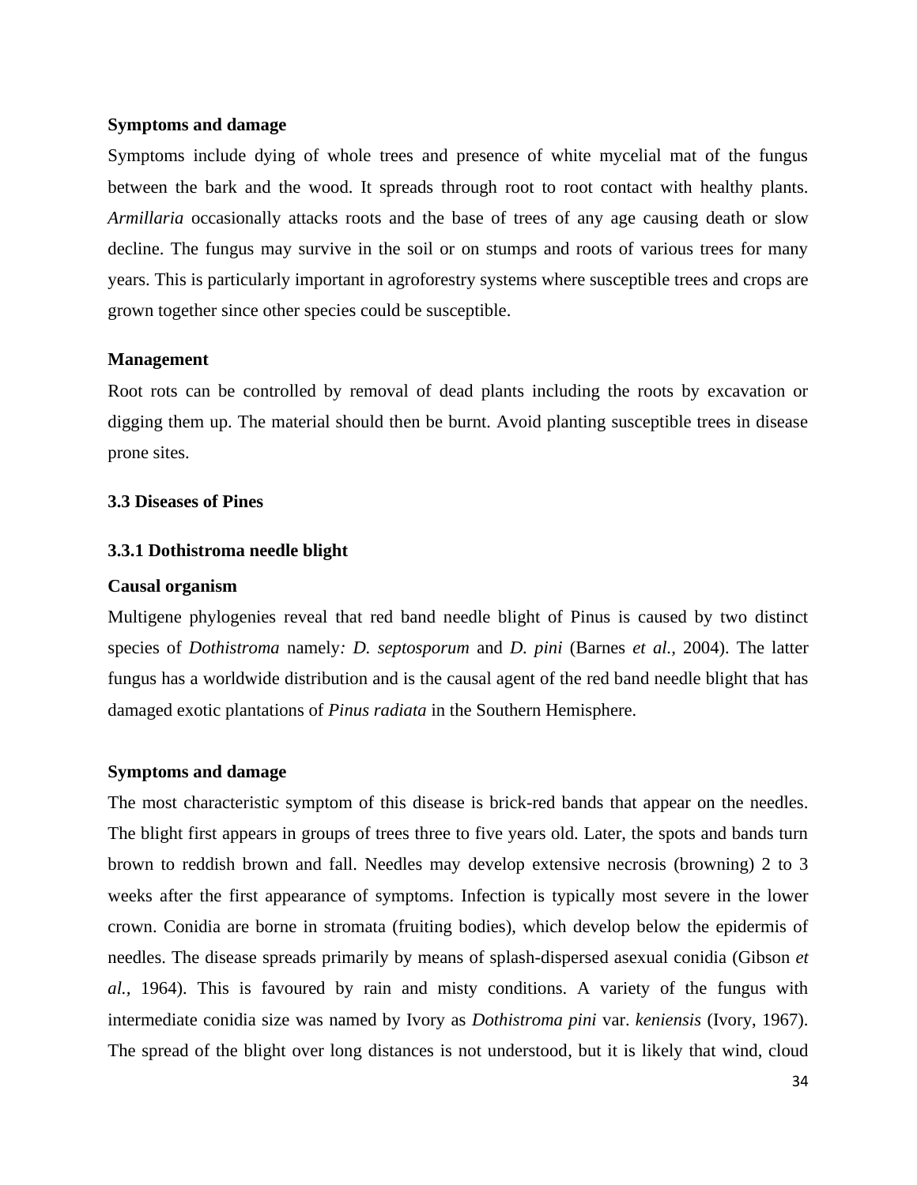**Symptoms and damage**

Symptoms include dying of whole trees and presence of white mycelial mat of the fungus between the bark and the wood. It spreads through root to root contact with healthy plants. *Armillaria* occasionally attacks roots and the base of trees of any age causing death or slow decline. The fungus may survive in the soil or on stumps and roots of various trees for many years. This is particularly important in agroforestry systems where susceptible trees and crops are grown together since other species could be susceptible.

**Management**

Root rots can be controlled by removal of dead plants including the roots by excavation or digging them up. The material should then be burnt. Avoid planting susceptible trees in disease prone sites.

### 3.3 Diseases of Pines

#### 3.3.1 Dothistroma needle blight

**Causal organism**

Multigene phylogenies reveal that red band needle blight of Pinus is caused by two distinct species of *Dothistroma* namely*: D. septosporum* and *D. pini* (Barnes *et al.*, 2004). The latter fungus has a worldwide distribution and is the causal agent of the red band needle blight that has damaged exotic plantations of *Pinus radiata* in the Southern Hemisphere.

**Symptoms and damage**

The most characteristic symptom of this disease is brick-red bands that appear on the needles. The blight first appears in groups of trees three to five years old. Later, the spots and bands turn brown to reddish brown and fall. Needles may develop extensive necrosis (browning) 2 to 3 weeks after the first appearance of symptoms. Infection is typically most severe in the lower crown. Conidia are borne in stromata (fruiting bodies), which develop below the epidermis of needles. The disease spreads primarily by means of splash-dispersed asexual conidia (Gibson *et al.,* 1964). This is favoured by rain and misty conditions. A variety of the fungus with intermediate conidia size was named by Ivory as *Dothistroma pini* var. *keniensis* (Ivory, 1967). The spread of the blight over long distances is not understood, but it is likely that wind, cloud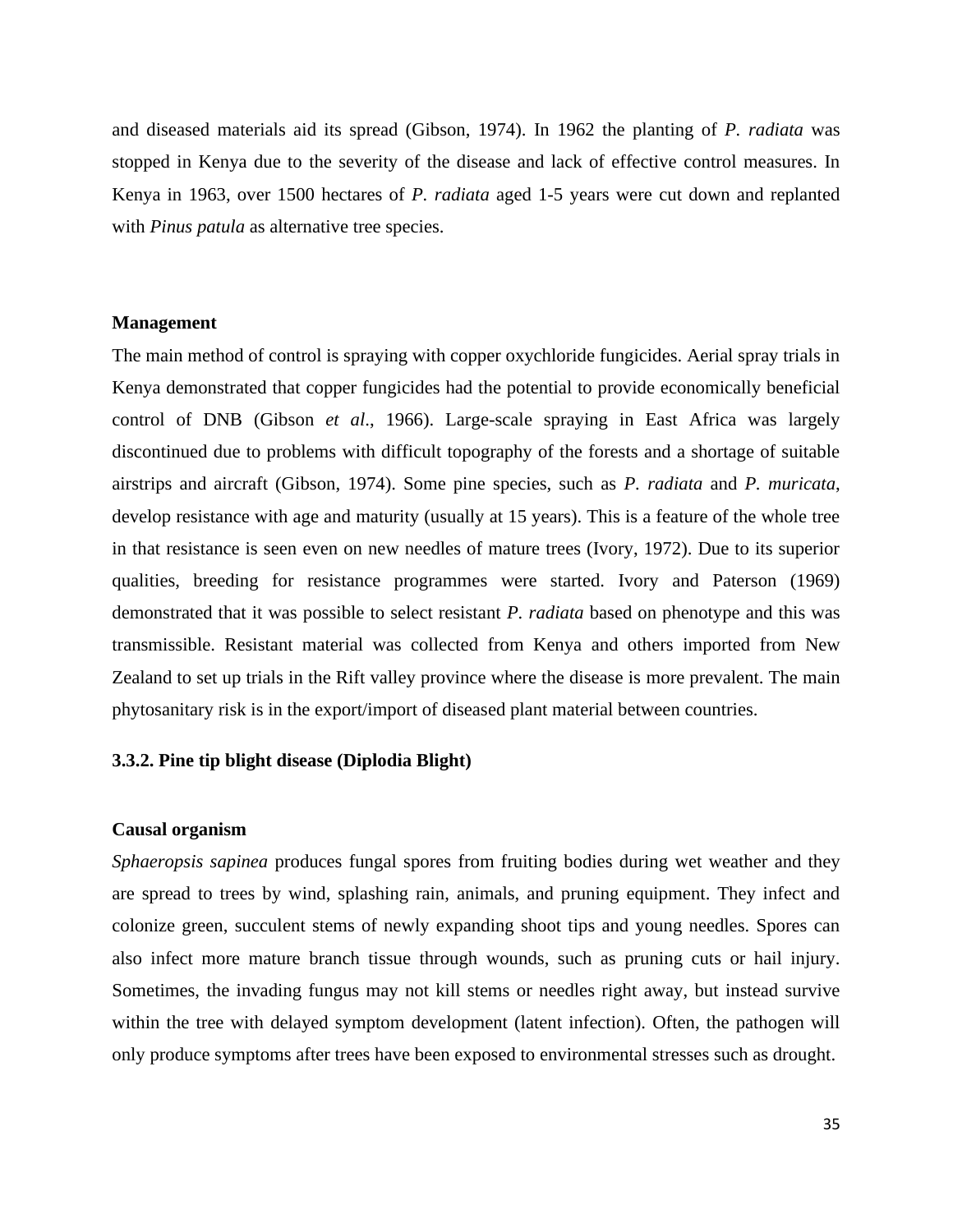and diseased materials aid its spread (Gibson, 1974). In 1962 the planting of *P. radiata* was stopped in Kenya due to the severity of the disease and lack of effective control measures. In Kenya in 1963, over 1500 hectares of *P. radiata* aged 1-5 years were cut down and replanted with *Pinus patula* as alternative tree species.

**Management**

The main method of control is spraying with copper oxychloride fungicides. Aerial spray trials in Kenya demonstrated that copper fungicides had the potential to provide economically beneficial control of DNB (Gibson *et al*., 1966). Large-scale spraying in East Africa was largely discontinued due to problems with difficult topography of the forests and a shortage of suitable airstrips and aircraft (Gibson, 1974). Some pine species, such as *P. radiata* and *P. muricata*, develop resistance with age and maturity (usually at 15 years). This is a feature of the whole tree in that resistance is seen even on new needles of mature trees (Ivory, 1972). Due to its superior qualities, breeding for resistance programmes were started. Ivory and Paterson (1969) demonstrated that it was possible to select resistant *P. radiata* based on phenotype and this was transmissible. Resistant material was collected from Kenya and others imported from New Zealand to set up trials in the Rift valley province where the disease is more prevalent. The main phytosanitary risk is in the export/import of diseased plant material between countries.

### 3.3.2. Pine tip blight disease (Diplodia Blight)

**Causal organism**

*Sphaeropsis sapinea* produces fungal spores from fruiting bodies during wet weather and they are spread to trees by wind, splashing rain, animals, and pruning equipment. They infect and colonize green, succulent stems of newly expanding shoot tips and young needles. Spores can also infect more mature branch tissue through wounds, such as pruning cuts or hail injury. Sometimes, the invading fungus may not kill stems or needles right away, but instead survive within the tree with delayed symptom development (latent infection). Often, the pathogen will only produce symptoms after trees have been exposed to environmental stresses such as drought.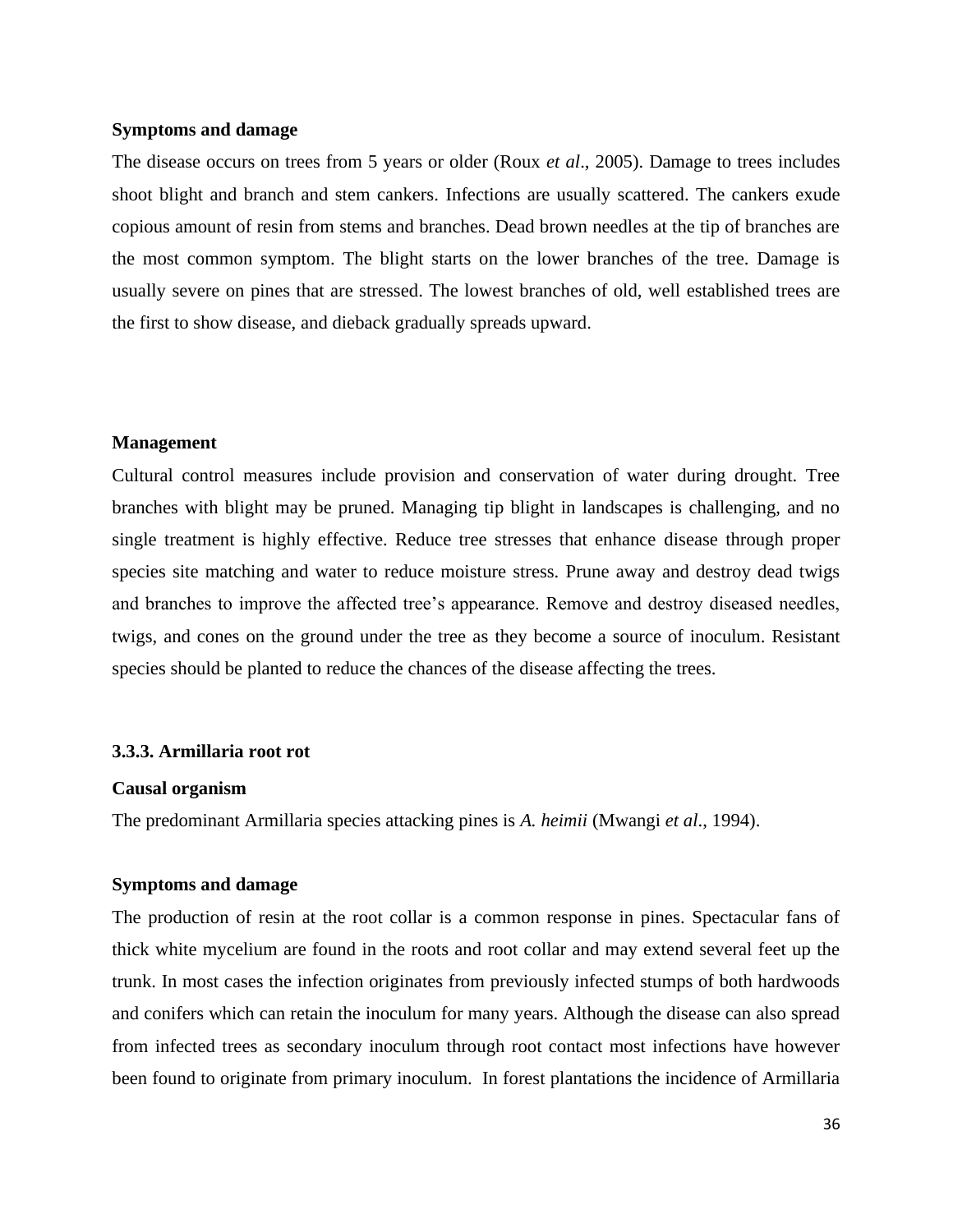**Symptoms and damage**

The disease occurs on trees from 5 years or older (Roux *et al*., 2005). Damage to trees includes shoot blight and branch and stem cankers. Infections are usually scattered. The cankers exude copious amount of resin from stems and branches. Dead brown needles at the tip of branches are the most common symptom. The blight starts on the lower branches of the tree. Damage is usually severe on pines that are stressed. The lowest branches of old, well established trees are the first to show disease, and dieback gradually spreads upward.

**Management**

Cultural control measures include provision and conservation of water during drought. Tree branches with blight may be pruned. Managing tip blight in landscapes is challenging, and no single treatment is highly effective. Reduce tree stresses that enhance disease through proper species site matching and water to reduce moisture stress. Prune away and destroy dead twigs and branches to improve the affected tree's appearance. Remove and destroy diseased needles, twigs, and cones on the ground under the tree as they become a source of inoculum. Resistant species should be planted to reduce the chances of the disease affecting the trees.

### 3.3.3. Armillaria root rot

**Causal organism**

The predominant Armillaria species attacking pines is *A. heimii* (Mwangi *et al*., 1994).

**Symptoms and damage**

The production of resin at the root collar is a common response in pines. Spectacular fans of thick white mycelium are found in the roots and root collar and may extend several feet up the trunk. In most cases the infection originates from previously infected stumps of both hardwoods and conifers which can retain the inoculum for many years. Although the disease can also spread from infected trees as secondary inoculum through root contact most infections have however been found to originate from primary inoculum. In forest plantations the incidence of Armillaria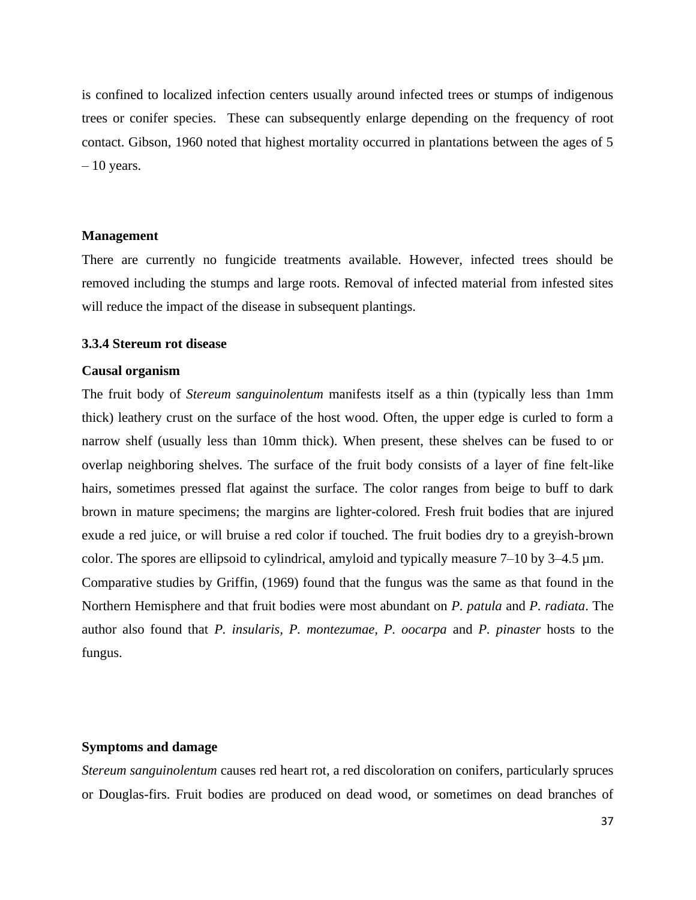is confined to localized infection centers usually around infected trees or stumps of indigenous trees or conifer species. These can subsequently enlarge depending on the frequency of root contact. Gibson, 1960 noted that highest mortality occurred in plantations between the ages of 5 – 10 years.

**Management**

There are currently no fungicide treatments available. However, infected trees should be removed including the stumps and large roots. Removal of infected material from infested sites will reduce the impact of the disease in subsequent plantings.

### 3.3.4 Stereum rot disease

**Causal organism**

The fruit body of *Stereum sanguinolentum* manifests itself as a thin (typically less than 1mm thick) leathery crust on the surface of the host wood. Often, the upper edge is curled to form a narrow shelf (usually less than 10mm thick). When present, these shelves can be fused to or overlap neighboring shelves. The surface of the fruit body consists of a layer of fine felt-like hairs, sometimes pressed flat against the surface. The color ranges from beige to buff to dark brown in mature specimens; the margins are lighter-colored. Fresh fruit bodies that are injured exude a red juice, or will bruise a red color if touched. The fruit bodies dry to a greyish-brown color. The spores are ellipsoid to cylindrical, amyloid and typically measure 7–10 by 3–4.5 µm.
Comparative studies by Griffin, (1969) found that the fungus was the same as that found in the Northern Hemisphere and that fruit bodies were most abundant on *P. patula* and *P. radiata*. The author also found that *P. insularis, P. montezumae, P. oocarpa* and *P. pinaster* hosts to the fungus.

**Symptoms and damage**

*Stereum sanguinolentum* causes red heart rot, a red discoloration on conifers, particularly spruces or Douglas-firs. Fruit bodies are produced on dead wood, or sometimes on dead branches of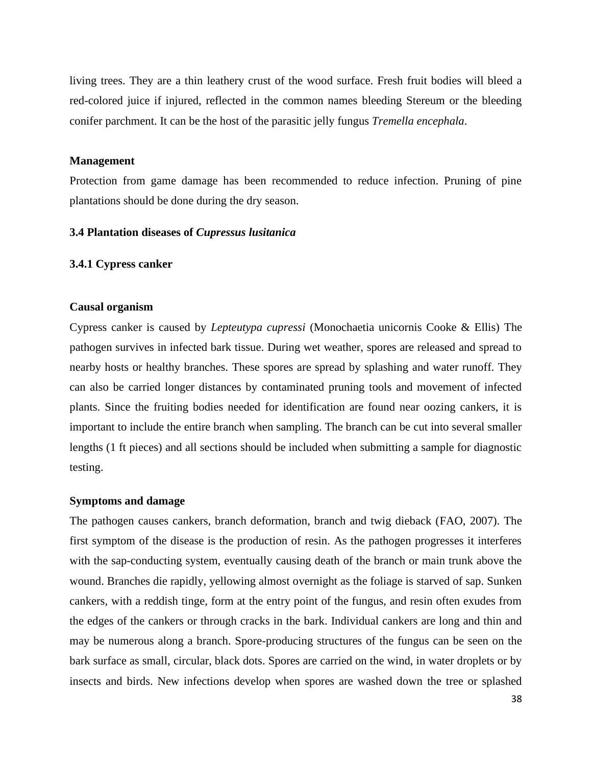living trees. They are a thin leathery crust of the wood surface. Fresh fruit bodies will bleed a red-colored juice if injured, reflected in the common names bleeding Stereum or the bleeding conifer parchment. It can be the host of the parasitic jelly fungus *Tremella encephala*.

**Management**

Protection from game damage has been recommended to reduce infection. Pruning of pine plantations should be done during the dry season.

### 3.4 Plantation diseases of *Cupressus lusitanica*

#### 3.4.1 Cypress canker

**Causal organism**

Cypress canker is caused by *Lepteutypa cupressi* (Monochaetia unicornis Cooke & Ellis) The pathogen survives in infected bark tissue. During wet weather, spores are released and spread to nearby hosts or healthy branches. These spores are spread by splashing and water runoff. They can also be carried longer distances by contaminated pruning tools and movement of infected plants. Since the fruiting bodies needed for identification are found near oozing cankers, it is important to include the entire branch when sampling. The branch can be cut into several smaller lengths (1 ft pieces) and all sections should be included when submitting a sample for diagnostic testing.

**Symptoms and damage**

The pathogen causes cankers, branch deformation, branch and twig dieback (FAO, 2007). The first symptom of the disease is the production of resin. As the pathogen progresses it interferes with the sap-conducting system, eventually causing death of the branch or main trunk above the wound. Branches die rapidly, yellowing almost overnight as the foliage is starved of sap. Sunken cankers, with a reddish tinge, form at the entry point of the fungus, and resin often exudes from the edges of the cankers or through cracks in the bark. Individual cankers are long and thin and may be numerous along a branch. Spore-producing structures of the fungus can be seen on the bark surface as small, circular, black dots. Spores are carried on the wind, in water droplets or by insects and birds. New infections develop when spores are washed down the tree or splashed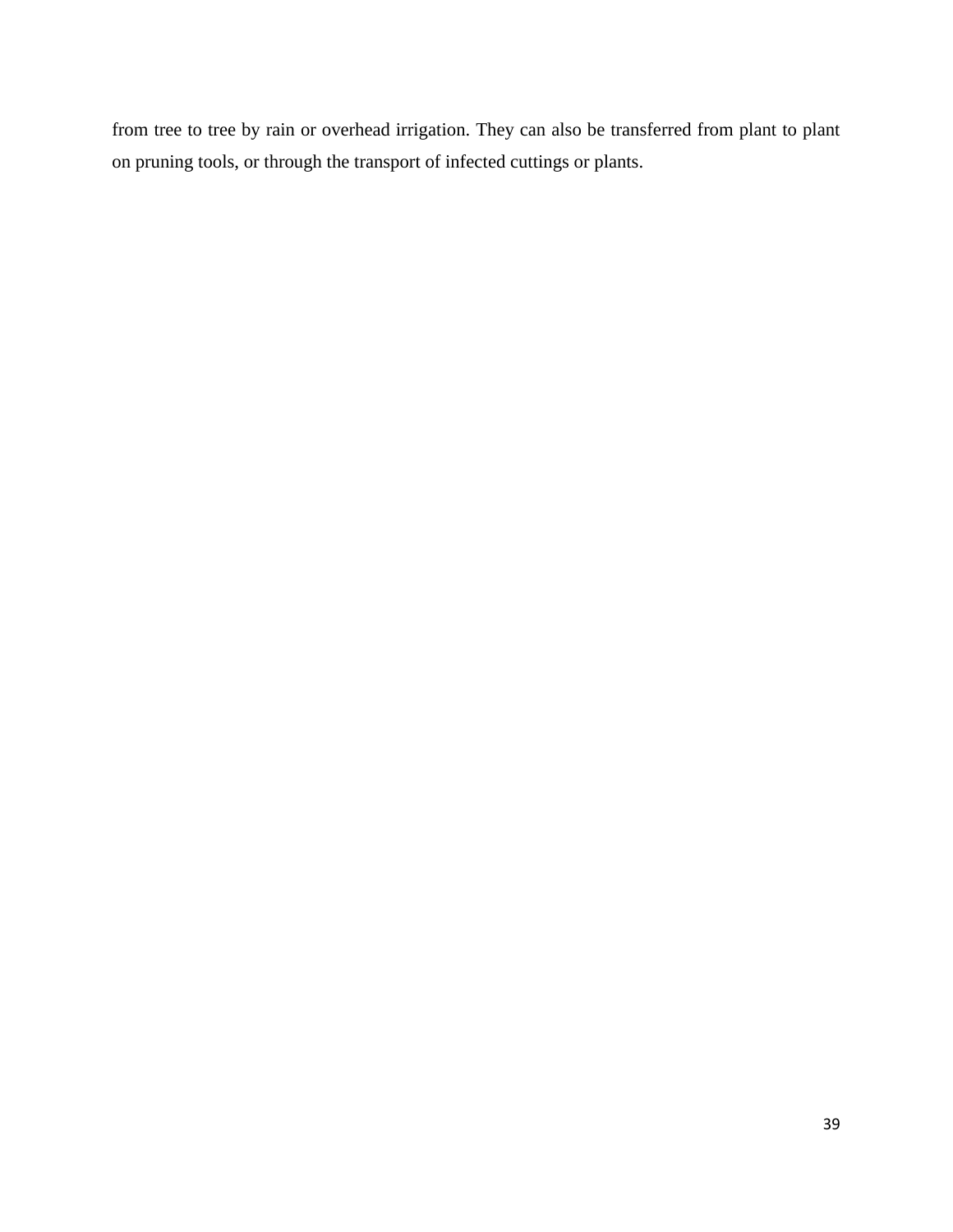from tree to tree by rain or overhead irrigation. They can also be transferred from plant to plant on pruning tools, or through the transport of infected cuttings or plants.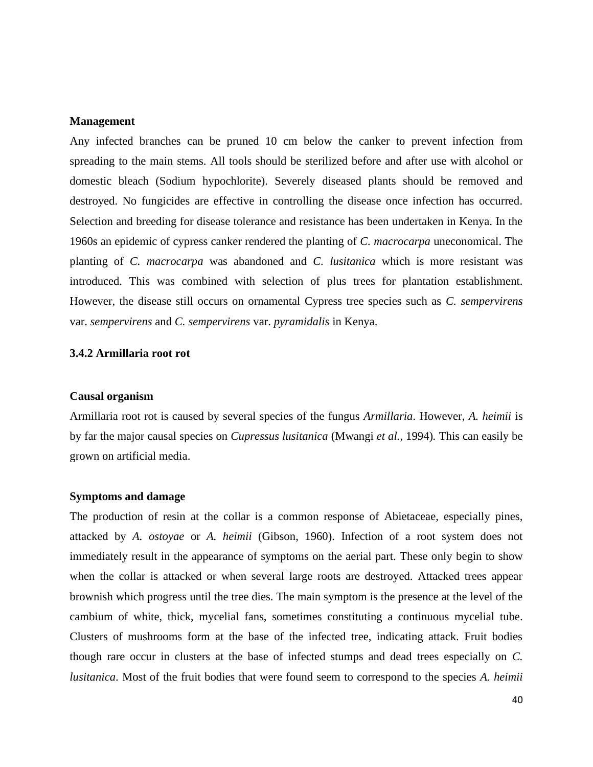**Management**

Any infected branches can be pruned 10 cm below the canker to prevent infection from spreading to the main stems. All tools should be sterilized before and after use with alcohol or domestic bleach (Sodium hypochlorite). Severely diseased plants should be removed and destroyed. No fungicides are effective in controlling the disease once infection has occurred. Selection and breeding for disease tolerance and resistance has been undertaken in Kenya. In the 1960s an epidemic of cypress canker rendered the planting of *C. macrocarpa* uneconomical. The planting of *C. macrocarpa* was abandoned and *C. lusitanica* which is more resistant was introduced. This was combined with selection of plus trees for plantation establishment. However, the disease still occurs on ornamental Cypress tree species such as *C. sempervirens* var. *sempervirens* and *C. sempervirens* var. *pyramidalis* in Kenya.

### 3.4.2 Armillaria root rot

**Causal organism**

Armillaria root rot is caused by several species of the fungus *Armillaria*. However, *A. heimii* is by far the major causal species on *Cupressus lusitanica* (Mwangi *et al.*, 1994). This can easily be grown on artificial media.

**Symptoms and damage**

The production of resin at the collar is a common response of Abietaceae, especially pines, attacked by *A. ostoyae* or *A. heimii* (Gibson, 1960). Infection of a root system does not immediately result in the appearance of symptoms on the aerial part. These only begin to show when the collar is attacked or when several large roots are destroyed. Attacked trees appear brownish which progress until the tree dies. The main symptom is the presence at the level of the cambium of white, thick, mycelial fans, sometimes constituting a continuous mycelial tube. Clusters of mushrooms form at the base of the infected tree, indicating attack. Fruit bodies though rare occur in clusters at the base of infected stumps and dead trees especially on *C. lusitanica*. Most of the fruit bodies that were found seem to correspond to the species *A. heimii*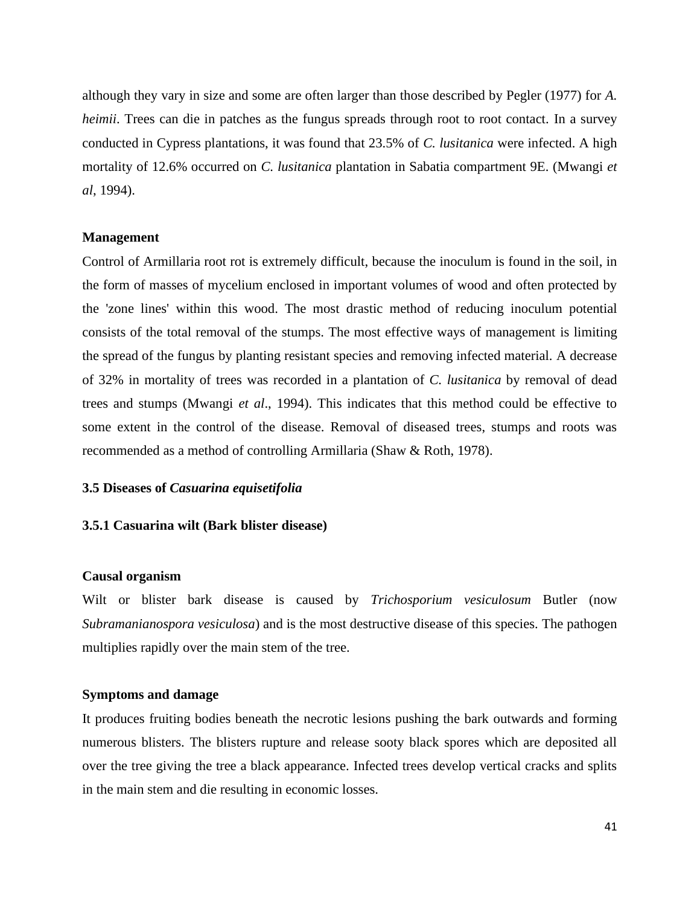although they vary in size and some are often larger than those described by Pegler (1977) for *A. heimii*. Trees can die in patches as the fungus spreads through root to root contact. In a survey conducted in Cypress plantations, it was found that 23.5% of *C. lusitanica* were infected. A high mortality of 12.6% occurred on *C. lusitanica* plantation in Sabatia compartment 9E. (Mwangi *et al*, 1994).

**Management**

Control of Armillaria root rot is extremely difficult, because the inoculum is found in the soil, in the form of masses of mycelium enclosed in important volumes of wood and often protected by the 'zone lines' within this wood. The most drastic method of reducing inoculum potential consists of the total removal of the stumps. The most effective ways of management is limiting the spread of the fungus by planting resistant species and removing infected material. A decrease of 32% in mortality of trees was recorded in a plantation of *C. lusitanica* by removal of dead trees and stumps (Mwangi *et al*., 1994). This indicates that this method could be effective to some extent in the control of the disease. Removal of diseased trees, stumps and roots was recommended as a method of controlling Armillaria (Shaw & Roth, 1978).

### 3.5 Diseases of *Casuarina equisetifolia*

#### 3.5.1 Casuarina wilt (Bark blister disease)

**Causal organism**

Wilt or blister bark disease is caused by *Trichosporium vesiculosum* Butler (now *Subramanianospora vesiculosa*) and is the most destructive disease of this species. The pathogen multiplies rapidly over the main stem of the tree.

**Symptoms and damage**

It produces fruiting bodies beneath the necrotic lesions pushing the bark outwards and forming numerous blisters. The blisters rupture and release sooty black spores which are deposited all over the tree giving the tree a black appearance. Infected trees develop vertical cracks and splits in the main stem and die resulting in economic losses.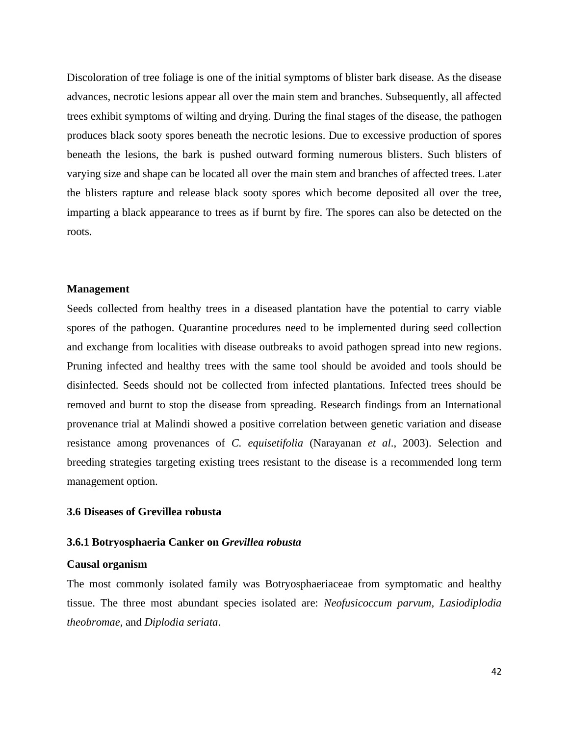Discoloration of tree foliage is one of the initial symptoms of blister bark disease. As the disease advances, necrotic lesions appear all over the main stem and branches. Subsequently, all affected trees exhibit symptoms of wilting and drying. During the final stages of the disease, the pathogen produces black sooty spores beneath the necrotic lesions. Due to excessive production of spores beneath the lesions, the bark is pushed outward forming numerous blisters. Such blisters of varying size and shape can be located all over the main stem and branches of affected trees. Later the blisters rapture and release black sooty spores which become deposited all over the tree, imparting a black appearance to trees as if burnt by fire. The spores can also be detected on the roots.

**Management**

Seeds collected from healthy trees in a diseased plantation have the potential to carry viable spores of the pathogen. Quarantine procedures need to be implemented during seed collection and exchange from localities with disease outbreaks to avoid pathogen spread into new regions. Pruning infected and healthy trees with the same tool should be avoided and tools should be disinfected. Seeds should not be collected from infected plantations. Infected trees should be removed and burnt to stop the disease from spreading. Research findings from an International provenance trial at Malindi showed a positive correlation between genetic variation and disease resistance among provenances of *C. equisetifolia* (Narayanan *et al*., 2003). Selection and breeding strategies targeting existing trees resistant to the disease is a recommended long term management option.

### 3.6 Diseases of Grevillea robusta

#### 3.6.1 Botryosphaeria Canker on *Grevillea robusta*

**Causal organism**

The most commonly isolated family was Botryosphaeriaceae from symptomatic and healthy tissue. The three most abundant species isolated are: *Neofusicoccum parvum*, *Lasiodiplodia theobromae*, and *Diplodia seriata*.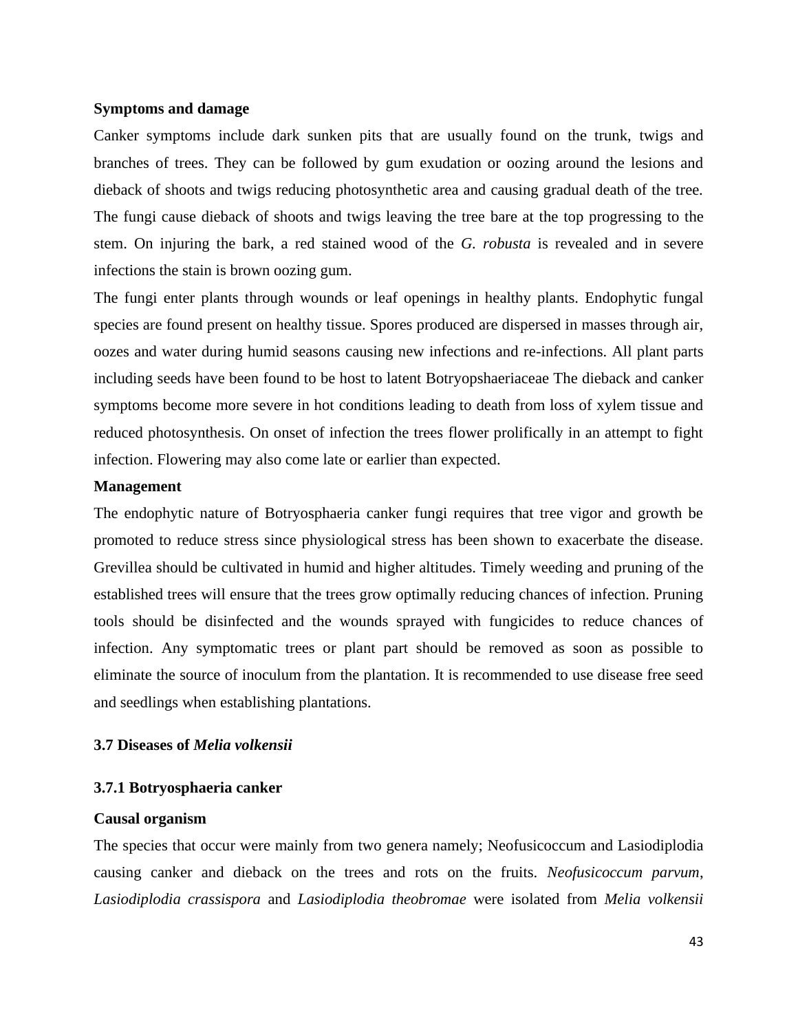**Symptoms and damage**

Canker symptoms include dark sunken pits that are usually found on the trunk, twigs and branches of trees. They can be followed by gum exudation or oozing around the lesions and dieback of shoots and twigs reducing photosynthetic area and causing gradual death of the tree. The fungi cause dieback of shoots and twigs leaving the tree bare at the top progressing to the stem. On injuring the bark, a red stained wood of the *G. robusta* is revealed and in severe infections the stain is brown oozing gum.

The fungi enter plants through wounds or leaf openings in healthy plants. Endophytic fungal species are found present on healthy tissue. Spores produced are dispersed in masses through air, oozes and water during humid seasons causing new infections and re-infections. All plant parts including seeds have been found to be host to latent Botryopshaeriaceae The dieback and canker symptoms become more severe in hot conditions leading to death from loss of xylem tissue and reduced photosynthesis. On onset of infection the trees flower prolifically in an attempt to fight infection. Flowering may also come late or earlier than expected.

**Management**

The endophytic nature of Botryosphaeria canker fungi requires that tree vigor and growth be promoted to reduce stress since physiological stress has been shown to exacerbate the disease. Grevillea should be cultivated in humid and higher altitudes. Timely weeding and pruning of the established trees will ensure that the trees grow optimally reducing chances of infection. Pruning tools should be disinfected and the wounds sprayed with fungicides to reduce chances of infection. Any symptomatic trees or plant part should be removed as soon as possible to eliminate the source of inoculum from the plantation. It is recommended to use disease free seed and seedlings when establishing plantations.

## 3.7 Diseases of *Melia volkensii*

### 3.7.1 Botryosphaeria canker

**Causal organism**

The species that occur were mainly from two genera namely; Neofusicoccum and Lasiodiplodia causing canker and dieback on the trees and rots on the fruits. *Neofusicoccum parvum*, *Lasiodiplodia crassispora* and *Lasiodiplodia theobromae* were isolated from *Melia volkensii*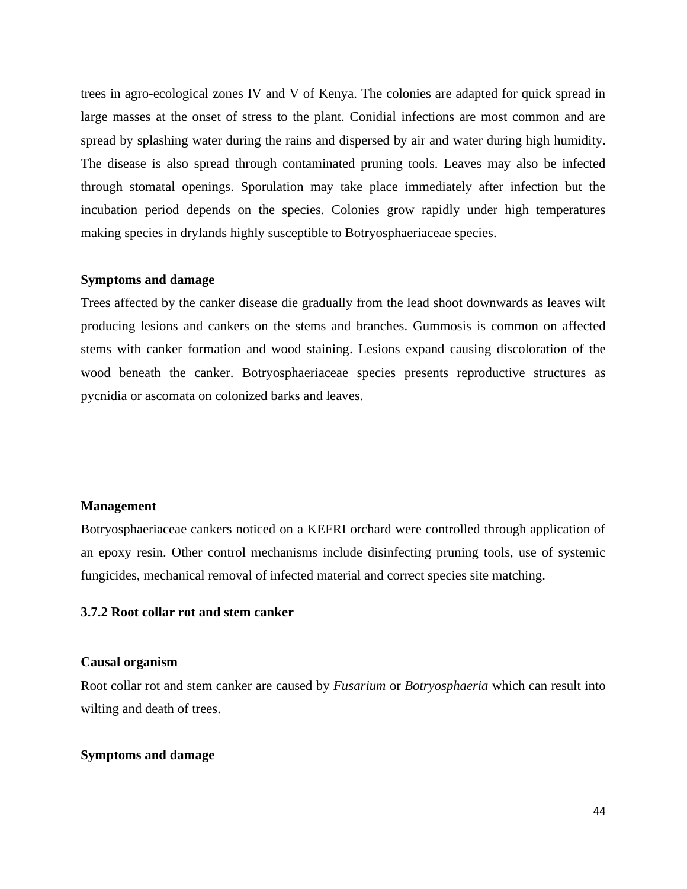trees in agro-ecological zones IV and V of Kenya. The colonies are adapted for quick spread in large masses at the onset of stress to the plant. Conidial infections are most common and are spread by splashing water during the rains and dispersed by air and water during high humidity. The disease is also spread through contaminated pruning tools. Leaves may also be infected through stomatal openings. Sporulation may take place immediately after infection but the incubation period depends on the species. Colonies grow rapidly under high temperatures making species in drylands highly susceptible to Botryosphaeriaceae species.

**Symptoms and damage**

Trees affected by the canker disease die gradually from the lead shoot downwards as leaves wilt producing lesions and cankers on the stems and branches. Gummosis is common on affected stems with canker formation and wood staining. Lesions expand causing discoloration of the wood beneath the canker. Botryosphaeriaceae species presents reproductive structures as pycnidia or ascomata on colonized barks and leaves.

**Management**

Botryosphaeriaceae cankers noticed on a KEFRI orchard were controlled through application of an epoxy resin. Other control mechanisms include disinfecting pruning tools, use of systemic fungicides, mechanical removal of infected material and correct species site matching.

### 3.7.2 Root collar rot and stem canker

**Causal organism**

Root collar rot and stem canker are caused by *Fusarium* or *Botryosphaeria* which can result into wilting and death of trees.

**Symptoms and damage**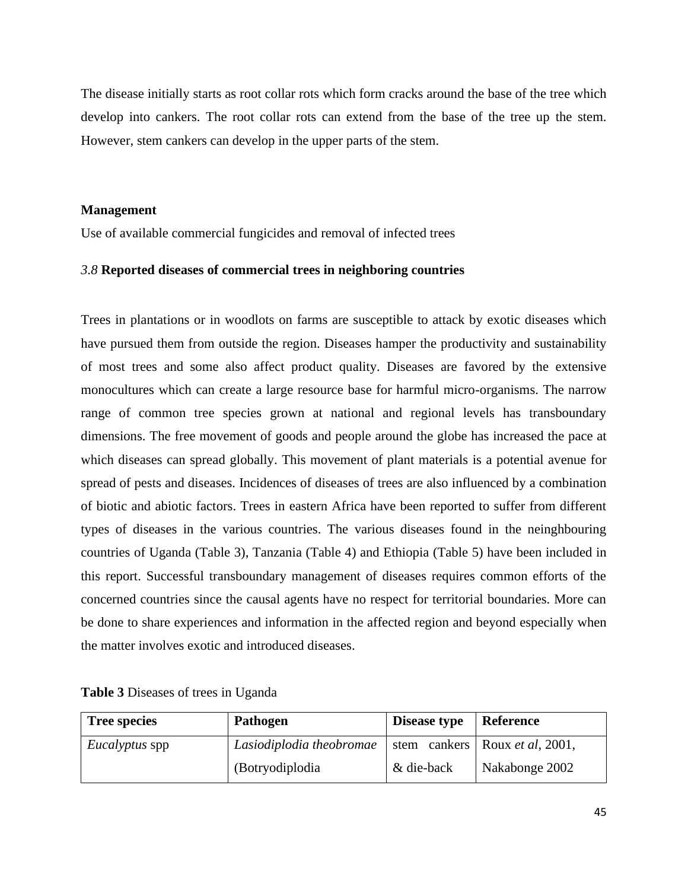The disease initially starts as root collar rots which form cracks around the base of the tree which develop into cankers. The root collar rots can extend from the base of the tree up the stem. However, stem cankers can develop in the upper parts of the stem.

**Management**

Use of available commercial fungicides and removal of infected trees

### *3.8* **Reported diseases of commercial trees in neighboring countries**

Trees in plantations or in woodlots on farms are susceptible to attack by exotic diseases which have pursued them from outside the region. Diseases hamper the productivity and sustainability of most trees and some also affect product quality. Diseases are favored by the extensive monocultures which can create a large resource base for harmful micro-organisms. The narrow range of common tree species grown at national and regional levels has transboundary dimensions. The free movement of goods and people around the globe has increased the pace at which diseases can spread globally. This movement of plant materials is a potential avenue for spread of pests and diseases. Incidences of diseases of trees are also influenced by a combination of biotic and abiotic factors. Trees in eastern Africa have been reported to suffer from different types of diseases in the various countries. The various diseases found in the neinghbouring countries of Uganda (Table 3), Tanzania (Table 4) and Ethiopia (Table 5) have been included in this report. Successful transboundary management of diseases requires common efforts of the concerned countries since the causal agents have no respect for territorial boundaries. More can be done to share experiences and information in the affected region and beyond especially when the matter involves exotic and introduced diseases.

**Table 3** Diseases of trees in Uganda

| Tree species | Pathogen | Disease type | Reference |
|---|---|---|---|
| *Eucalyptus* spp | *Lasiodiplodia theobromae* (Botryodiplodia | stem cankers & die-back | Roux *et al*, 2001, Nakabonge 2002 |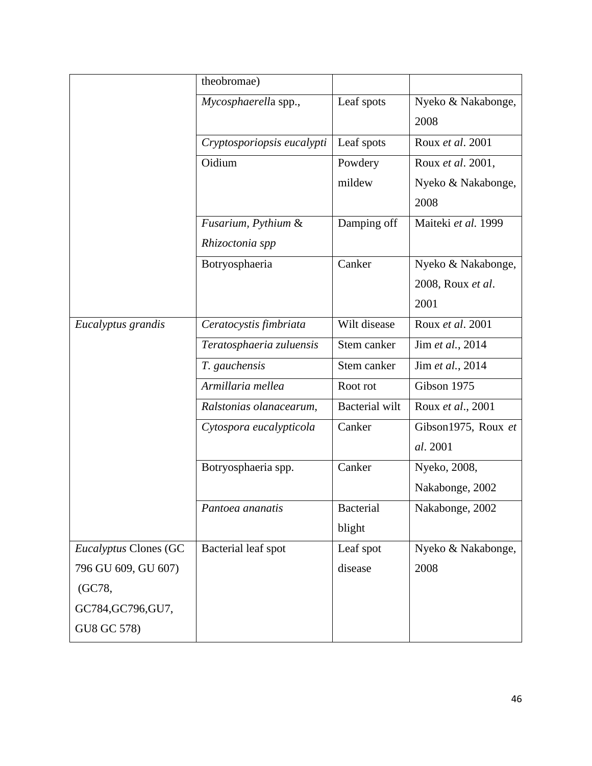| | | | |
|---|---|---|---|
| | theobromae) | | |
| | *Mycosphaerell*a spp., | Leaf spots | Nyeko & Nakabonge, 2008 |
| | *Cryptosporiopsis eucalypti* | Leaf spots | Roux *et al*. 2001 |
| | Oidium | Powdery mildew | Roux *et al*. 2001, Nyeko & Nakabonge, 2008 |
| | *Fusarium, Pythium* & *Rhizoctonia spp* | Damping off | Maiteki *et al*. 1999 |
| | Botryosphaeria | Canker | Nyeko & Nakabonge, 2008, Roux *et al*. 2001 |
| *Eucalyptus grandis* | *Ceratocystis fimbriata* | Wilt disease | Roux *et al*. 2001 |
| | *Teratosphaeria zuluensis* | Stem canker | Jim *et al*., 2014 |
| | *T. gauchensis* | Stem canker | Jim *et al*., 2014 |
| | *Armillaria mellea* | Root rot | Gibson 1975 |
| | *Ralstonias olanacearum,* | Bacterial wilt | Roux *et al*., 2001 |
| | *Cytospora eucalypticola* | Canker | Gibson1975, Roux *et al*. 2001 |
| | Botryosphaeria spp. | Canker | Nyeko, 2008, Nakabonge, 2002 |
| | *Pantoea ananatis* | Bacterial blight | Nakabonge, 2002 |
| *Eucalyptus* Clones (GC 796 GU 609, GU 607) (GC78, GC784,GC796,GU7, GU8 GC 578) | Bacterial leaf spot | Leaf spot disease | Nyeko & Nakabonge, 2008 |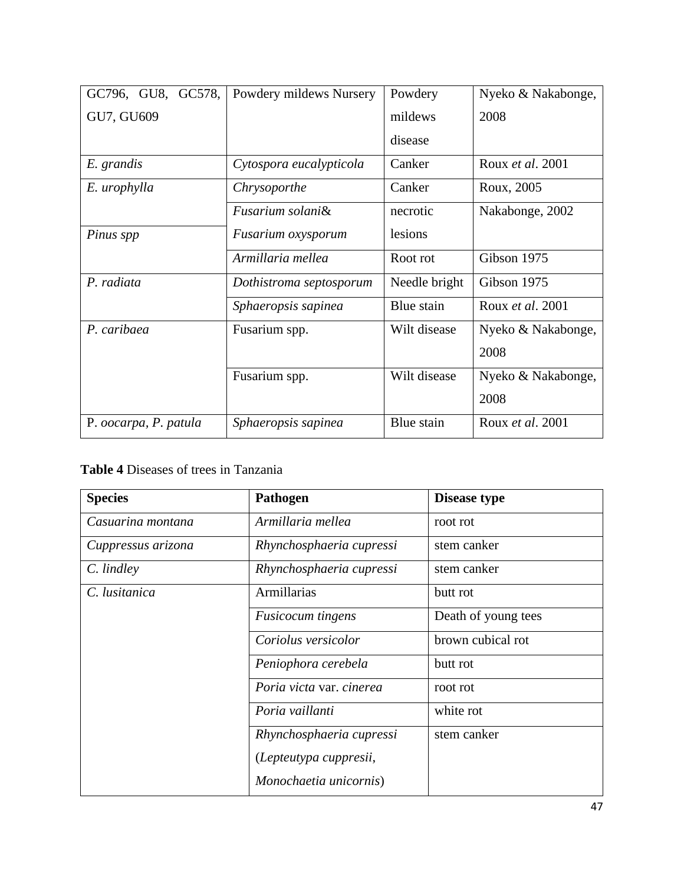| GC796, GU8, GC578, GU7, GU609 | Powdery mildews Nursery | Powdery mildews disease | Nyeko & Nakabonge, 2008 |
|---|---|---|---|
| *E. grandis* | *Cytospora eucalypticola* | Canker | Roux *et al*. 2001 |
| *E. urophylla* | *Chrysoporthe* | Canker | Roux, 2005 |
| *Pinus spp* | *Fusarium solani*& *Fusarium oxysporum* | necrotic lesions | Nakabonge, 2002 |
| | *Armillaria mellea* | Root rot | Gibson 1975 |
| *P. radiata* | *Dothistroma septosporum* | Needle bright | Gibson 1975 |
| | *Sphaeropsis sapinea* | Blue stain | Roux *et al*. 2001 |
| *P. caribaea* | Fusarium spp. | Wilt disease | Nyeko & Nakabonge, 2008 |
| | Fusarium spp. | Wilt disease | Nyeko & Nakabonge, 2008 |
| P. *oocarpa, P. patula* | *Sphaeropsis sapinea* | Blue stain | Roux *et al*. 2001 |

**Table 4** Diseases of trees in Tanzania

| Species | Pathogen | Disease type |
|---|---|---|
| *Casuarina montana* | *Armillaria mellea* | root rot |
| *Cuppressus arizona* | *Rhynchosphaeria cupressi* | stem canker |
| *C. lindley* | *Rhynchosphaeria cupressi* | stem canker |
| *C. lusitanica* | Armillarias | butt rot |
| | *Fusicocum tingens* | Death of young tees |
| | *Coriolus versicolor* | brown cubical rot |
| | *Peniophora cerebela* | butt rot |
| | *Poria victa* var. *cinerea* | root rot |
| | *Poria vaillanti* | white rot |
| | *Rhynchosphaeria cupressi* (*Lepteutypa cuppresii*, *Monochaetia unicornis*) | stem canker |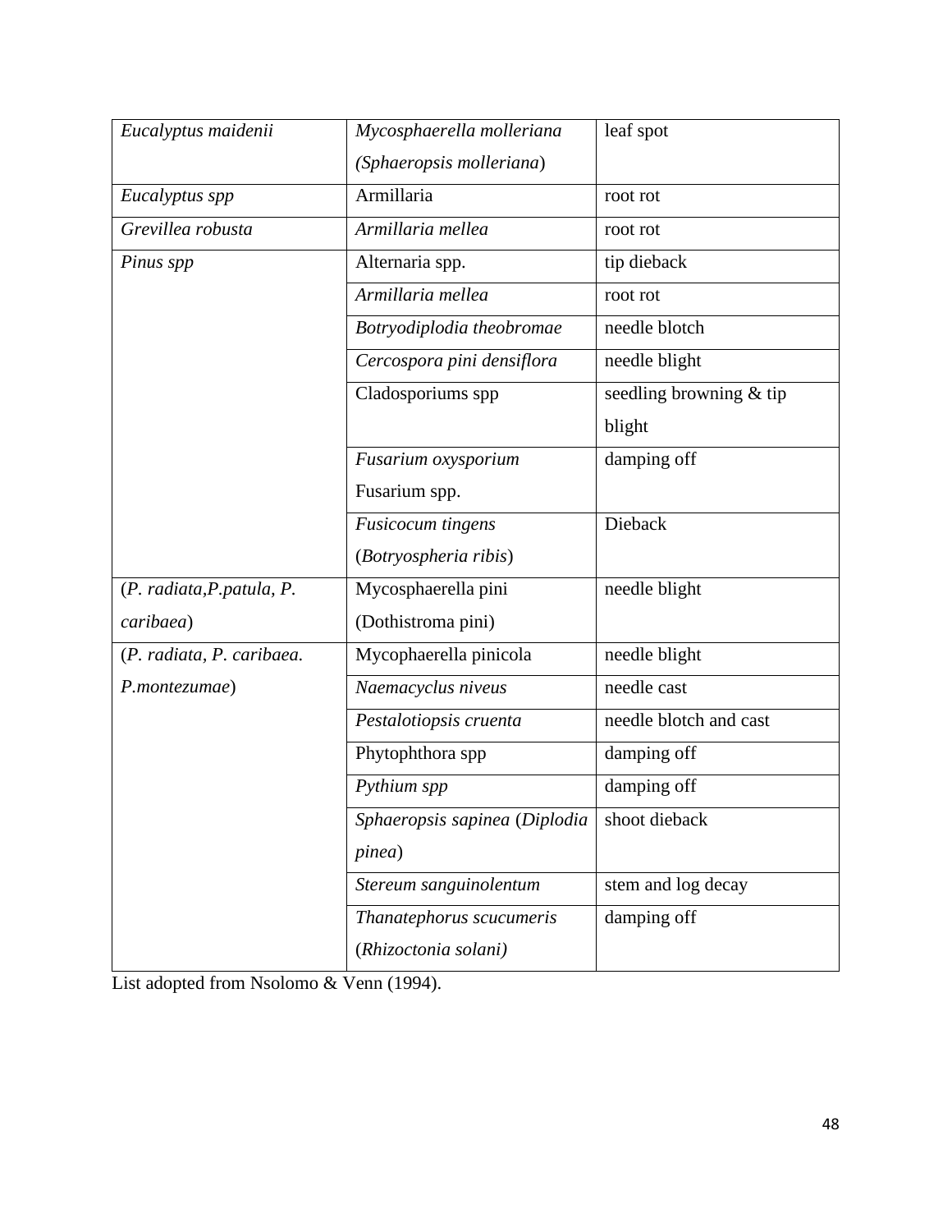| | | |
|---|---|---|
| *Eucalyptus maidenii* | *Mycosphaerella molleriana (Sphaeropsis molleriana*) | leaf spot |
| *Eucalyptus spp* | Armillaria | root rot |
| *Grevillea robusta* | *Armillaria mellea* | root rot |
| *Pinus spp* | Alternaria spp. | tip dieback |
| | *Armillaria mellea* | root rot |
| | *Botryodiplodia theobromae* | needle blotch |
| | *Cercospora pini densiflora* | needle blight |
| | Cladosporiums spp | seedling browning & tip blight |
| | *Fusarium oxysporium* Fusarium spp. | damping off |
| | *Fusicocum tingens* (*Botryospheria ribis*) | Dieback |
| (*P. radiata,P.patula, P. caribaea*) | Mycosphaerella pini (Dothistroma pini) | needle blight |
| (*P. radiata, P. caribaea. P.montezumae*) | Mycophaerella pinicola | needle blight |
| | *Naemacyclus niveus* | needle cast |
| | *Pestalotiopsis cruenta* | needle blotch and cast |
| | Phytophthora spp | damping off |
| | *Pythium spp* | damping off |
| | *Sphaeropsis sapinea* (*Diplodia pinea*) | shoot dieback |
| | *Stereum sanguinolentum* | stem and log decay |
| | *Thanatephorus scucumeris* (*Rhizoctonia solani)* | damping off |

List adopted from Nsolomo & Venn (1994).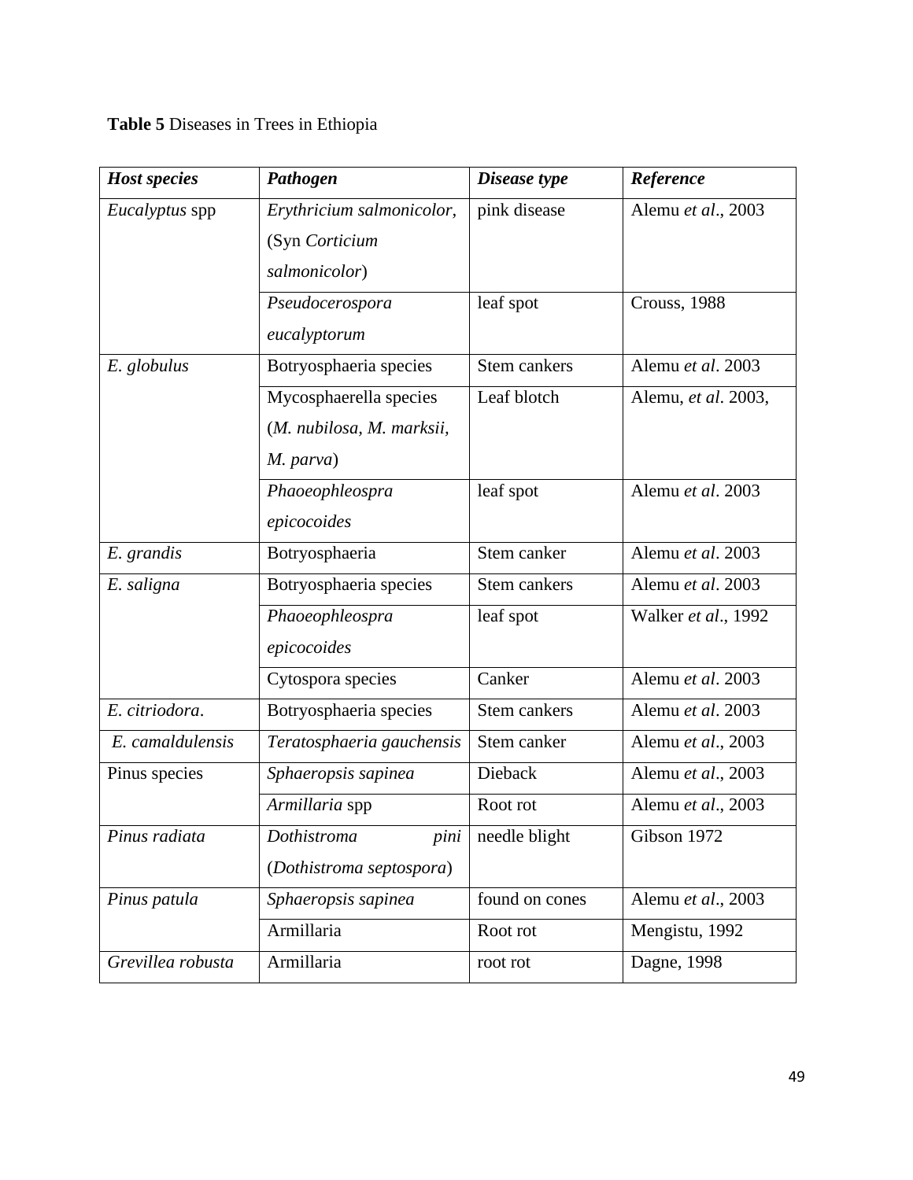**Table 5** Diseases in Trees in Ethiopia

| ***Host species*** | ***Pathogen*** | ***Disease type*** | ***Reference*** |
|---|---|---|---|
| *Eucalyptus* spp | *Erythricium salmonicolor*, (Syn *Corticium salmonicolor*) | pink disease | Alemu *et al*., 2003 |
| | *Pseudocerospora eucalyptorum* | leaf spot | Crouss, 1988 |
| *E. globulus* | Botryosphaeria species | Stem cankers | Alemu *et al*. 2003 |
| | Mycosphaerella species (*M. nubilosa, M. marksii, M. parva*) | Leaf blotch | Alemu, *et al*. 2003, |
| | *Phaoeophleospra epicocoides* | leaf spot | Alemu *et al*. 2003 |
| *E. grandis* | Botryosphaeria | Stem canker | Alemu *et al*. 2003 |
| *E. saligna* | Botryosphaeria species | Stem cankers | Alemu *et al*. 2003 |
| | *Phaoeophleospra epicocoides* | leaf spot | Walker *et al*., 1992 |
| | Cytospora species | Canker | Alemu *et al*. 2003 |
| *E. citriodora*. | Botryosphaeria species | Stem cankers | Alemu *et al*. 2003 |
| *E. camaldulensis* | *Teratosphaeria gauchensis* | Stem canker | Alemu *et al*., 2003 |
| Pinus species | *Sphaeropsis sapinea* | Dieback | Alemu *et al*., 2003 |
| | *Armillaria* spp | Root rot | Alemu *et al*., 2003 |
| *Pinus radiata* | *Dothistroma pini* (*Dothistroma septospora*) | needle blight | Gibson 1972 |
| *Pinus patula* | *Sphaeropsis sapinea* | found on cones | Alemu *et al*., 2003 |
| | Armillaria | Root rot | Mengistu, 1992 |
| *Grevillea robusta* | Armillaria | root rot | Dagne, 1998 |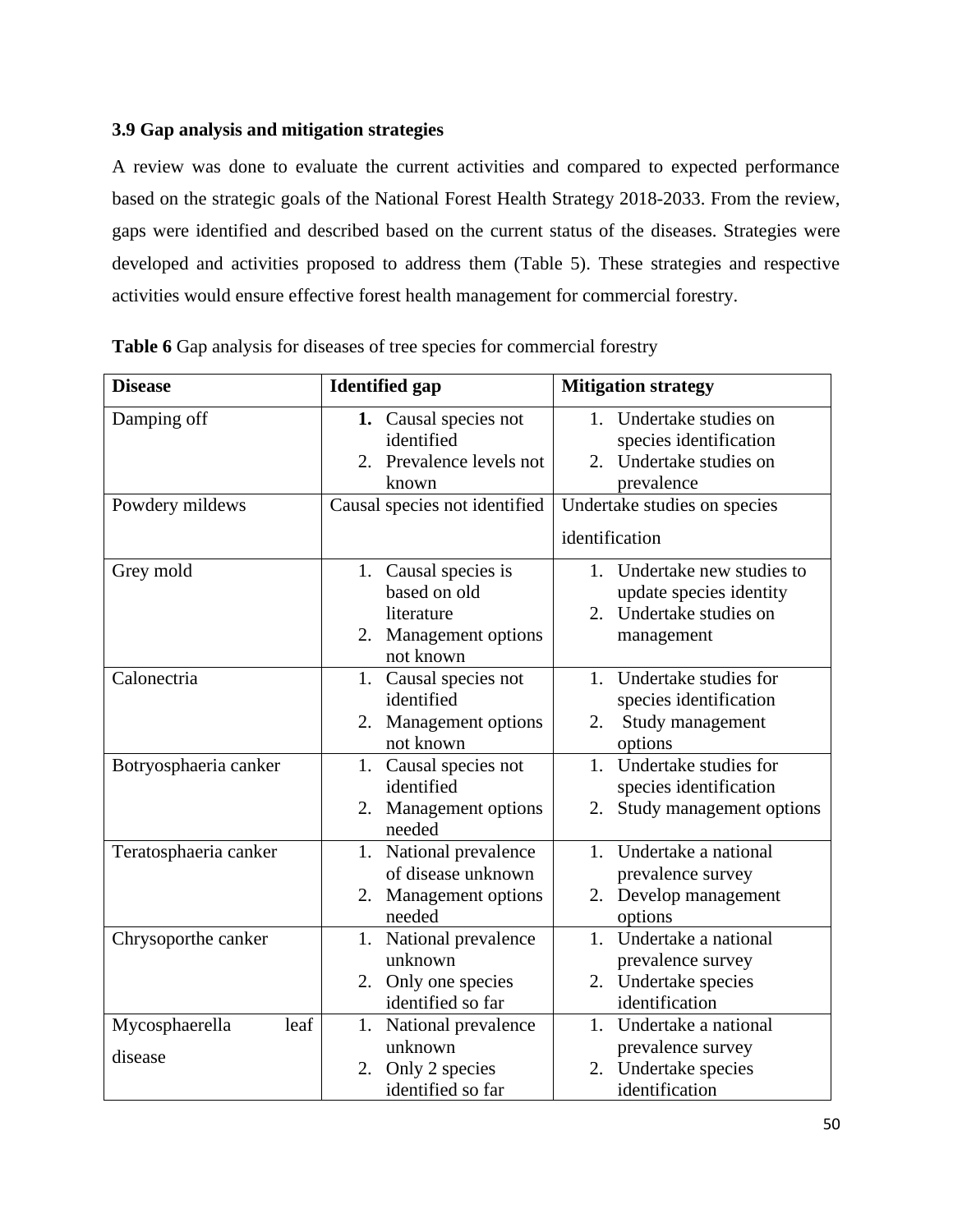### 3.9 Gap analysis and mitigation strategies

A review was done to evaluate the current activities and compared to expected performance based on the strategic goals of the National Forest Health Strategy 2018-2033. From the review, gaps were identified and described based on the current status of the diseases. Strategies were developed and activities proposed to address them (Table 5). These strategies and respective activities would ensure effective forest health management for commercial forestry.

**Table 6** Gap analysis for diseases of tree species for commercial forestry

| Disease | Identified gap | Mitigation strategy |
|---|---|---|
| Damping off | 1. Causal species not identified<br>2. Prevalence levels not known | 1. Undertake studies on species identification<br>2. Undertake studies on prevalence |
| Powdery mildews | Causal species not identified | Undertake studies on species identification |
| Grey mold | 1. Causal species is based on old literature<br>2. Management options not known | 1. Undertake new studies to update species identity<br>2. Undertake studies on management |
| Calonectria | 1. Causal species not identified<br>2. Management options not known | 1. Undertake studies for species identification<br>2. Study management options |
| Botryosphaeria canker | 1. Causal species not identified<br>2. Management options needed | 1. Undertake studies for species identification<br>2. Study management options |
| Teratosphaeria canker | 1. National prevalence of disease unknown<br>2. Management options needed | 1. Undertake a national prevalence survey<br>2. Develop management options |
| Chrysoporthe canker | 1. National prevalence unknown<br>2. Only one species identified so far | 1. Undertake a national prevalence survey<br>2. Undertake species identification |
| Mycosphaerella leaf disease | 1. National prevalence unknown<br>2. Only 2 species identified so far | 1. Undertake a national prevalence survey<br>2. Undertake species identification |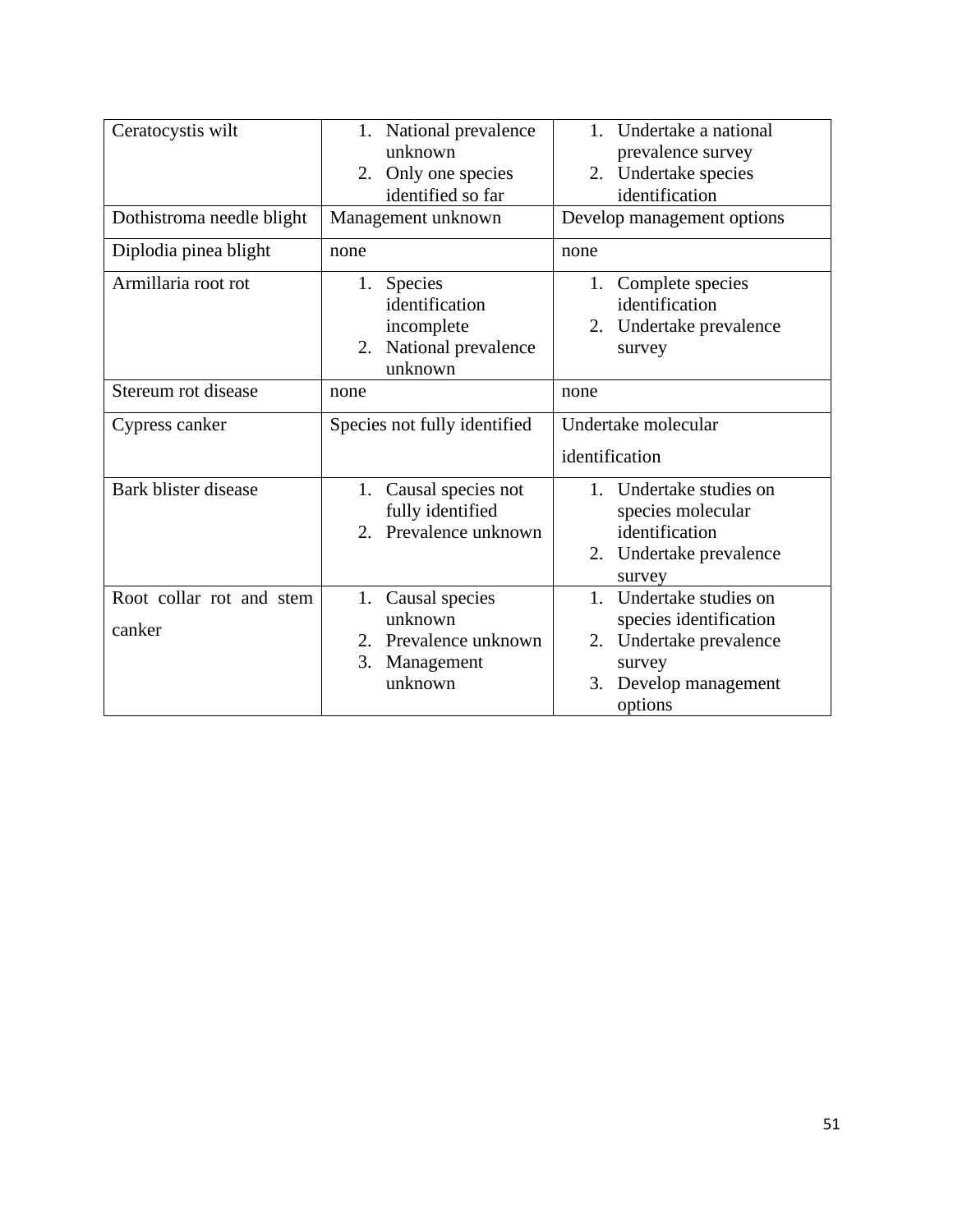| Ceratocystis wilt | 1. National prevalence unknown<br>2. Only one species identified so far | 1. Undertake a national prevalence survey<br>2. Undertake species identification |
|---|---|---|
| Dothistroma needle blight | Management unknown | Develop management options |
| Diplodia pinea blight | none | none |
| Armillaria root rot | 1. Species identification incomplete<br>2. National prevalence unknown | 1. Complete species identification<br>2. Undertake prevalence survey |
| Stereum rot disease | none | none |
| Cypress canker | Species not fully identified | Undertake molecular identification |
| Bark blister disease | 1. Causal species not fully identified<br>2. Prevalence unknown | 1. Undertake studies on species molecular identification<br>2. Undertake prevalence survey |
| Root collar rot and stem canker | 1. Causal species unknown<br>2. Prevalence unknown<br>3. Management unknown | 1. Undertake studies on species identification<br>2. Undertake prevalence survey<br>3. Develop management options |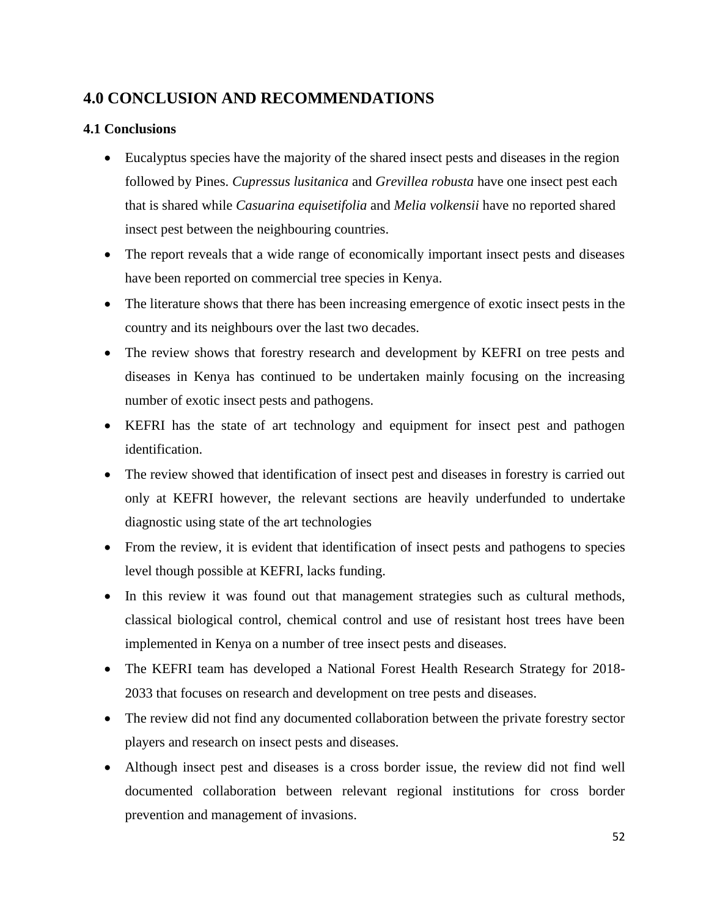# 4.0 CONCLUSION AND RECOMMENDATIONS

## 4.1 Conclusions

- Eucalyptus species have the majority of the shared insect pests and diseases in the region followed by Pines. *Cupressus lusitanica* and *Grevillea robusta* have one insect pest each that is shared while *Casuarina equisetifolia* and *Melia volkensii* have no reported shared insect pest between the neighbouring countries.
- The report reveals that a wide range of economically important insect pests and diseases have been reported on commercial tree species in Kenya.
- The literature shows that there has been increasing emergence of exotic insect pests in the country and its neighbours over the last two decades.
- The review shows that forestry research and development by KEFRI on tree pests and diseases in Kenya has continued to be undertaken mainly focusing on the increasing number of exotic insect pests and pathogens.
- KEFRI has the state of art technology and equipment for insect pest and pathogen identification.
- The review showed that identification of insect pest and diseases in forestry is carried out only at KEFRI however, the relevant sections are heavily underfunded to undertake diagnostic using state of the art technologies
- From the review, it is evident that identification of insect pests and pathogens to species level though possible at KEFRI, lacks funding.
- In this review it was found out that management strategies such as cultural methods, classical biological control, chemical control and use of resistant host trees have been implemented in Kenya on a number of tree insect pests and diseases.
- The KEFRI team has developed a National Forest Health Research Strategy for 2018-2033 that focuses on research and development on tree pests and diseases.
- The review did not find any documented collaboration between the private forestry sector players and research on insect pests and diseases.
- Although insect pest and diseases is a cross border issue, the review did not find well documented collaboration between relevant regional institutions for cross border prevention and management of invasions.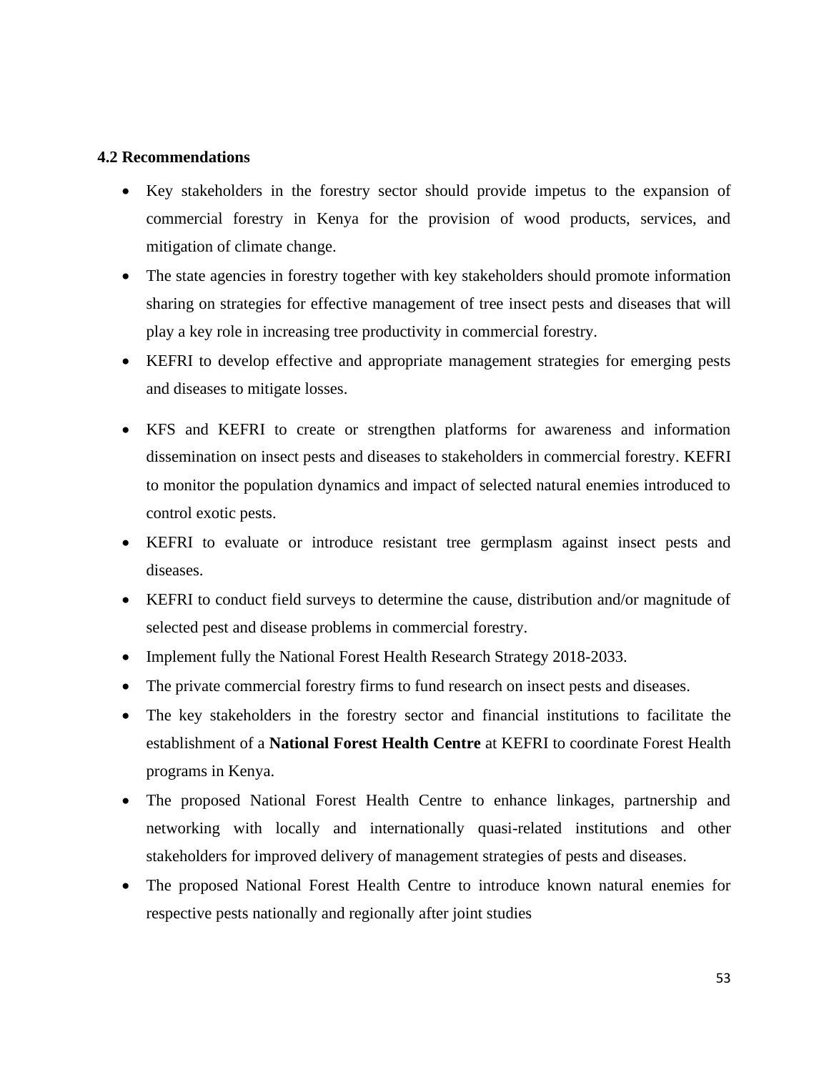## 4.2 Recommendations

- Key stakeholders in the forestry sector should provide impetus to the expansion of commercial forestry in Kenya for the provision of wood products, services, and mitigation of climate change.
- The state agencies in forestry together with key stakeholders should promote information sharing on strategies for effective management of tree insect pests and diseases that will play a key role in increasing tree productivity in commercial forestry.
- KEFRI to develop effective and appropriate management strategies for emerging pests and diseases to mitigate losses.
- KFS and KEFRI to create or strengthen platforms for awareness and information dissemination on insect pests and diseases to stakeholders in commercial forestry. KEFRI to monitor the population dynamics and impact of selected natural enemies introduced to control exotic pests.
- KEFRI to evaluate or introduce resistant tree germplasm against insect pests and diseases.
- KEFRI to conduct field surveys to determine the cause, distribution and/or magnitude of selected pest and disease problems in commercial forestry.
- Implement fully the National Forest Health Research Strategy 2018-2033.
- The private commercial forestry firms to fund research on insect pests and diseases.
- The key stakeholders in the forestry sector and financial institutions to facilitate the establishment of a **National Forest Health Centre** at KEFRI to coordinate Forest Health programs in Kenya.
- The proposed National Forest Health Centre to enhance linkages, partnership and networking with locally and internationally quasi-related institutions and other stakeholders for improved delivery of management strategies of pests and diseases.
- The proposed National Forest Health Centre to introduce known natural enemies for respective pests nationally and regionally after joint studies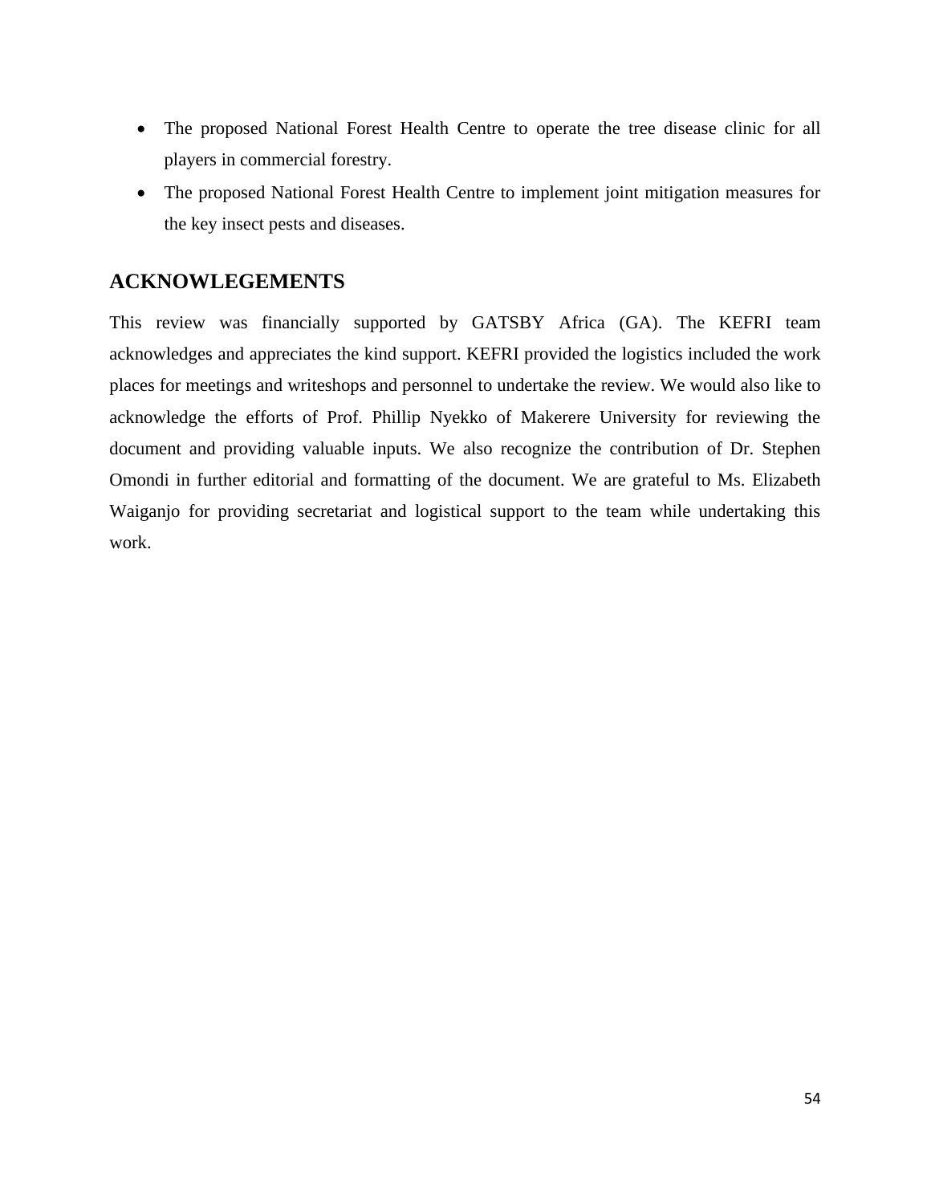- The proposed National Forest Health Centre to operate the tree disease clinic for all players in commercial forestry.
- The proposed National Forest Health Centre to implement joint mitigation measures for the key insect pests and diseases.

## ACKNOWLEGEMENTS

This review was financially supported by GATSBY Africa (GA). The KEFRI team acknowledges and appreciates the kind support. KEFRI provided the logistics included the work places for meetings and writeshops and personnel to undertake the review. We would also like to acknowledge the efforts of Prof. Phillip Nyekko of Makerere University for reviewing the document and providing valuable inputs. We also recognize the contribution of Dr. Stephen Omondi in further editorial and formatting of the document. We are grateful to Ms. Elizabeth Waiganjo for providing secretariat and logistical support to the team while undertaking this work.